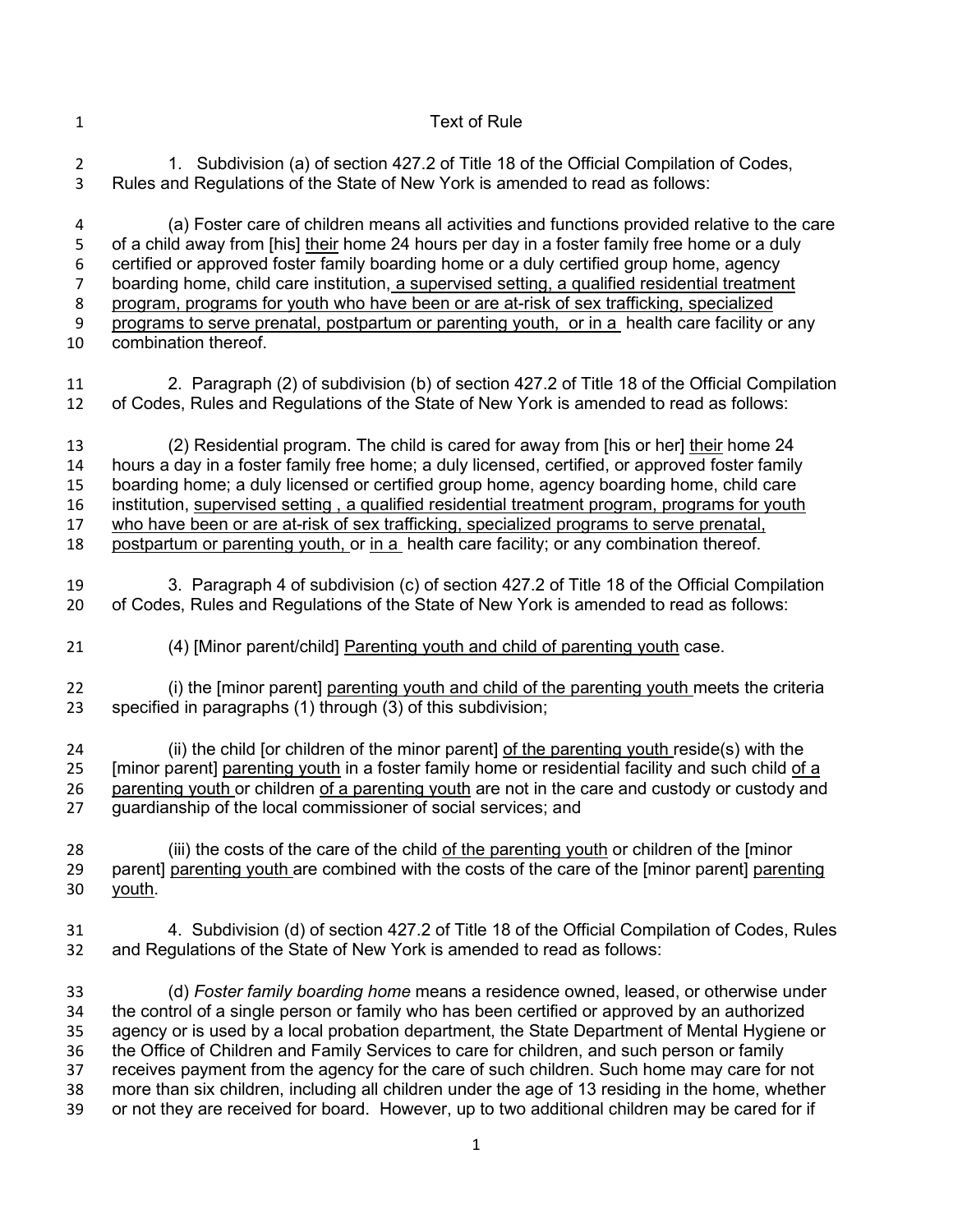Text of Rule

1. Subdivision (a) of section 427.2 of Title 18 of the Official Compilation of Codes, Rules and Regulations of the State of New York is amended to read as follows:

(a) Foster care of children means all activities and functions provided relative to the care of a child away from [his] <u>their</u> home 24 hours per day in a foster family free home or a duly certified or approved foster family boarding home or a duly certified group home, agency boarding home, child care institution, <u>a supervised setting, a qualified residential treatment program, programs for youth who have been or are at-risk of sex trafficking, specialized programs to serve prenatal, postpartum or parenting youth, or in a</u> health care facility or any combination thereof.

2. Paragraph (2) of subdivision (b) of section 427.2 of Title 18 of the Official Compilation of Codes, Rules and Regulations of the State of New York is amended to read as follows:

(2) Residential program. The child is cared for away from [his or her] <u>their</u> home 24 hours a day in a foster family free home; a duly licensed, certified, or approved foster family boarding home; a duly licensed or certified group home, agency boarding home, child care institution, <u>supervised setting , a qualified residential treatment program, programs for youth who have been or are at-risk of sex trafficking, specialized programs to serve prenatal, postpartum or parenting youth,</u> or <u>in a</u> health care facility; or any combination thereof.

3. Paragraph 4 of subdivision (c) of section 427.2 of Title 18 of the Official Compilation of Codes, Rules and Regulations of the State of New York is amended to read as follows:

(4) [Minor parent/child] <u>Parenting youth and child of parenting youth</u> case.

(i) the [minor parent] <u>parenting youth and child of the parenting youth</u> meets the criteria specified in paragraphs (1) through (3) of this subdivision;

(ii) the child [or children of the minor parent] <u>of the parenting youth</u> reside(s) with the [minor parent] <u>parenting youth</u> in a foster family home or residential facility and such child <u>of a parenting youth</u> or children <u>of a parenting youth</u> are not in the care and custody or custody and guardianship of the local commissioner of social services; and

(iii) the costs of the care of the child <u>of the parenting youth</u> or children of the [minor parent] <u>parenting youth</u> are combined with the costs of the care of the [minor parent] <u>parenting youth</u>.

4. Subdivision (d) of section 427.2 of Title 18 of the Official Compilation of Codes, Rules and Regulations of the State of New York is amended to read as follows:

(d) *Foster family boarding home* means a residence owned, leased, or otherwise under the control of a single person or family who has been certified or approved by an authorized agency or is used by a local probation department, the State Department of Mental Hygiene or the Office of Children and Family Services to care for children, and such person or family receives payment from the agency for the care of such children. Such home may care for not more than six children, including all children under the age of 13 residing in the home, whether or not they are received for board. However, up to two additional children may be cared for if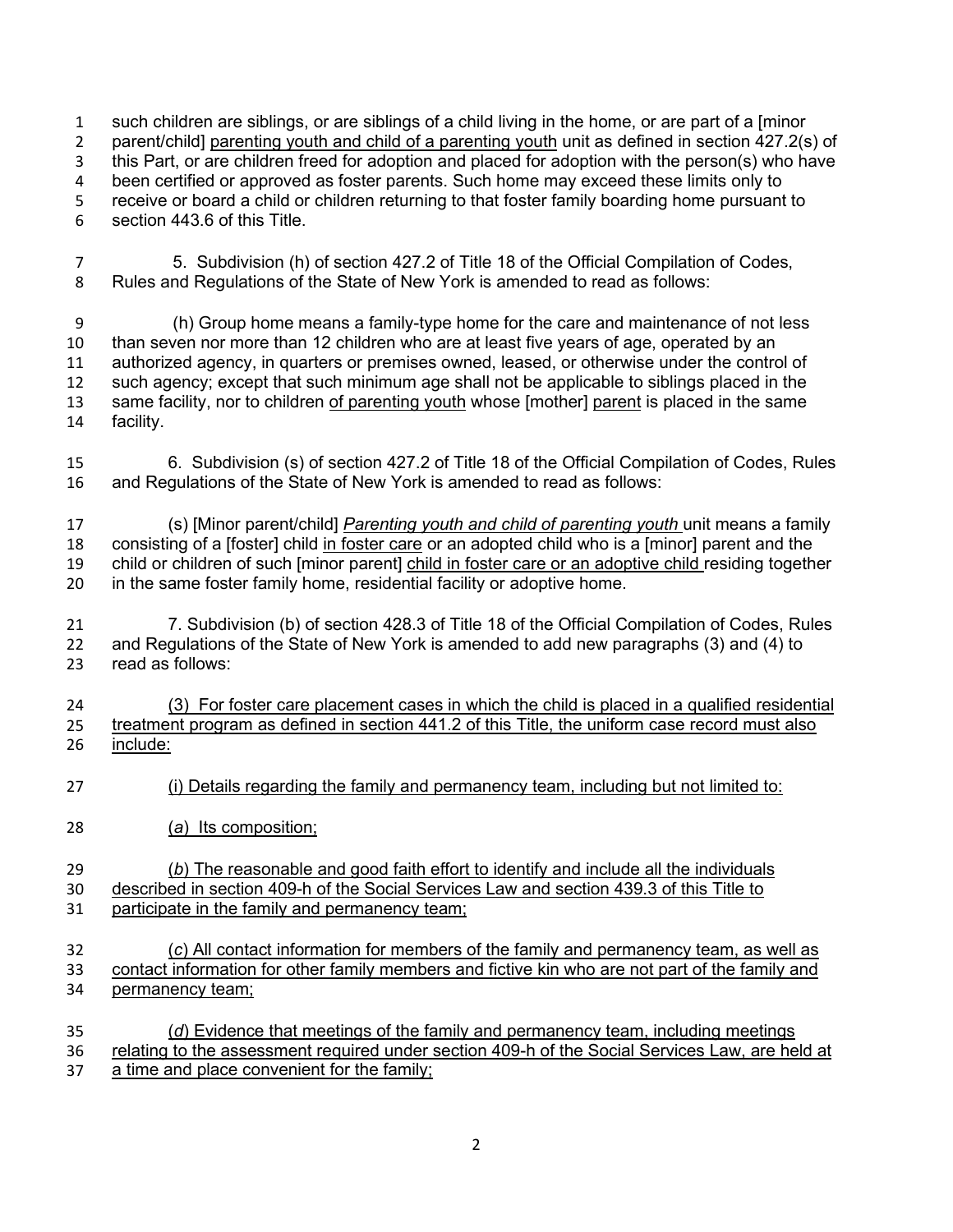such children are siblings, or are siblings of a child living in the home, or are part of a [minor parent/child] parenting youth and child of a parenting youth unit as defined in section 427.2(s) of this Part, or are children freed for adoption and placed for adoption with the person(s) who have been certified or approved as foster parents. Such home may exceed these limits only to receive or board a child or children returning to that foster family boarding home pursuant to section 443.6 of this Title.

5. Subdivision (h) of section 427.2 of Title 18 of the Official Compilation of Codes, Rules and Regulations of the State of New York is amended to read as follows:

(h) Group home means a family-type home for the care and maintenance of not less than seven nor more than 12 children who are at least five years of age, operated by an authorized agency, in quarters or premises owned, leased, or otherwise under the control of such agency; except that such minimum age shall not be applicable to siblings placed in the same facility, nor to children of parenting youth whose [mother] parent is placed in the same facility.

6. Subdivision (s) of section 427.2 of Title 18 of the Official Compilation of Codes, Rules and Regulations of the State of New York is amended to read as follows:

(s) [Minor parent/child] *Parenting youth and child of parenting youth* unit means a family consisting of a [foster] child in foster care or an adopted child who is a [minor] parent and the child or children of such [minor parent] child in foster care or an adoptive child residing together in the same foster family home, residential facility or adoptive home.

7. Subdivision (b) of section 428.3 of Title 18 of the Official Compilation of Codes, Rules and Regulations of the State of New York is amended to add new paragraphs (3) and (4) to read as follows:

(3) For foster care placement cases in which the child is placed in a qualified residential treatment program as defined in section 441.2 of this Title, the uniform case record must also include:

(i) Details regarding the family and permanency team, including but not limited to:

(*a*) Its composition;

(*b*) The reasonable and good faith effort to identify and include all the individuals described in section 409-h of the Social Services Law and section 439.3 of this Title to participate in the family and permanency team;

(*c*) All contact information for members of the family and permanency team, as well as contact information for other family members and fictive kin who are not part of the family and permanency team;

(*d*) Evidence that meetings of the family and permanency team, including meetings relating to the assessment required under section 409-h of the Social Services Law, are held at a time and place convenient for the family;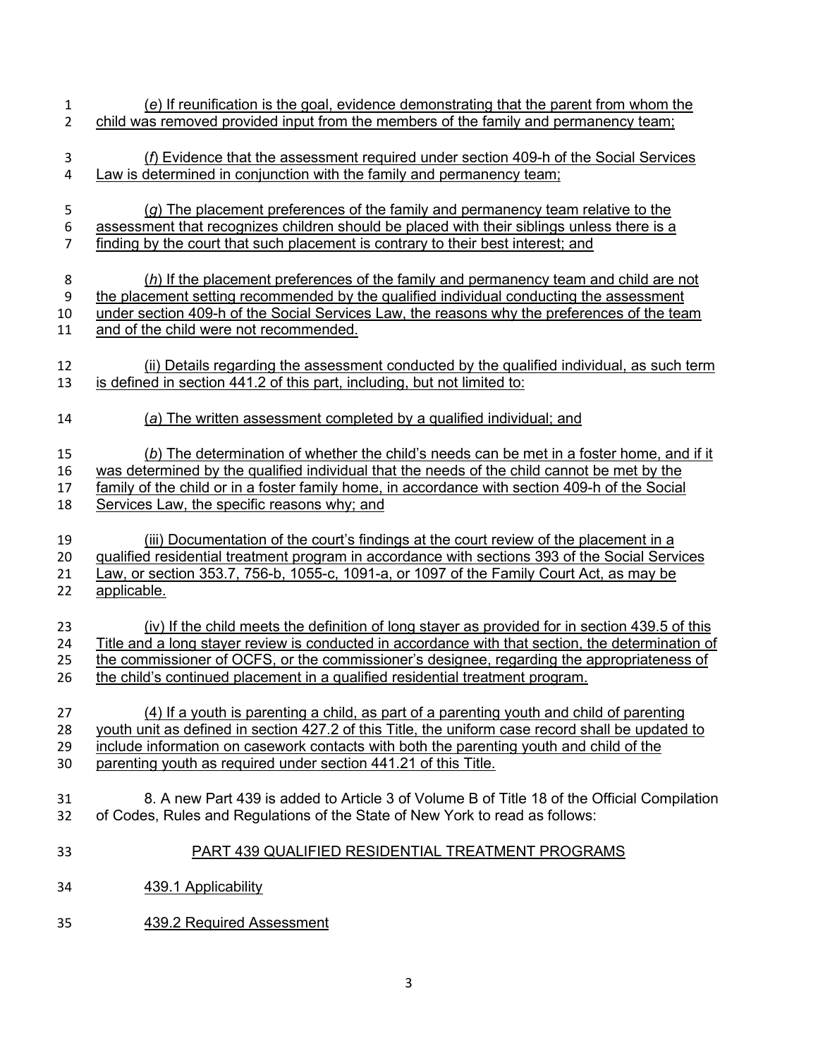(*e*) If reunification is the goal, evidence demonstrating that the parent from whom the child was removed provided input from the members of the family and permanency team;

(*f*) Evidence that the assessment required under section 409-h of the Social Services Law is determined in conjunction with the family and permanency team;

(*g*) The placement preferences of the family and permanency team relative to the assessment that recognizes children should be placed with their siblings unless there is a finding by the court that such placement is contrary to their best interest; and

(*h*) If the placement preferences of the family and permanency team and child are not the placement setting recommended by the qualified individual conducting the assessment under section 409-h of the Social Services Law, the reasons why the preferences of the team and of the child were not recommended.

(ii) Details regarding the assessment conducted by the qualified individual, as such term is defined in section 441.2 of this part, including, but not limited to:

(*a*) The written assessment completed by a qualified individual; and

(*b*) The determination of whether the child's needs can be met in a foster home, and if it was determined by the qualified individual that the needs of the child cannot be met by the family of the child or in a foster family home, in accordance with section 409-h of the Social Services Law, the specific reasons why; and

(iii) Documentation of the court's findings at the court review of the placement in a qualified residential treatment program in accordance with sections 393 of the Social Services Law, or section 353.7, 756-b, 1055-c, 1091-a, or 1097 of the Family Court Act, as may be applicable.

(iv) If the child meets the definition of long stayer as provided for in section 439.5 of this Title and a long stayer review is conducted in accordance with that section, the determination of the commissioner of OCFS, or the commissioner's designee, regarding the appropriateness of the child's continued placement in a qualified residential treatment program.

(4) If a youth is parenting a child, as part of a parenting youth and child of parenting youth unit as defined in section 427.2 of this Title, the uniform case record shall be updated to include information on casework contacts with both the parenting youth and child of the parenting youth as required under section 441.21 of this Title.

8. A new Part 439 is added to Article 3 of Volume B of Title 18 of the Official Compilation of Codes, Rules and Regulations of the State of New York to read as follows:

PART 439 QUALIFIED RESIDENTIAL TREATMENT PROGRAMS

439.1 Applicability

439.2 Required Assessment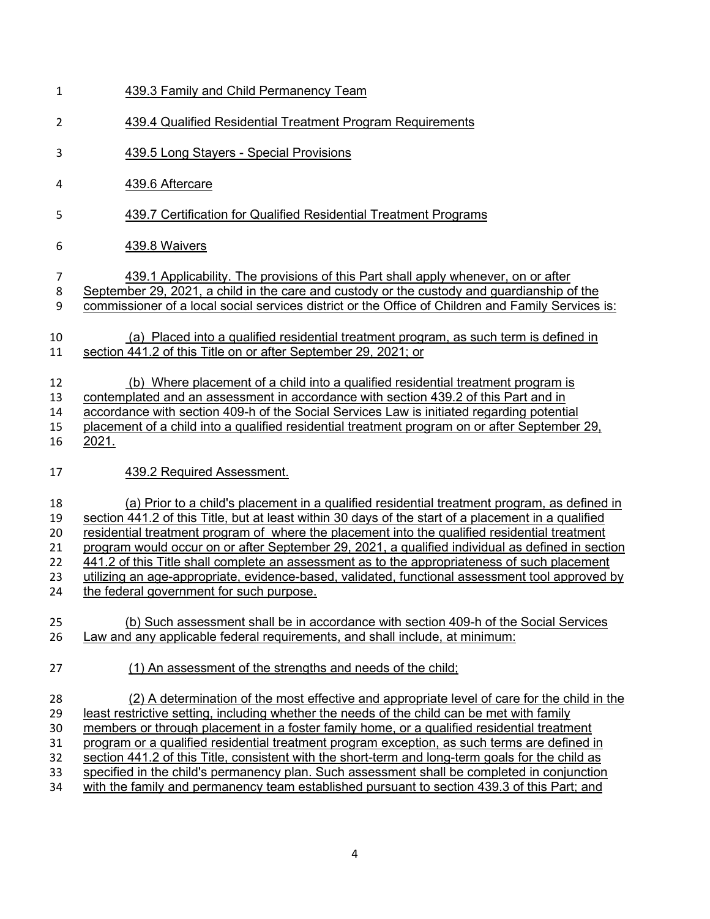439.3 Family and Child Permanency Team

439.4 Qualified Residential Treatment Program Requirements

439.5 Long Stayers - Special Provisions

439.6 Aftercare

439.7 Certification for Qualified Residential Treatment Programs

439.8 Waivers

439.1 Applicability. The provisions of this Part shall apply whenever, on or after September 29, 2021, a child in the care and custody or the custody and guardianship of the commissioner of a local social services district or the Office of Children and Family Services is:

(a) Placed into a qualified residential treatment program, as such term is defined in section 441.2 of this Title on or after September 29, 2021; or

(b) Where placement of a child into a qualified residential treatment program is contemplated and an assessment in accordance with section 439.2 of this Part and in accordance with section 409-h of the Social Services Law is initiated regarding potential placement of a child into a qualified residential treatment program on or after September 29, 2021.

439.2 Required Assessment.

(a) Prior to a child's placement in a qualified residential treatment program, as defined in section 441.2 of this Title, but at least within 30 days of the start of a placement in a qualified residential treatment program of where the placement into the qualified residential treatment program would occur on or after September 29, 2021, a qualified individual as defined in section 441.2 of this Title shall complete an assessment as to the appropriateness of such placement utilizing an age-appropriate, evidence-based, validated, functional assessment tool approved by the federal government for such purpose.

(b) Such assessment shall be in accordance with section 409-h of the Social Services Law and any applicable federal requirements, and shall include, at minimum:

(1) An assessment of the strengths and needs of the child;

(2) A determination of the most effective and appropriate level of care for the child in the least restrictive setting, including whether the needs of the child can be met with family members or through placement in a foster family home, or a qualified residential treatment program or a qualified residential treatment program exception, as such terms are defined in section 441.2 of this Title, consistent with the short-term and long-term goals for the child as specified in the child's permanency plan. Such assessment shall be completed in conjunction with the family and permanency team established pursuant to section 439.3 of this Part; and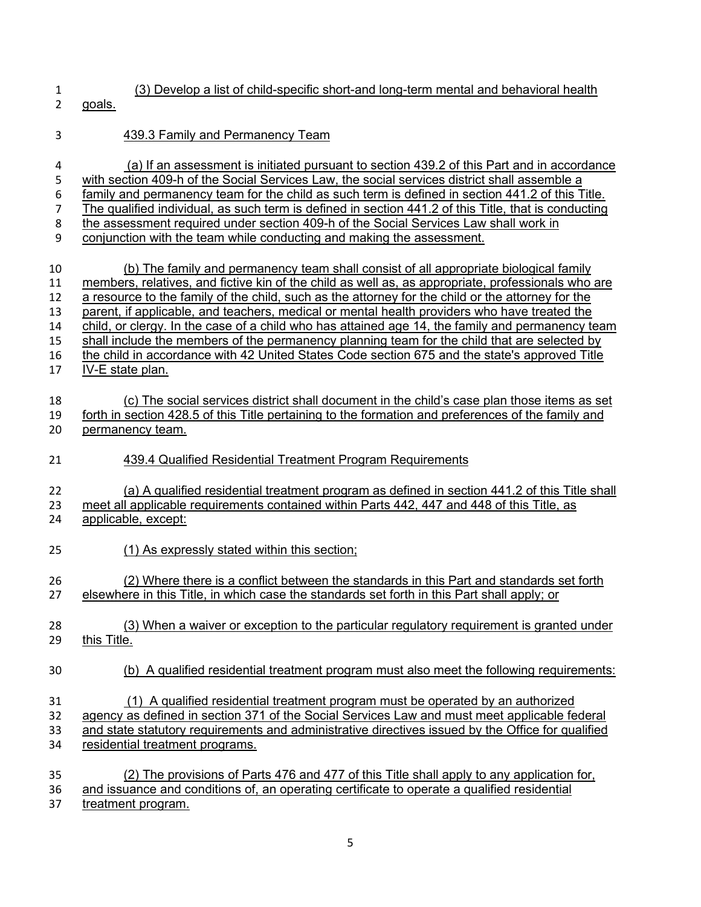(3) Develop a list of child-specific short-and long-term mental and behavioral health goals.

439.3 Family and Permanency Team

(a) If an assessment is initiated pursuant to section 439.2 of this Part and in accordance with section 409-h of the Social Services Law, the social services district shall assemble a family and permanency team for the child as such term is defined in section 441.2 of this Title. The qualified individual, as such term is defined in section 441.2 of this Title, that is conducting the assessment required under section 409-h of the Social Services Law shall work in conjunction with the team while conducting and making the assessment.

(b) The family and permanency team shall consist of all appropriate biological family members, relatives, and fictive kin of the child as well as, as appropriate, professionals who are a resource to the family of the child, such as the attorney for the child or the attorney for the parent, if applicable, and teachers, medical or mental health providers who have treated the child, or clergy. In the case of a child who has attained age 14, the family and permanency team shall include the members of the permanency planning team for the child that are selected by the child in accordance with 42 United States Code section 675 and the state's approved Title IV-E state plan.

(c) The social services district shall document in the child's case plan those items as set forth in section 428.5 of this Title pertaining to the formation and preferences of the family and permanency team.

439.4 Qualified Residential Treatment Program Requirements

(a) A qualified residential treatment program as defined in section 441.2 of this Title shall meet all applicable requirements contained within Parts 442, 447 and 448 of this Title, as applicable, except:

(1) As expressly stated within this section;

(2) Where there is a conflict between the standards in this Part and standards set forth elsewhere in this Title, in which case the standards set forth in this Part shall apply; or

(3) When a waiver or exception to the particular regulatory requirement is granted under this Title.

(b) A qualified residential treatment program must also meet the following requirements:

(1) A qualified residential treatment program must be operated by an authorized agency as defined in section 371 of the Social Services Law and must meet applicable federal and state statutory requirements and administrative directives issued by the Office for qualified residential treatment programs.

(2) The provisions of Parts 476 and 477 of this Title shall apply to any application for, and issuance and conditions of, an operating certificate to operate a qualified residential treatment program.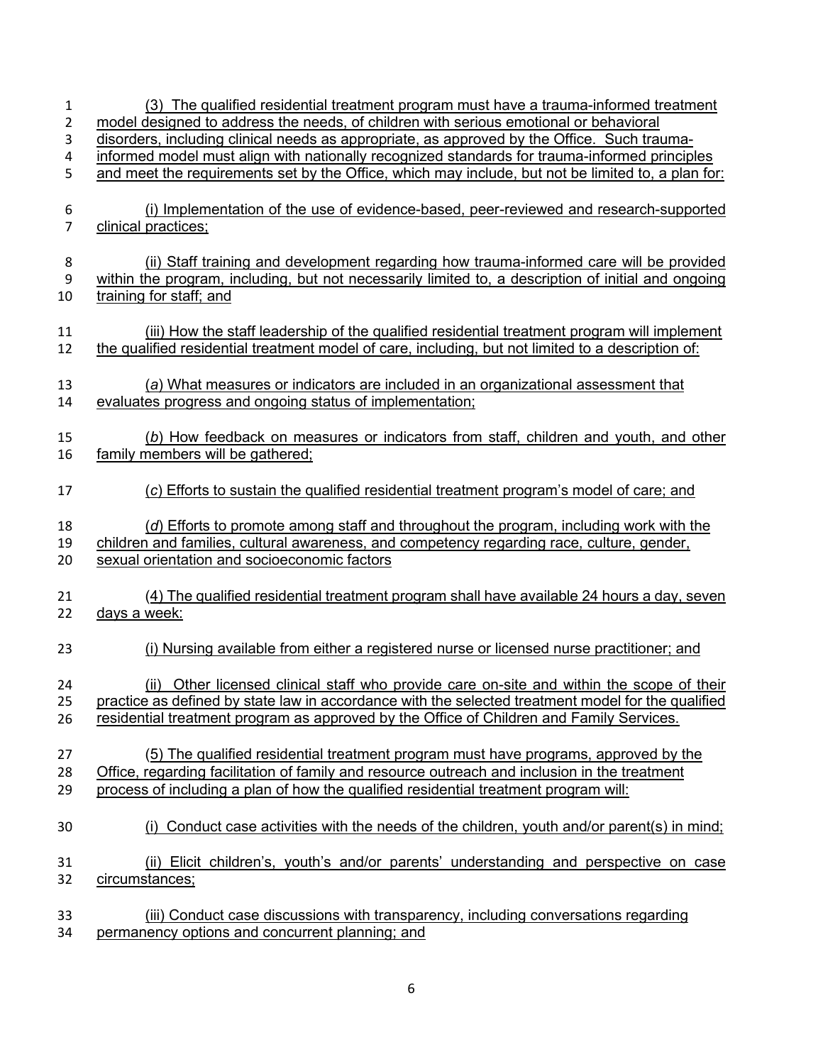(3) The qualified residential treatment program must have a trauma-informed treatment model designed to address the needs, of children with serious emotional or behavioral disorders, including clinical needs as appropriate, as approved by the Office. Such trauma-informed model must align with nationally recognized standards for trauma-informed principles and meet the requirements set by the Office, which may include, but not be limited to, a plan for:

(i) Implementation of the use of evidence-based, peer-reviewed and research-supported clinical practices;

(ii) Staff training and development regarding how trauma-informed care will be provided within the program, including, but not necessarily limited to, a description of initial and ongoing training for staff; and

(iii) How the staff leadership of the qualified residential treatment program will implement the qualified residential treatment model of care, including, but not limited to a description of:

(*a*) What measures or indicators are included in an organizational assessment that evaluates progress and ongoing status of implementation;

(*b*) How feedback on measures or indicators from staff, children and youth, and other family members will be gathered;

(*c*) Efforts to sustain the qualified residential treatment program's model of care; and

(*d*) Efforts to promote among staff and throughout the program, including work with the children and families, cultural awareness, and competency regarding race, culture, gender, sexual orientation and socioeconomic factors

(4) The qualified residential treatment program shall have available 24 hours a day, seven days a week:

(i) Nursing available from either a registered nurse or licensed nurse practitioner; and

(ii) Other licensed clinical staff who provide care on-site and within the scope of their practice as defined by state law in accordance with the selected treatment model for the qualified residential treatment program as approved by the Office of Children and Family Services.

(5) The qualified residential treatment program must have programs, approved by the Office, regarding facilitation of family and resource outreach and inclusion in the treatment process of including a plan of how the qualified residential treatment program will:

(i) Conduct case activities with the needs of the children, youth and/or parent(s) in mind;

(ii) Elicit children's, youth's and/or parents' understanding and perspective on case circumstances;

(iii) Conduct case discussions with transparency, including conversations regarding permanency options and concurrent planning; and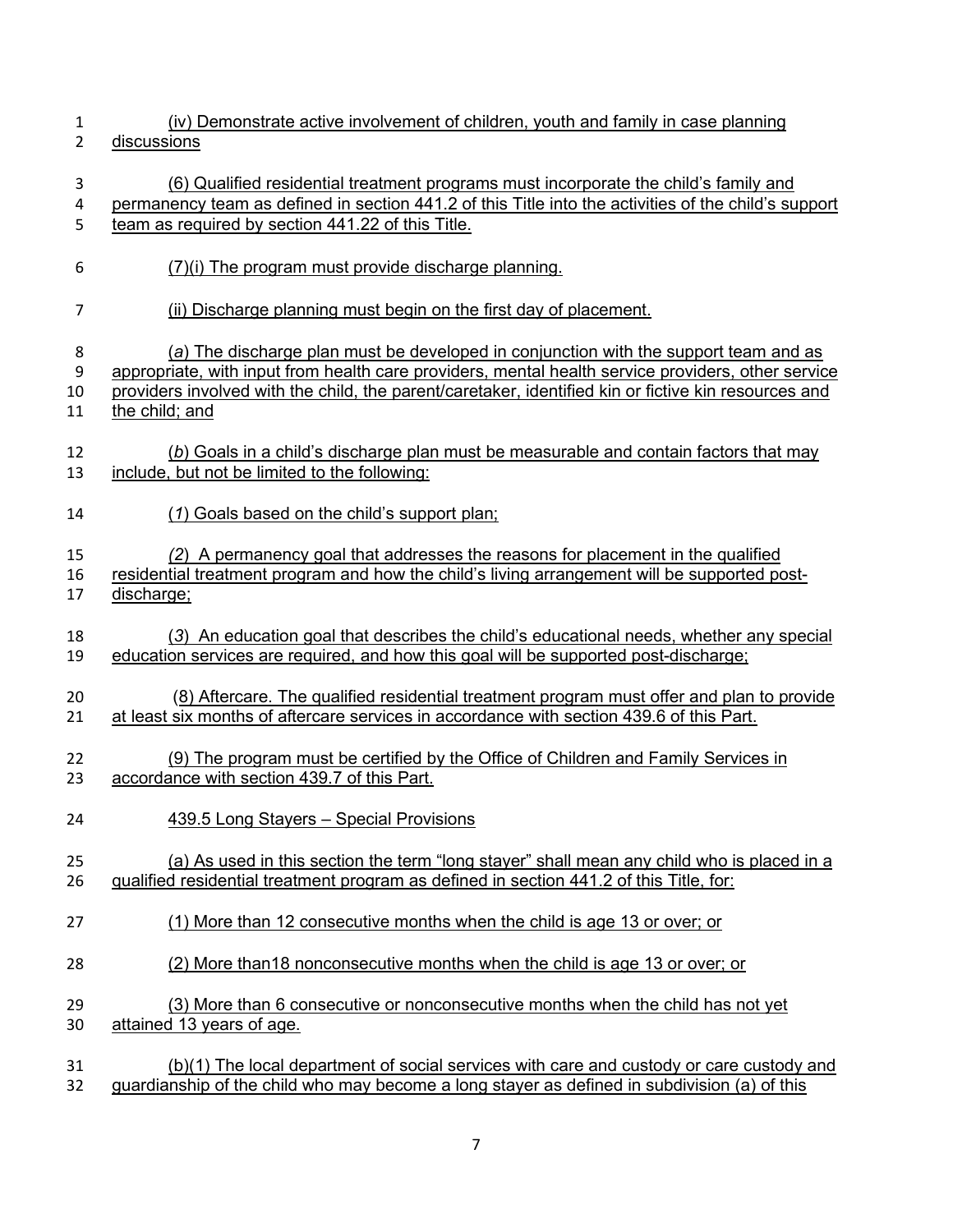(iv) Demonstrate active involvement of children, youth and family in case planning discussions

(6) Qualified residential treatment programs must incorporate the child's family and permanency team as defined in section 441.2 of this Title into the activities of the child's support team as required by section 441.22 of this Title.

(7)(i) The program must provide discharge planning.

(ii) Discharge planning must begin on the first day of placement.

(*a*) The discharge plan must be developed in conjunction with the support team and as appropriate, with input from health care providers, mental health service providers, other service providers involved with the child, the parent/caretaker, identified kin or fictive kin resources and the child; and

(*b*) Goals in a child's discharge plan must be measurable and contain factors that may include, but not be limited to the following:

(*1*) Goals based on the child's support plan;

(*2*) A permanency goal that addresses the reasons for placement in the qualified residential treatment program and how the child's living arrangement will be supported post-discharge;

(*3*) An education goal that describes the child's educational needs, whether any special education services are required, and how this goal will be supported post-discharge;

(8) Aftercare. The qualified residential treatment program must offer and plan to provide at least six months of aftercare services in accordance with section 439.6 of this Part.

(9) The program must be certified by the Office of Children and Family Services in accordance with section 439.7 of this Part.

439.5 Long Stayers – Special Provisions

(a) As used in this section the term "long stayer" shall mean any child who is placed in a qualified residential treatment program as defined in section 441.2 of this Title, for:

(1) More than 12 consecutive months when the child is age 13 or over; or

(2) More than18 nonconsecutive months when the child is age 13 or over; or

(3) More than 6 consecutive or nonconsecutive months when the child has not yet attained 13 years of age.

(b)(1) The local department of social services with care and custody or care custody and guardianship of the child who may become a long stayer as defined in subdivision (a) of this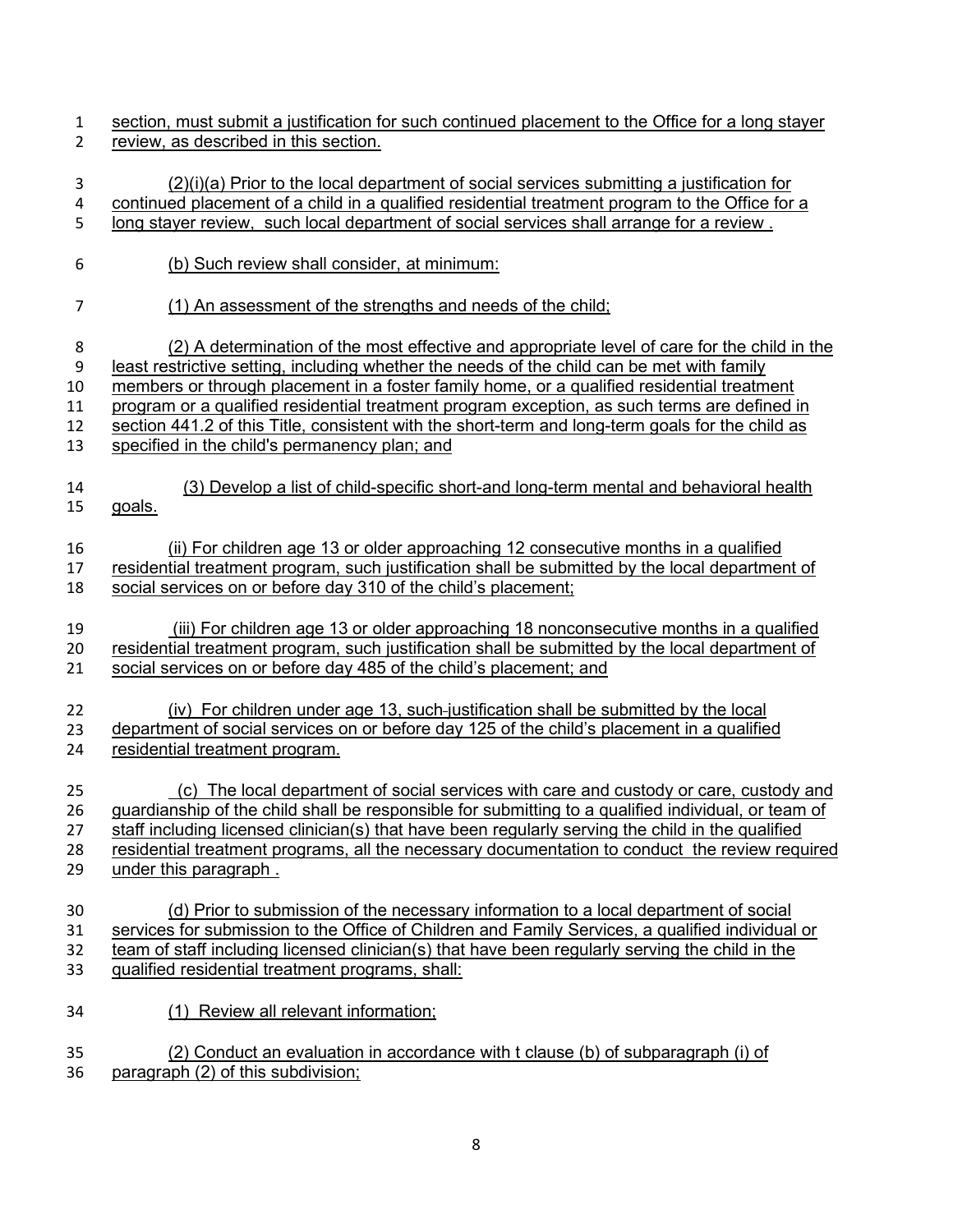section, must submit a justification for such continued placement to the Office for a long stayer review, as described in this section.

(2)(i)(a) Prior to the local department of social services submitting a justification for continued placement of a child in a qualified residential treatment program to the Office for a long stayer review, such local department of social services shall arrange for a review .

(b) Such review shall consider, at minimum:

(1) An assessment of the strengths and needs of the child;

(2) A determination of the most effective and appropriate level of care for the child in the least restrictive setting, including whether the needs of the child can be met with family members or through placement in a foster family home, or a qualified residential treatment program or a qualified residential treatment program exception, as such terms are defined in section 441.2 of this Title, consistent with the short-term and long-term goals for the child as specified in the child's permanency plan; and

(3) Develop a list of child-specific short-and long-term mental and behavioral health goals.

(ii) For children age 13 or older approaching 12 consecutive months in a qualified residential treatment program, such justification shall be submitted by the local department of social services on or before day 310 of the child's placement;

(iii) For children age 13 or older approaching 18 nonconsecutive months in a qualified residential treatment program, such justification shall be submitted by the local department of social services on or before day 485 of the child's placement; and

(iv) For children under age 13, such justification shall be submitted by the local department of social services on or before day 125 of the child's placement in a qualified residential treatment program.

(c) The local department of social services with care and custody or care, custody and guardianship of the child shall be responsible for submitting to a qualified individual, or team of staff including licensed clinician(s) that have been regularly serving the child in the qualified residential treatment programs, all the necessary documentation to conduct the review required under this paragraph .

(d) Prior to submission of the necessary information to a local department of social services for submission to the Office of Children and Family Services, a qualified individual or team of staff including licensed clinician(s) that have been regularly serving the child in the qualified residential treatment programs, shall:

(1) Review all relevant information;

(2) Conduct an evaluation in accordance with t clause (b) of subparagraph (i) of paragraph (2) of this subdivision;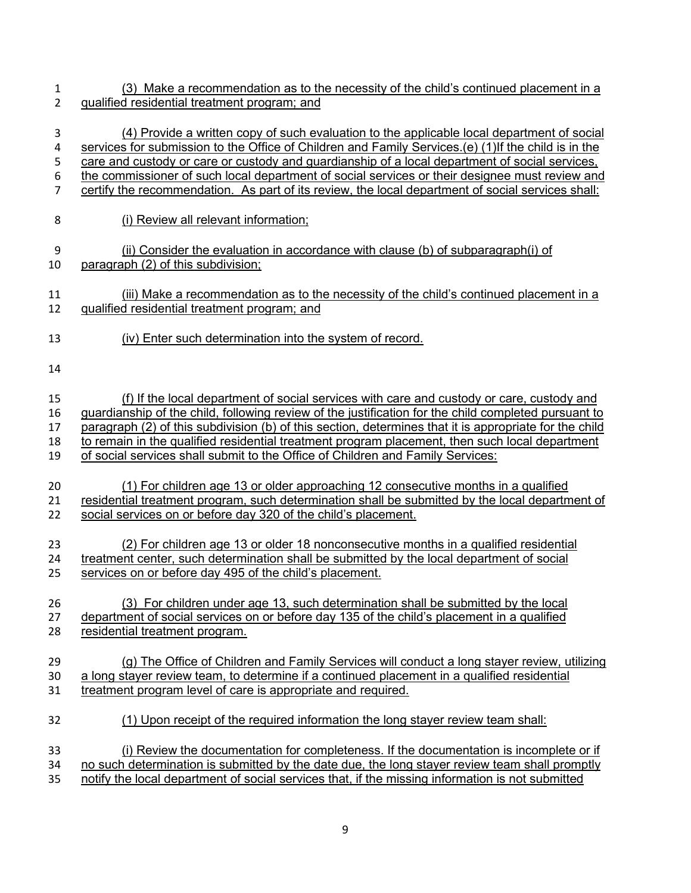(3) Make a recommendation as to the necessity of the child's continued placement in a qualified residential treatment program; and

(4) Provide a written copy of such evaluation to the applicable local department of social services for submission to the Office of Children and Family Services.(e) (1)If the child is in the care and custody or care or custody and guardianship of a local department of social services, the commissioner of such local department of social services or their designee must review and certify the recommendation. As part of its review, the local department of social services shall:

(i) Review all relevant information;

(ii) Consider the evaluation in accordance with clause (b) of subparagraph(i) of paragraph (2) of this subdivision;

(iii) Make a recommendation as to the necessity of the child's continued placement in a qualified residential treatment program; and

(iv) Enter such determination into the system of record.

(f) If the local department of social services with care and custody or care, custody and guardianship of the child, following review of the justification for the child completed pursuant to paragraph (2) of this subdivision (b) of this section, determines that it is appropriate for the child to remain in the qualified residential treatment program placement, then such local department of social services shall submit to the Office of Children and Family Services:

(1) For children age 13 or older approaching 12 consecutive months in a qualified residential treatment program, such determination shall be submitted by the local department of social services on or before day 320 of the child's placement.

(2) For children age 13 or older 18 nonconsecutive months in a qualified residential treatment center, such determination shall be submitted by the local department of social services on or before day 495 of the child's placement.

(3) For children under age 13, such determination shall be submitted by the local department of social services on or before day 135 of the child's placement in a qualified residential treatment program.

(g) The Office of Children and Family Services will conduct a long stayer review, utilizing a long stayer review team, to determine if a continued placement in a qualified residential treatment program level of care is appropriate and required.

(1) Upon receipt of the required information the long stayer review team shall:

(i) Review the documentation for completeness. If the documentation is incomplete or if no such determination is submitted by the date due, the long stayer review team shall promptly notify the local department of social services that, if the missing information is not submitted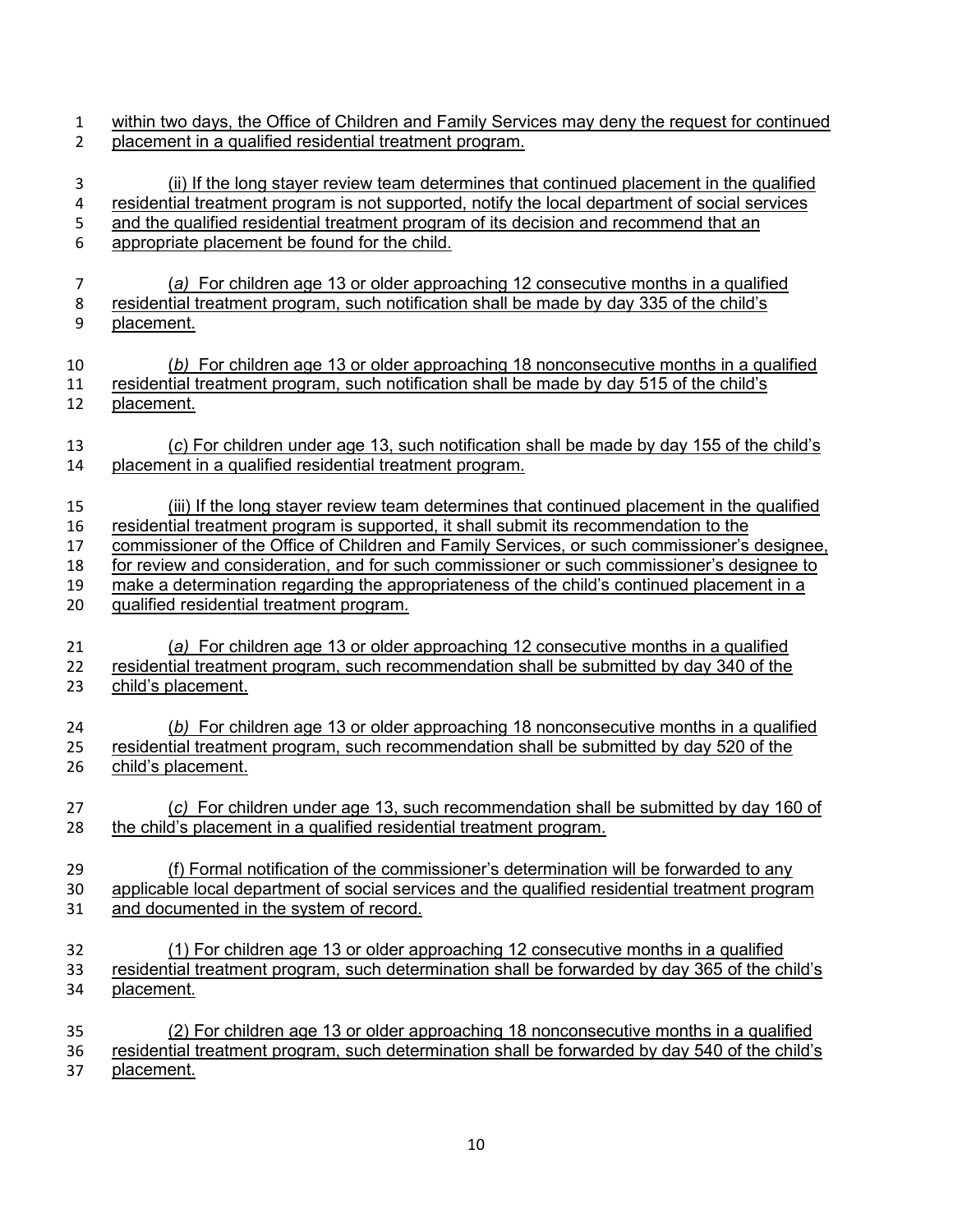within two days, the Office of Children and Family Services may deny the request for continued placement in a qualified residential treatment program.

(ii) If the long stayer review team determines that continued placement in the qualified residential treatment program is not supported, notify the local department of social services and the qualified residential treatment program of its decision and recommend that an appropriate placement be found for the child.

(*a*) For children age 13 or older approaching 12 consecutive months in a qualified residential treatment program, such notification shall be made by day 335 of the child's placement.

(*b*) For children age 13 or older approaching 18 nonconsecutive months in a qualified residential treatment program, such notification shall be made by day 515 of the child's placement.

(*c*) For children under age 13, such notification shall be made by day 155 of the child's placement in a qualified residential treatment program.

(iii) If the long stayer review team determines that continued placement in the qualified residential treatment program is supported, it shall submit its recommendation to the commissioner of the Office of Children and Family Services, or such commissioner's designee, for review and consideration, and for such commissioner or such commissioner's designee to make a determination regarding the appropriateness of the child's continued placement in a qualified residential treatment program.

(*a*) For children age 13 or older approaching 12 consecutive months in a qualified residential treatment program, such recommendation shall be submitted by day 340 of the child's placement.

(*b*) For children age 13 or older approaching 18 nonconsecutive months in a qualified residential treatment program, such recommendation shall be submitted by day 520 of the child's placement.

(*c*) For children under age 13, such recommendation shall be submitted by day 160 of the child's placement in a qualified residential treatment program.

(f) Formal notification of the commissioner's determination will be forwarded to any applicable local department of social services and the qualified residential treatment program and documented in the system of record.

(1) For children age 13 or older approaching 12 consecutive months in a qualified residential treatment program, such determination shall be forwarded by day 365 of the child's placement.

(2) For children age 13 or older approaching 18 nonconsecutive months in a qualified residential treatment program, such determination shall be forwarded by day 540 of the child's placement.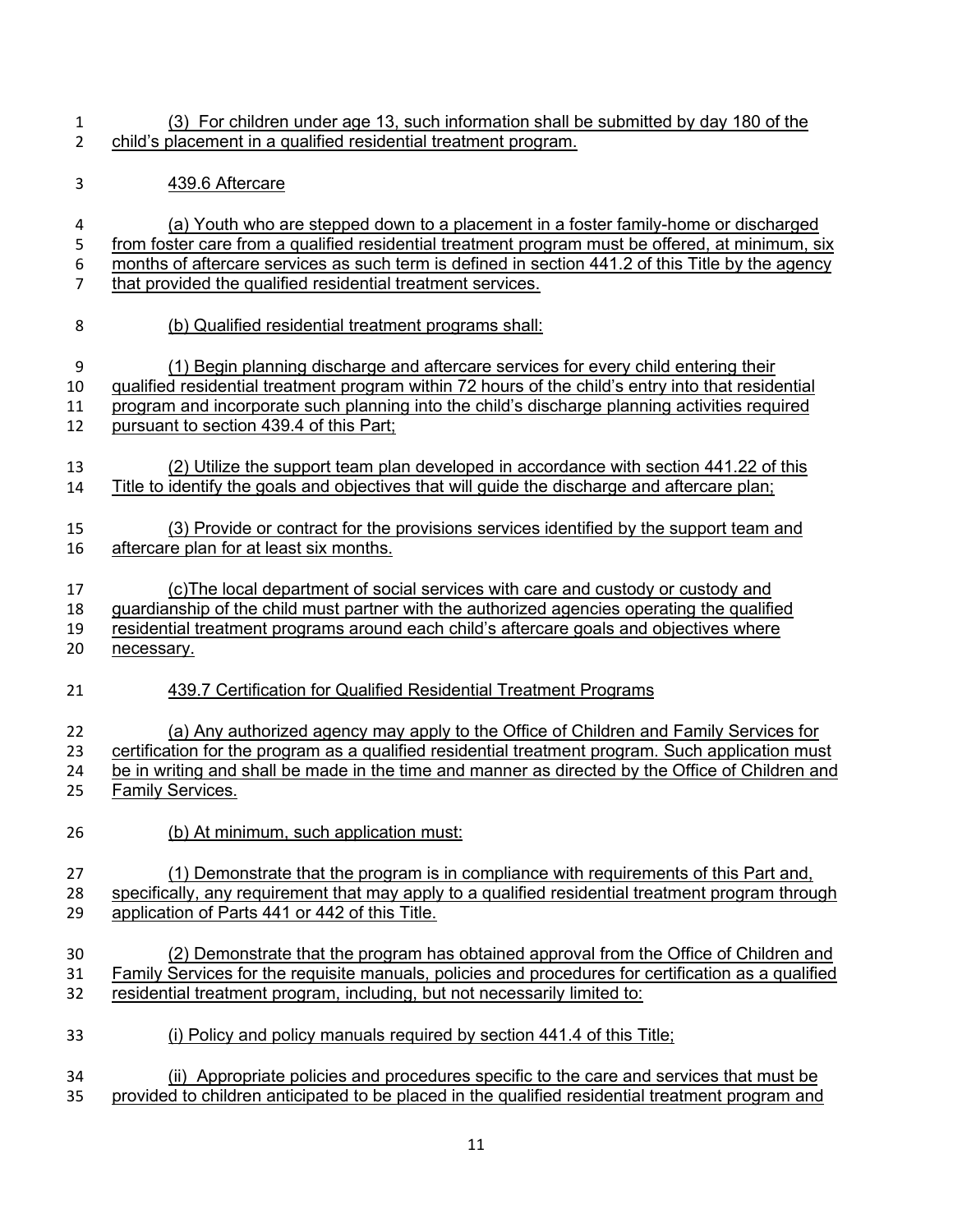(3) For children under age 13, such information shall be submitted by day 180 of the child's placement in a qualified residential treatment program.

439.6 Aftercare

(a) Youth who are stepped down to a placement in a foster family-home or discharged from foster care from a qualified residential treatment program must be offered, at minimum, six months of aftercare services as such term is defined in section 441.2 of this Title by the agency that provided the qualified residential treatment services.

(b) Qualified residential treatment programs shall:

(1) Begin planning discharge and aftercare services for every child entering their qualified residential treatment program within 72 hours of the child's entry into that residential program and incorporate such planning into the child's discharge planning activities required pursuant to section 439.4 of this Part;

(2) Utilize the support team plan developed in accordance with section 441.22 of this Title to identify the goals and objectives that will guide the discharge and aftercare plan;

(3) Provide or contract for the provisions services identified by the support team and aftercare plan for at least six months.

(c)The local department of social services with care and custody or custody and guardianship of the child must partner with the authorized agencies operating the qualified residential treatment programs around each child's aftercare goals and objectives where necessary.

439.7 Certification for Qualified Residential Treatment Programs

(a) Any authorized agency may apply to the Office of Children and Family Services for certification for the program as a qualified residential treatment program. Such application must be in writing and shall be made in the time and manner as directed by the Office of Children and Family Services.

(b) At minimum, such application must:

(1) Demonstrate that the program is in compliance with requirements of this Part and, specifically, any requirement that may apply to a qualified residential treatment program through application of Parts 441 or 442 of this Title.

(2) Demonstrate that the program has obtained approval from the Office of Children and Family Services for the requisite manuals, policies and procedures for certification as a qualified residential treatment program, including, but not necessarily limited to:

(i) Policy and policy manuals required by section 441.4 of this Title;

(ii) Appropriate policies and procedures specific to the care and services that must be provided to children anticipated to be placed in the qualified residential treatment program and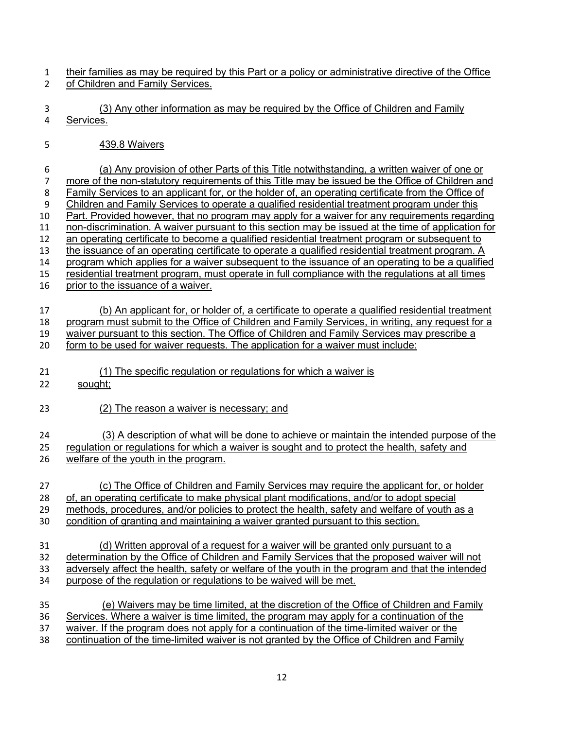their families as may be required by this Part or a policy or administrative directive of the Office of Children and Family Services.

(3) Any other information as may be required by the Office of Children and Family Services.

439.8 Waivers

(a) Any provision of other Parts of this Title notwithstanding, a written waiver of one or more of the non-statutory requirements of this Title may be issued be the Office of Children and Family Services to an applicant for, or the holder of, an operating certificate from the Office of Children and Family Services to operate a qualified residential treatment program under this Part. Provided however, that no program may apply for a waiver for any requirements regarding non-discrimination. A waiver pursuant to this section may be issued at the time of application for an operating certificate to become a qualified residential treatment program or subsequent to the issuance of an operating certificate to operate a qualified residential treatment program. A program which applies for a waiver subsequent to the issuance of an operating to be a qualified residential treatment program, must operate in full compliance with the regulations at all times prior to the issuance of a waiver.

(b) An applicant for, or holder of, a certificate to operate a qualified residential treatment program must submit to the Office of Children and Family Services, in writing, any request for a waiver pursuant to this section. The Office of Children and Family Services may prescribe a form to be used for waiver requests. The application for a waiver must include:

(1) The specific regulation or regulations for which a waiver is sought;

(2) The reason a waiver is necessary; and

(3) A description of what will be done to achieve or maintain the intended purpose of the regulation or regulations for which a waiver is sought and to protect the health, safety and welfare of the youth in the program.

(c) The Office of Children and Family Services may require the applicant for, or holder of, an operating certificate to make physical plant modifications, and/or to adopt special methods, procedures, and/or policies to protect the health, safety and welfare of youth as a condition of granting and maintaining a waiver granted pursuant to this section.

(d) Written approval of a request for a waiver will be granted only pursuant to a determination by the Office of Children and Family Services that the proposed waiver will not adversely affect the health, safety or welfare of the youth in the program and that the intended purpose of the regulation or regulations to be waived will be met.

(e) Waivers may be time limited, at the discretion of the Office of Children and Family Services. Where a waiver is time limited, the program may apply for a continuation of the waiver. If the program does not apply for a continuation of the time-limited waiver or the continuation of the time-limited waiver is not granted by the Office of Children and Family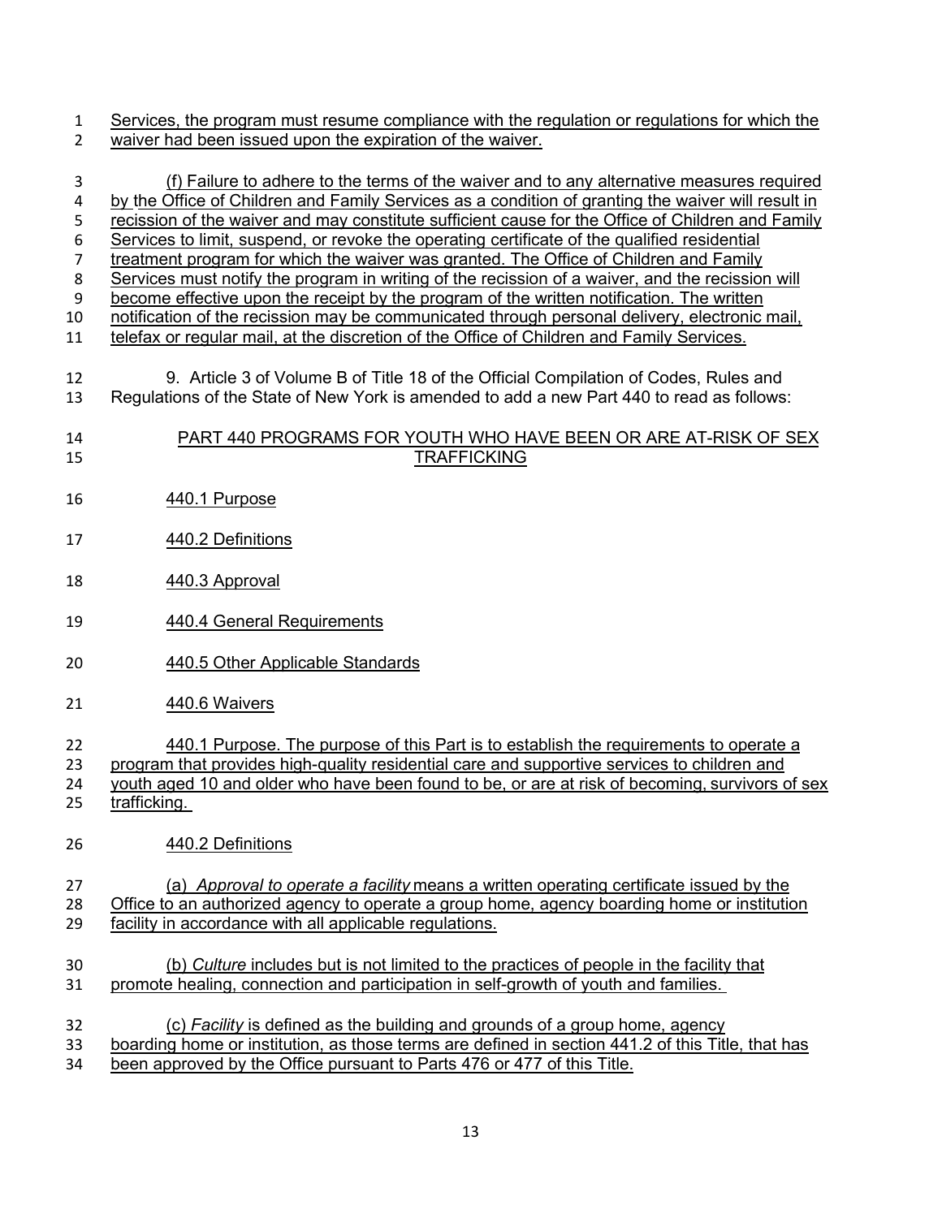Services, the program must resume compliance with the regulation or regulations for which the waiver had been issued upon the expiration of the waiver.

(f) Failure to adhere to the terms of the waiver and to any alternative measures required by the Office of Children and Family Services as a condition of granting the waiver will result in recission of the waiver and may constitute sufficient cause for the Office of Children and Family Services to limit, suspend, or revoke the operating certificate of the qualified residential treatment program for which the waiver was granted. The Office of Children and Family Services must notify the program in writing of the recission of a waiver, and the recission will become effective upon the receipt by the program of the written notification. The written notification of the recission may be communicated through personal delivery, electronic mail, telefax or regular mail, at the discretion of the Office of Children and Family Services.

9. Article 3 of Volume B of Title 18 of the Official Compilation of Codes, Rules and Regulations of the State of New York is amended to add a new Part 440 to read as follows:

## PART 440 PROGRAMS FOR YOUTH WHO HAVE BEEN OR ARE AT-RISK OF SEX TRAFFICKING

440.1 Purpose

440.2 Definitions

440.3 Approval

440.4 General Requirements

440.5 Other Applicable Standards

440.6 Waivers

440.1 Purpose. The purpose of this Part is to establish the requirements to operate a program that provides high-quality residential care and supportive services to children and youth aged 10 and older who have been found to be, or are at risk of becoming, survivors of sex trafficking.

440.2 Definitions

(a) *Approval to operate a facility* means a written operating certificate issued by the Office to an authorized agency to operate a group home, agency boarding home or institution facility in accordance with all applicable regulations.

(b) *Culture* includes but is not limited to the practices of people in the facility that promote healing, connection and participation in self-growth of youth and families.

(c) *Facility* is defined as the building and grounds of a group home, agency boarding home or institution, as those terms are defined in section 441.2 of this Title, that has been approved by the Office pursuant to Parts 476 or 477 of this Title.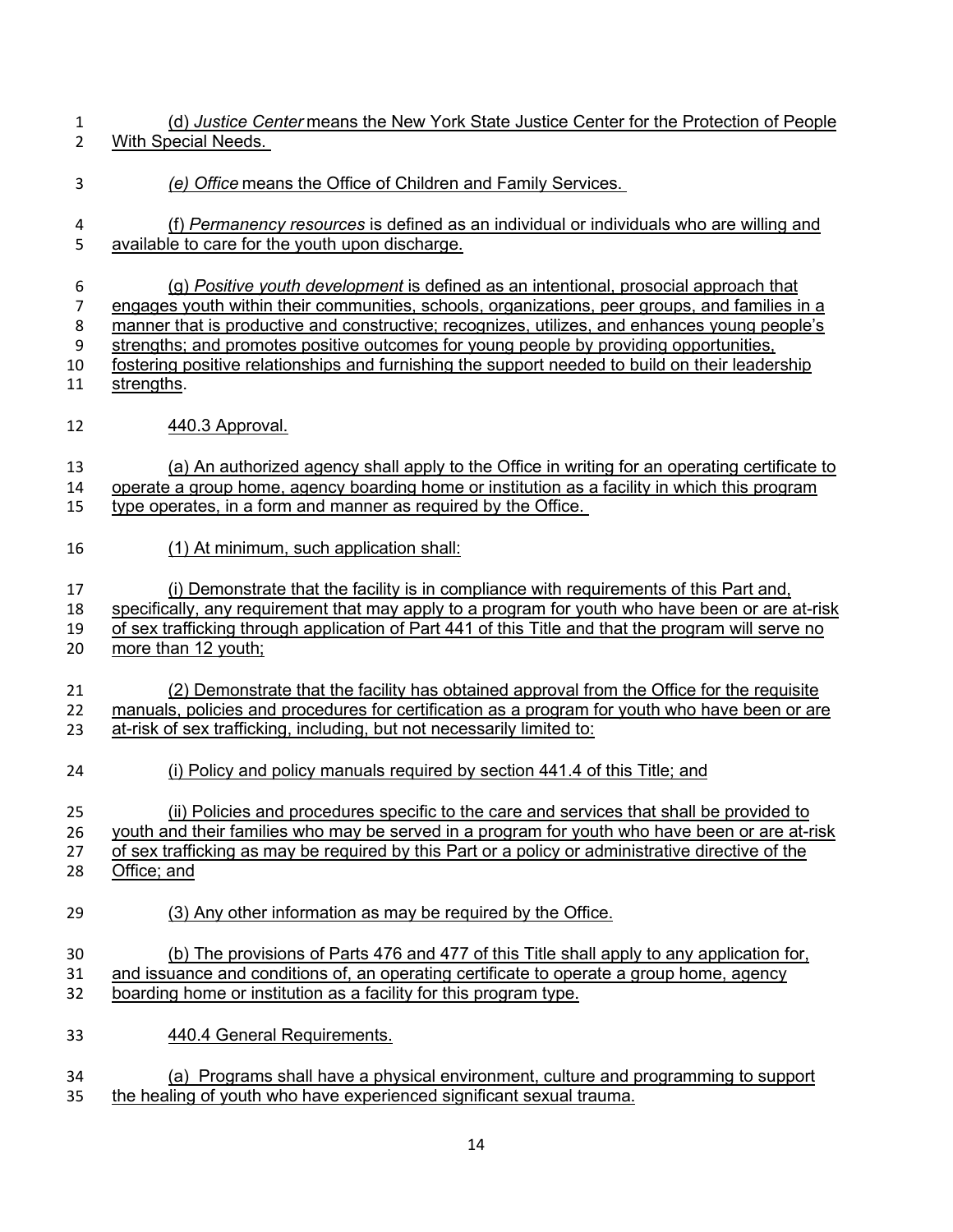(d) *Justice Center* means the New York State Justice Center for the Protection of People With Special Needs.

*(e) Office* means the Office of Children and Family Services.

(f) *Permanency resources* is defined as an individual or individuals who are willing and available to care for the youth upon discharge.

(g) *Positive youth development* is defined as an intentional, prosocial approach that engages youth within their communities, schools, organizations, peer groups, and families in a manner that is productive and constructive; recognizes, utilizes, and enhances young people's strengths; and promotes positive outcomes for young people by providing opportunities, fostering positive relationships and furnishing the support needed to build on their leadership strengths.

440.3 Approval.

(a) An authorized agency shall apply to the Office in writing for an operating certificate to operate a group home, agency boarding home or institution as a facility in which this program type operates, in a form and manner as required by the Office.

(1) At minimum, such application shall:

(i) Demonstrate that the facility is in compliance with requirements of this Part and, specifically, any requirement that may apply to a program for youth who have been or are at-risk of sex trafficking through application of Part 441 of this Title and that the program will serve no more than 12 youth;

(2) Demonstrate that the facility has obtained approval from the Office for the requisite manuals, policies and procedures for certification as a program for youth who have been or are at-risk of sex trafficking, including, but not necessarily limited to:

(i) Policy and policy manuals required by section 441.4 of this Title; and

(ii) Policies and procedures specific to the care and services that shall be provided to youth and their families who may be served in a program for youth who have been or are at-risk of sex trafficking as may be required by this Part or a policy or administrative directive of the Office; and

(3) Any other information as may be required by the Office.

(b) The provisions of Parts 476 and 477 of this Title shall apply to any application for, and issuance and conditions of, an operating certificate to operate a group home, agency boarding home or institution as a facility for this program type.

440.4 General Requirements.

(a) Programs shall have a physical environment, culture and programming to support the healing of youth who have experienced significant sexual trauma.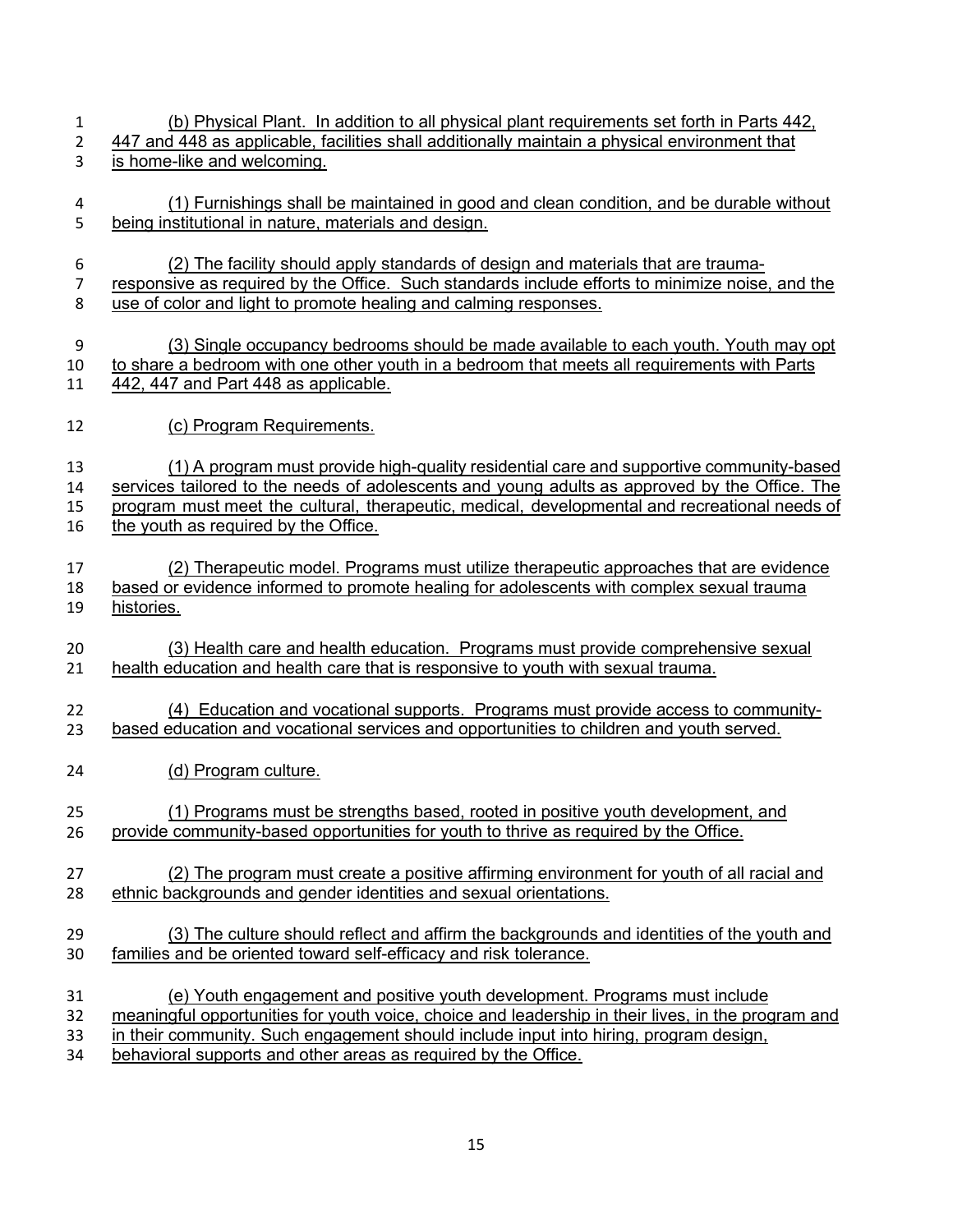(b) Physical Plant. In addition to all physical plant requirements set forth in Parts 442, 447 and 448 as applicable, facilities shall additionally maintain a physical environment that is home-like and welcoming.

(1) Furnishings shall be maintained in good and clean condition, and be durable without being institutional in nature, materials and design.

(2) The facility should apply standards of design and materials that are trauma-responsive as required by the Office. Such standards include efforts to minimize noise, and the use of color and light to promote healing and calming responses.

(3) Single occupancy bedrooms should be made available to each youth. Youth may opt to share a bedroom with one other youth in a bedroom that meets all requirements with Parts 442, 447 and Part 448 as applicable.

(c) Program Requirements.

(1) A program must provide high-quality residential care and supportive community-based services tailored to the needs of adolescents and young adults as approved by the Office. The program must meet the cultural, therapeutic, medical, developmental and recreational needs of the youth as required by the Office.

(2) Therapeutic model. Programs must utilize therapeutic approaches that are evidence based or evidence informed to promote healing for adolescents with complex sexual trauma histories.

(3) Health care and health education. Programs must provide comprehensive sexual health education and health care that is responsive to youth with sexual trauma.

(4) Education and vocational supports. Programs must provide access to community-based education and vocational services and opportunities to children and youth served.

(d) Program culture.

(1) Programs must be strengths based, rooted in positive youth development, and provide community-based opportunities for youth to thrive as required by the Office.

(2) The program must create a positive affirming environment for youth of all racial and ethnic backgrounds and gender identities and sexual orientations.

(3) The culture should reflect and affirm the backgrounds and identities of the youth and families and be oriented toward self-efficacy and risk tolerance.

(e) Youth engagement and positive youth development. Programs must include meaningful opportunities for youth voice, choice and leadership in their lives, in the program and in their community. Such engagement should include input into hiring, program design, behavioral supports and other areas as required by the Office.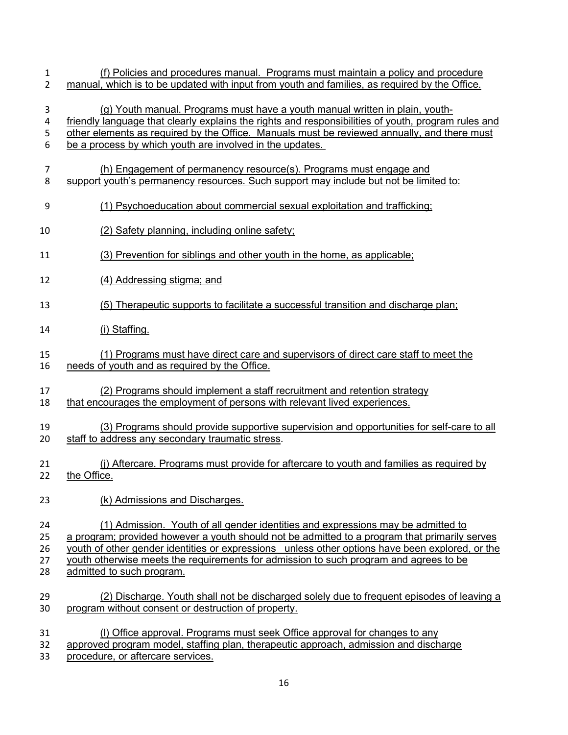(f) Policies and procedures manual. Programs must maintain a policy and procedure manual, which is to be updated with input from youth and families, as required by the Office.

(g) Youth manual. Programs must have a youth manual written in plain, youth-friendly language that clearly explains the rights and responsibilities of youth, program rules and other elements as required by the Office. Manuals must be reviewed annually, and there must be a process by which youth are involved in the updates.

(h) Engagement of permanency resource(s). Programs must engage and support youth's permanency resources. Such support may include but not be limited to:

(1) Psychoeducation about commercial sexual exploitation and trafficking;

(2) Safety planning, including online safety;

(3) Prevention for siblings and other youth in the home, as applicable;

(4) Addressing stigma; and

(5) Therapeutic supports to facilitate a successful transition and discharge plan;

(i) Staffing.

(1) Programs must have direct care and supervisors of direct care staff to meet the needs of youth and as required by the Office.

(2) Programs should implement a staff recruitment and retention strategy that encourages the employment of persons with relevant lived experiences.

(3) Programs should provide supportive supervision and opportunities for self-care to all staff to address any secondary traumatic stress.

(j) Aftercare. Programs must provide for aftercare to youth and families as required by the Office.

(k) Admissions and Discharges.

(1) Admission. Youth of all gender identities and expressions may be admitted to a program; provided however a youth should not be admitted to a program that primarily serves youth of other gender identities or expressions unless other options have been explored, or the youth otherwise meets the requirements for admission to such program and agrees to be admitted to such program.

(2) Discharge. Youth shall not be discharged solely due to frequent episodes of leaving a program without consent or destruction of property.

(l) Office approval. Programs must seek Office approval for changes to any approved program model, staffing plan, therapeutic approach, admission and discharge procedure, or aftercare services.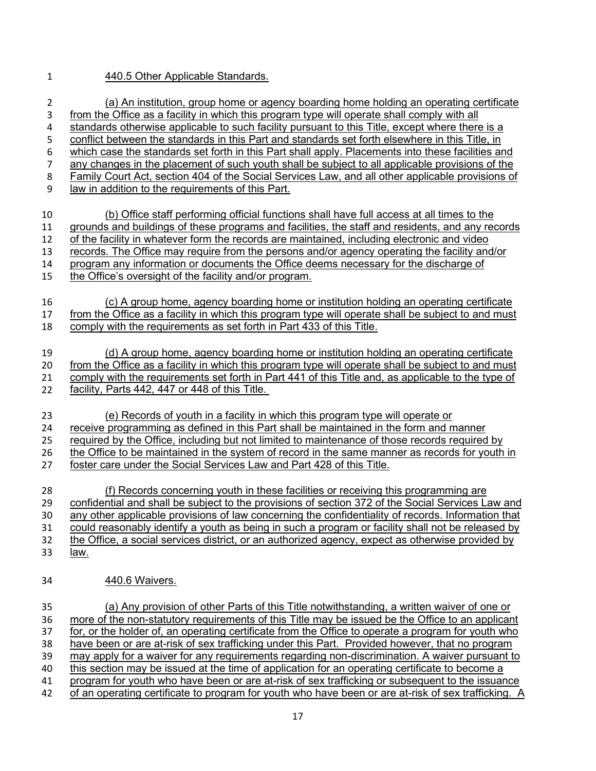440.5 Other Applicable Standards.

(a) An institution, group home or agency boarding home holding an operating certificate from the Office as a facility in which this program type will operate shall comply with all standards otherwise applicable to such facility pursuant to this Title, except where there is a conflict between the standards in this Part and standards set forth elsewhere in this Title, in which case the standards set forth in this Part shall apply. Placements into these facilities and any changes in the placement of such youth shall be subject to all applicable provisions of the Family Court Act, section 404 of the Social Services Law, and all other applicable provisions of law in addition to the requirements of this Part.

(b) Office staff performing official functions shall have full access at all times to the grounds and buildings of these programs and facilities, the staff and residents, and any records of the facility in whatever form the records are maintained, including electronic and video records. The Office may require from the persons and/or agency operating the facility and/or program any information or documents the Office deems necessary for the discharge of the Office's oversight of the facility and/or program.

(c) A group home, agency boarding home or institution holding an operating certificate from the Office as a facility in which this program type will operate shall be subject to and must comply with the requirements as set forth in Part 433 of this Title.

(d) A group home, agency boarding home or institution holding an operating certificate from the Office as a facility in which this program type will operate shall be subject to and must comply with the requirements set forth in Part 441 of this Title and, as applicable to the type of facility, Parts 442, 447 or 448 of this Title.

(e) Records of youth in a facility in which this program type will operate or receive programming as defined in this Part shall be maintained in the form and manner required by the Office, including but not limited to maintenance of those records required by the Office to be maintained in the system of record in the same manner as records for youth in foster care under the Social Services Law and Part 428 of this Title.

(f) Records concerning youth in these facilities or receiving this programming are confidential and shall be subject to the provisions of section 372 of the Social Services Law and any other applicable provisions of law concerning the confidentiality of records. Information that could reasonably identify a youth as being in such a program or facility shall not be released by the Office, a social services district, or an authorized agency, expect as otherwise provided by law.

440.6 Waivers.

(a) Any provision of other Parts of this Title notwithstanding, a written waiver of one or more of the non-statutory requirements of this Title may be issued be the Office to an applicant for, or the holder of, an operating certificate from the Office to operate a program for youth who have been or are at-risk of sex trafficking under this Part. Provided however, that no program may apply for a waiver for any requirements regarding non-discrimination. A waiver pursuant to this section may be issued at the time of application for an operating certificate to become a program for youth who have been or are at-risk of sex trafficking or subsequent to the issuance of an operating certificate to program for youth who have been or are at-risk of sex trafficking. A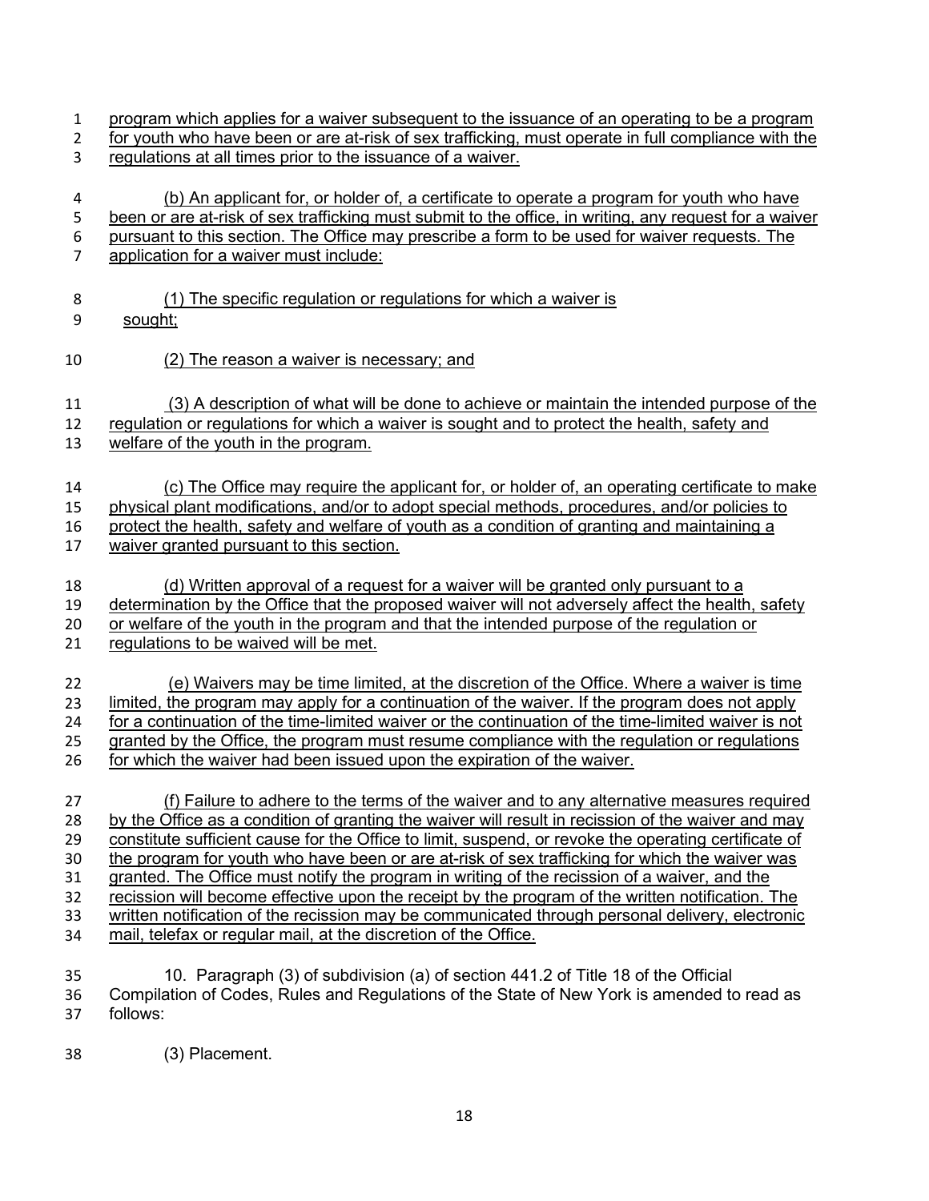program which applies for a waiver subsequent to the issuance of an operating to be a program for youth who have been or are at-risk of sex trafficking, must operate in full compliance with the regulations at all times prior to the issuance of a waiver.

(b) An applicant for, or holder of, a certificate to operate a program for youth who have been or are at-risk of sex trafficking must submit to the office, in writing, any request for a waiver pursuant to this section. The Office may prescribe a form to be used for waiver requests. The application for a waiver must include:

(1) The specific regulation or regulations for which a waiver is sought;

(2) The reason a waiver is necessary; and

(3) A description of what will be done to achieve or maintain the intended purpose of the regulation or regulations for which a waiver is sought and to protect the health, safety and welfare of the youth in the program.

(c) The Office may require the applicant for, or holder of, an operating certificate to make physical plant modifications, and/or to adopt special methods, procedures, and/or policies to protect the health, safety and welfare of youth as a condition of granting and maintaining a waiver granted pursuant to this section.

(d) Written approval of a request for a waiver will be granted only pursuant to a determination by the Office that the proposed waiver will not adversely affect the health, safety or welfare of the youth in the program and that the intended purpose of the regulation or regulations to be waived will be met.

(e) Waivers may be time limited, at the discretion of the Office. Where a waiver is time limited, the program may apply for a continuation of the waiver. If the program does not apply for a continuation of the time-limited waiver or the continuation of the time-limited waiver is not granted by the Office, the program must resume compliance with the regulation or regulations for which the waiver had been issued upon the expiration of the waiver.

(f) Failure to adhere to the terms of the waiver and to any alternative measures required by the Office as a condition of granting the waiver will result in recission of the waiver and may constitute sufficient cause for the Office to limit, suspend, or revoke the operating certificate of the program for youth who have been or are at-risk of sex trafficking for which the waiver was granted. The Office must notify the program in writing of the recission of a waiver, and the recission will become effective upon the receipt by the program of the written notification. The written notification of the recission may be communicated through personal delivery, electronic mail, telefax or regular mail, at the discretion of the Office.

10. Paragraph (3) of subdivision (a) of section 441.2 of Title 18 of the Official Compilation of Codes, Rules and Regulations of the State of New York is amended to read as follows:

(3) Placement.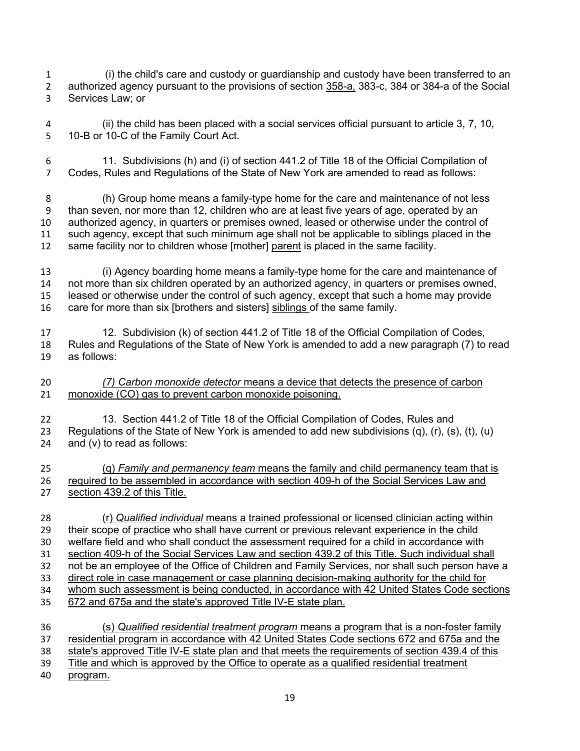(i) the child's care and custody or guardianship and custody have been transferred to an authorized agency pursuant to the provisions of section <u>358-a,</u> 383-c, 384 or 384-a of the Social Services Law; or

(ii) the child has been placed with a social services official pursuant to article 3, 7, 10, 10-B or 10-C of the Family Court Act.

11. Subdivisions (h) and (i) of section 441.2 of Title 18 of the Official Compilation of Codes, Rules and Regulations of the State of New York are amended to read as follows:

(h) Group home means a family-type home for the care and maintenance of not less than seven, nor more than 12, children who are at least five years of age, operated by an authorized agency, in quarters or premises owned, leased or otherwise under the control of such agency, except that such minimum age shall not be applicable to siblings placed in the same facility nor to children whose [mother] <u>parent</u> is placed in the same facility.

(i) Agency boarding home means a family-type home for the care and maintenance of not more than six children operated by an authorized agency, in quarters or premises owned, leased or otherwise under the control of such agency, except that such a home may provide care for more than six [brothers and sisters] <u>siblings</u> of the same family.

12. Subdivision (k) of section 441.2 of Title 18 of the Official Compilation of Codes, Rules and Regulations of the State of New York is amended to add a new paragraph (7) to read as follows:

<u>*(7) Carbon monoxide detector* means a device that detects the presence of carbon monoxide (CO) gas to prevent carbon monoxide poisoning.</u>

13. Section 441.2 of Title 18 of the Official Compilation of Codes, Rules and Regulations of the State of New York is amended to add new subdivisions (q), (r), (s), (t), (u) and (v) to read as follows:

<u>(q) *Family and permanency team* means the family and child permanency team that is required to be assembled in accordance with section 409-h of the Social Services Law and section 439.2 of this Title.</u>

<u>(r) *Qualified individual* means a trained professional or licensed clinician acting within their scope of practice who shall have current or previous relevant experience in the child welfare field and who shall conduct the assessment required for a child in accordance with section 409-h of the Social Services Law and section 439.2 of this Title. Such individual shall not be an employee of the Office of Children and Family Services, nor shall such person have a direct role in case management or case planning decision-making authority for the child for whom such assessment is being conducted, in accordance with 42 United States Code sections 672 and 675a and the state's approved Title IV-E state plan.</u>

<u>(s) *Qualified residential treatment program* means a program that is a non-foster family residential program in accordance with 42 United States Code sections 672 and 675a and the state's approved Title IV-E state plan and that meets the requirements of section 439.4 of this Title and which is approved by the Office to operate as a qualified residential treatment program.</u>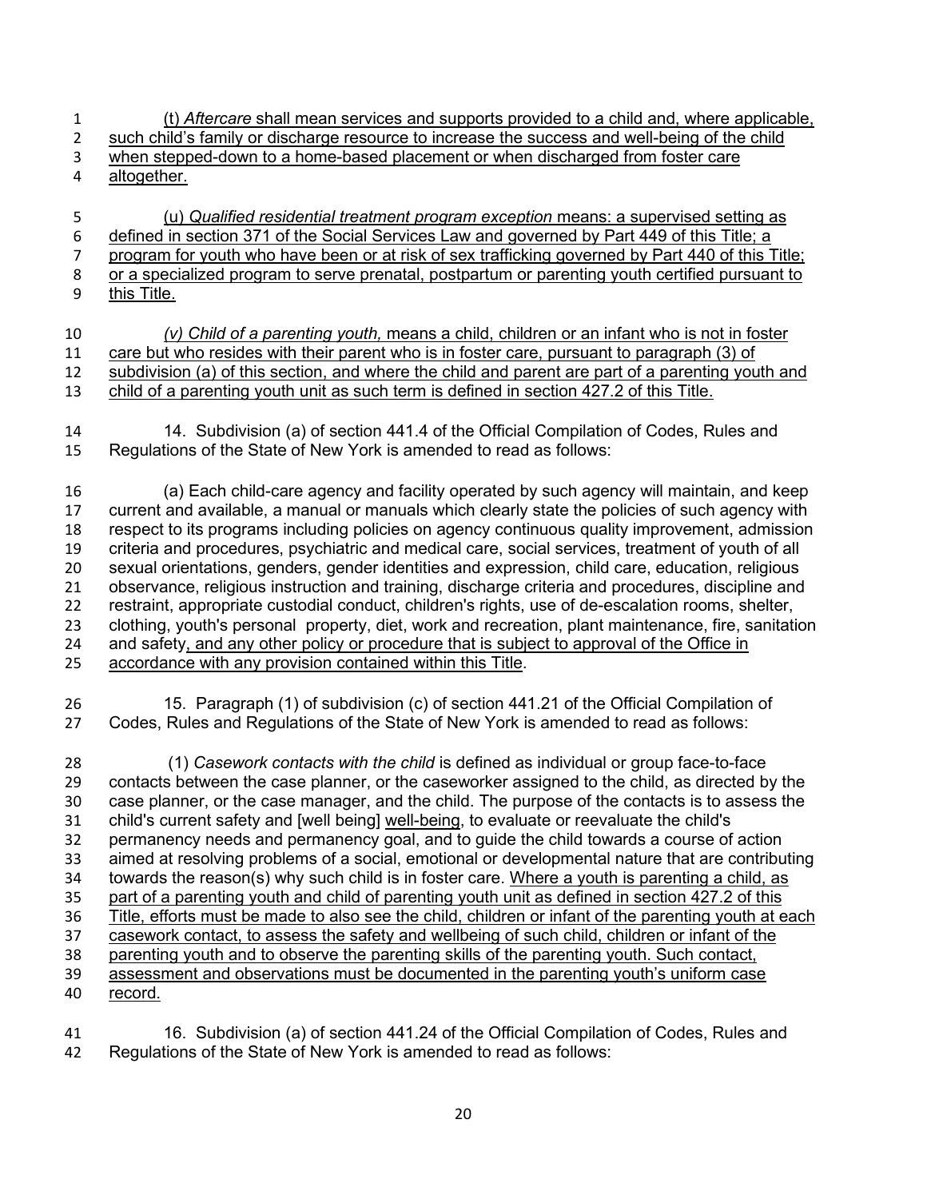(t) *Aftercare* shall mean services and supports provided to a child and, where applicable, such child's family or discharge resource to increase the success and well-being of the child when stepped-down to a home-based placement or when discharged from foster care altogether.

(u) *Qualified residential treatment program exception* means: a supervised setting as defined in section 371 of the Social Services Law and governed by Part 449 of this Title; a program for youth who have been or at risk of sex trafficking governed by Part 440 of this Title; or a specialized program to serve prenatal, postpartum or parenting youth certified pursuant to this Title.

*(v) Child of a parenting youth,* means a child, children or an infant who is not in foster care but who resides with their parent who is in foster care, pursuant to paragraph (3) of subdivision (a) of this section, and where the child and parent are part of a parenting youth and child of a parenting youth unit as such term is defined in section 427.2 of this Title.

14. Subdivision (a) of section 441.4 of the Official Compilation of Codes, Rules and Regulations of the State of New York is amended to read as follows:

(a) Each child-care agency and facility operated by such agency will maintain, and keep current and available, a manual or manuals which clearly state the policies of such agency with respect to its programs including policies on agency continuous quality improvement, admission criteria and procedures, psychiatric and medical care, social services, treatment of youth of all sexual orientations, genders, gender identities and expression, child care, education, religious observance, religious instruction and training, discharge criteria and procedures, discipline and restraint, appropriate custodial conduct, children's rights, use of de-escalation rooms, shelter, clothing, youth's personal property, diet, work and recreation, plant maintenance, fire, sanitation and safety, and any other policy or procedure that is subject to approval of the Office in accordance with any provision contained within this Title.

15. Paragraph (1) of subdivision (c) of section 441.21 of the Official Compilation of Codes, Rules and Regulations of the State of New York is amended to read as follows:

(1) *Casework contacts with the child* is defined as individual or group face-to-face contacts between the case planner, or the caseworker assigned to the child, as directed by the case planner, or the case manager, and the child. The purpose of the contacts is to assess the child's current safety and [well being] well-being, to evaluate or reevaluate the child's permanency needs and permanency goal, and to guide the child towards a course of action aimed at resolving problems of a social, emotional or developmental nature that are contributing towards the reason(s) why such child is in foster care. Where a youth is parenting a child, as part of a parenting youth and child of parenting youth unit as defined in section 427.2 of this Title, efforts must be made to also see the child, children or infant of the parenting youth at each casework contact, to assess the safety and wellbeing of such child, children or infant of the parenting youth and to observe the parenting skills of the parenting youth. Such contact, assessment and observations must be documented in the parenting youth's uniform case record.

16. Subdivision (a) of section 441.24 of the Official Compilation of Codes, Rules and Regulations of the State of New York is amended to read as follows: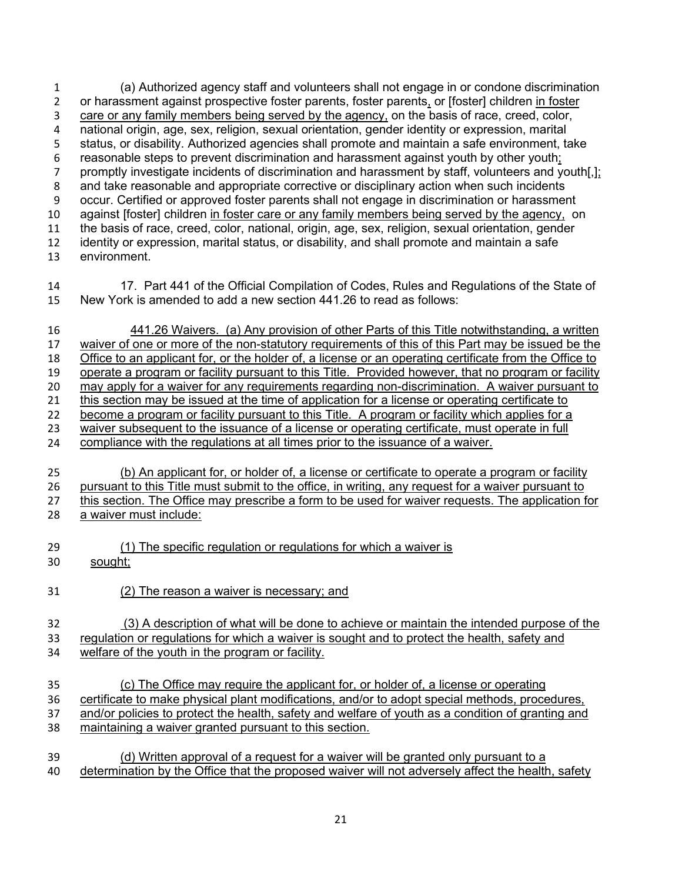(a) Authorized agency staff and volunteers shall not engage in or condone discrimination or harassment against prospective foster parents, foster parents, or [foster] children in foster care or any family members being served by the agency, on the basis of race, creed, color, national origin, age, sex, religion, sexual orientation, gender identity or expression, marital status, or disability. Authorized agencies shall promote and maintain a safe environment, take reasonable steps to prevent discrimination and harassment against youth by other youth; promptly investigate incidents of discrimination and harassment by staff, volunteers and youth[,]; and take reasonable and appropriate corrective or disciplinary action when such incidents occur. Certified or approved foster parents shall not engage in discrimination or harassment against [foster] children in foster care or any family members being served by the agency, on the basis of race, creed, color, national, origin, age, sex, religion, sexual orientation, gender identity or expression, marital status, or disability, and shall promote and maintain a safe environment.

17. Part 441 of the Official Compilation of Codes, Rules and Regulations of the State of New York is amended to add a new section 441.26 to read as follows:

441.26 Waivers. (a) Any provision of other Parts of this Title notwithstanding, a written waiver of one or more of the non-statutory requirements of this of this Part may be issued be the Office to an applicant for, or the holder of, a license or an operating certificate from the Office to operate a program or facility pursuant to this Title. Provided however, that no program or facility may apply for a waiver for any requirements regarding non-discrimination. A waiver pursuant to this section may be issued at the time of application for a license or operating certificate to become a program or facility pursuant to this Title. A program or facility which applies for a waiver subsequent to the issuance of a license or operating certificate, must operate in full compliance with the regulations at all times prior to the issuance of a waiver.

(b) An applicant for, or holder of, a license or certificate to operate a program or facility pursuant to this Title must submit to the office, in writing, any request for a waiver pursuant to this section. The Office may prescribe a form to be used for waiver requests. The application for a waiver must include:

(1) The specific regulation or regulations for which a waiver is sought;

(2) The reason a waiver is necessary; and

(3) A description of what will be done to achieve or maintain the intended purpose of the regulation or regulations for which a waiver is sought and to protect the health, safety and welfare of the youth in the program or facility.

(c) The Office may require the applicant for, or holder of, a license or operating certificate to make physical plant modifications, and/or to adopt special methods, procedures, and/or policies to protect the health, safety and welfare of youth as a condition of granting and maintaining a waiver granted pursuant to this section.

(d) Written approval of a request for a waiver will be granted only pursuant to a determination by the Office that the proposed waiver will not adversely affect the health, safety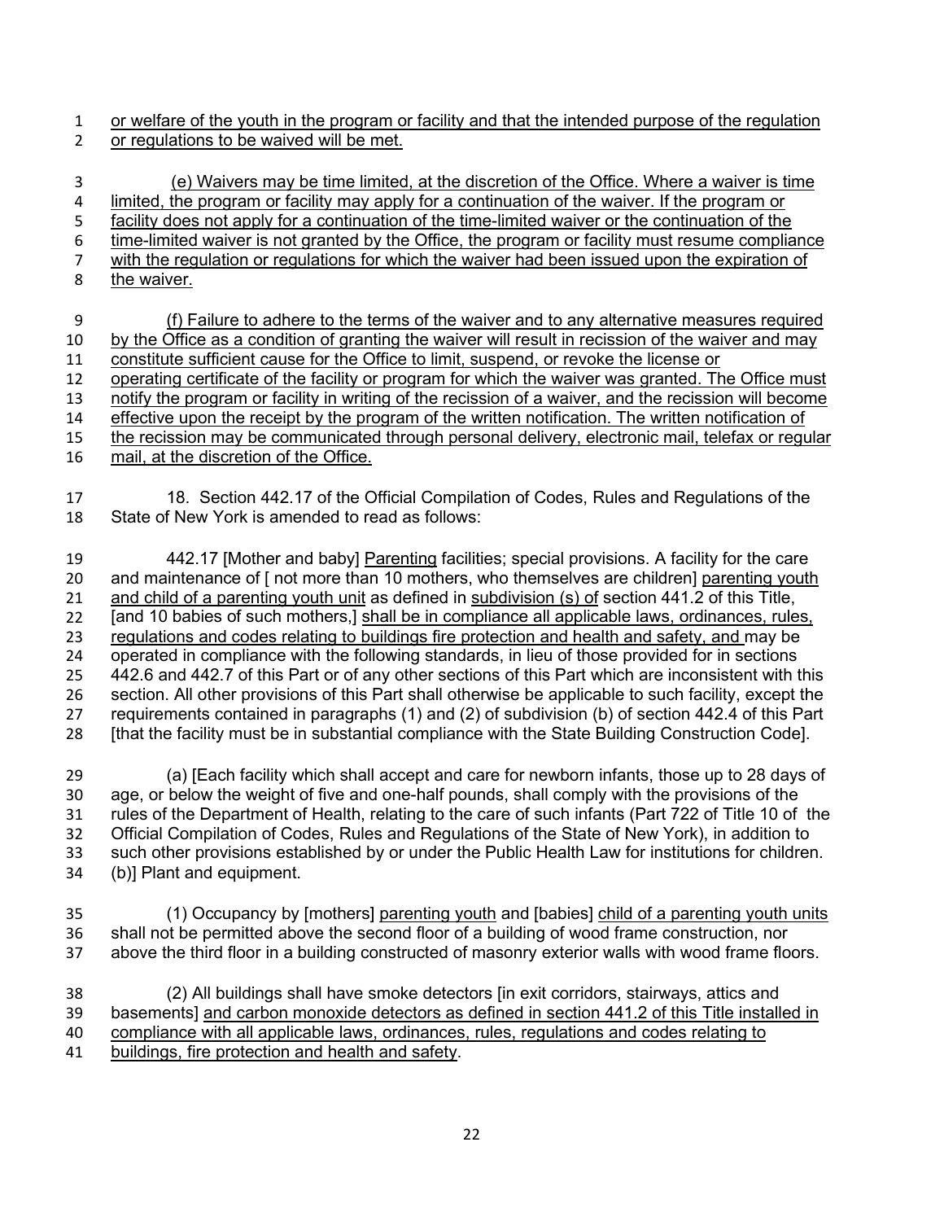or welfare of the youth in the program or facility and that the intended purpose of the regulation or regulations to be waived will be met.

(e) Waivers may be time limited, at the discretion of the Office. Where a waiver is time limited, the program or facility may apply for a continuation of the waiver. If the program or facility does not apply for a continuation of the time-limited waiver or the continuation of the time-limited waiver is not granted by the Office, the program or facility must resume compliance with the regulation or regulations for which the waiver had been issued upon the expiration of the waiver.

(f) Failure to adhere to the terms of the waiver and to any alternative measures required by the Office as a condition of granting the waiver will result in recission of the waiver and may constitute sufficient cause for the Office to limit, suspend, or revoke the license or operating certificate of the facility or program for which the waiver was granted. The Office must notify the program or facility in writing of the recission of a waiver, and the recission will become effective upon the receipt by the program of the written notification. The written notification of the recission may be communicated through personal delivery, electronic mail, telefax or regular mail, at the discretion of the Office.

18. Section 442.17 of the Official Compilation of Codes, Rules and Regulations of the State of New York is amended to read as follows:

442.17 [Mother and baby] Parenting facilities; special provisions. A facility for the care and maintenance of [ not more than 10 mothers, who themselves are children] parenting youth and child of a parenting youth unit as defined in subdivision (s) of section 441.2 of this Title, [and 10 babies of such mothers,] shall be in compliance all applicable laws, ordinances, rules, regulations and codes relating to buildings fire protection and health and safety, and may be operated in compliance with the following standards, in lieu of those provided for in sections 442.6 and 442.7 of this Part or of any other sections of this Part which are inconsistent with this section. All other provisions of this Part shall otherwise be applicable to such facility, except the requirements contained in paragraphs (1) and (2) of subdivision (b) of section 442.4 of this Part [that the facility must be in substantial compliance with the State Building Construction Code].

(a) [Each facility which shall accept and care for newborn infants, those up to 28 days of age, or below the weight of five and one-half pounds, shall comply with the provisions of the rules of the Department of Health, relating to the care of such infants (Part 722 of Title 10 of the Official Compilation of Codes, Rules and Regulations of the State of New York), in addition to such other provisions established by or under the Public Health Law for institutions for children. (b)] Plant and equipment.

(1) Occupancy by [mothers] parenting youth and [babies] child of a parenting youth units shall not be permitted above the second floor of a building of wood frame construction, nor above the third floor in a building constructed of masonry exterior walls with wood frame floors.

(2) All buildings shall have smoke detectors [in exit corridors, stairways, attics and basements] and carbon monoxide detectors as defined in section 441.2 of this Title installed in compliance with all applicable laws, ordinances, rules, regulations and codes relating to buildings, fire protection and health and safety.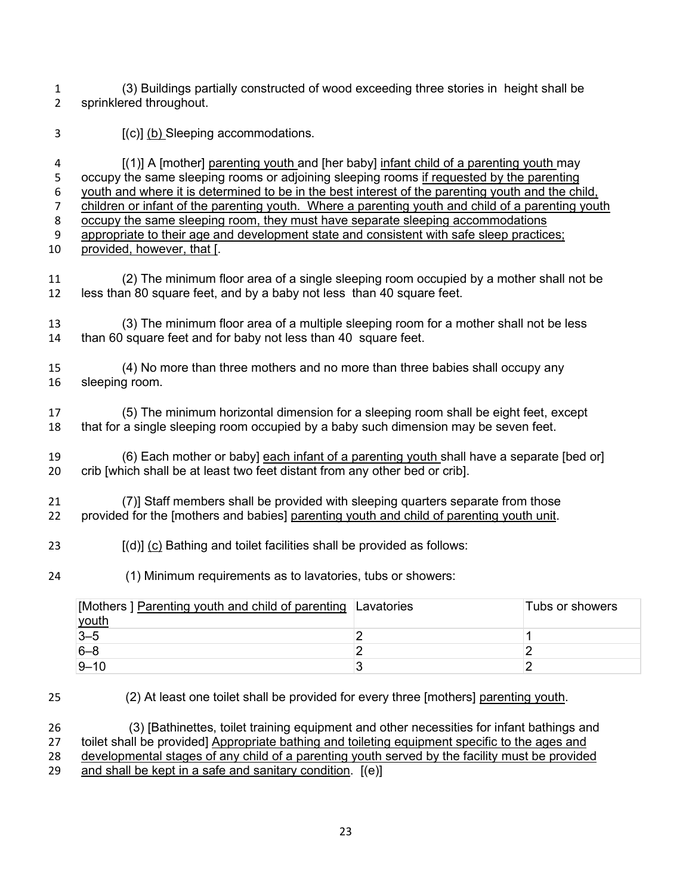(3) Buildings partially constructed of wood exceeding three stories in height shall be sprinklered throughout.

[(c)] <u>(b)</u> Sleeping accommodations.

[(1)] A [mother] <u>parenting youth</u> and [her baby] <u>infant child of a parenting youth</u> may occupy the same sleeping rooms or adjoining sleeping rooms <u>if requested by the parenting youth and where it is determined to be in the best interest of the parenting youth and the child, children or infant of the parenting youth. Where a parenting youth and child of a parenting youth occupy the same sleeping room, they must have separate sleeping accommodations appropriate to their age and development state and consistent with safe sleep practices; provided, however, that</u> [.

(2) The minimum floor area of a single sleeping room occupied by a mother shall not be less than 80 square feet, and by a baby not less than 40 square feet.

(3) The minimum floor area of a multiple sleeping room for a mother shall not be less than 60 square feet and for baby not less than 40 square feet.

(4) No more than three mothers and no more than three babies shall occupy any sleeping room.

(5) The minimum horizontal dimension for a sleeping room shall be eight feet, except that for a single sleeping room occupied by a baby such dimension may be seven feet.

(6) Each mother or baby] <u>each infant of a parenting youth</u> shall have a separate [bed or] crib [which shall be at least two feet distant from any other bed or crib].

(7)] Staff members shall be provided with sleeping quarters separate from those provided for the [mothers and babies] <u>parenting youth and child of parenting youth unit</u>.

[(d)] <u>(c)</u> Bathing and toilet facilities shall be provided as follows:

(1) Minimum requirements as to lavatories, tubs or showers:

| [Mothers ] <u>Parenting youth and child of parenting youth</u> | Lavatories | Tubs or showers |
|---|---|---|
| 3–5 | 2 | 1 |
| 6–8 | 2 | 2 |
| 9–10 | 3 | 2 |

(2) At least one toilet shall be provided for every three [mothers] <u>parenting youth</u>.

(3) [Bathinettes, toilet training equipment and other necessities for infant bathings and toilet shall be provided] <u>Appropriate bathing and toileting equipment specific to the ages and developmental stages of any child of a parenting youth served by the facility must be provided and shall be kept in a safe and sanitary condition</u>. [(e)]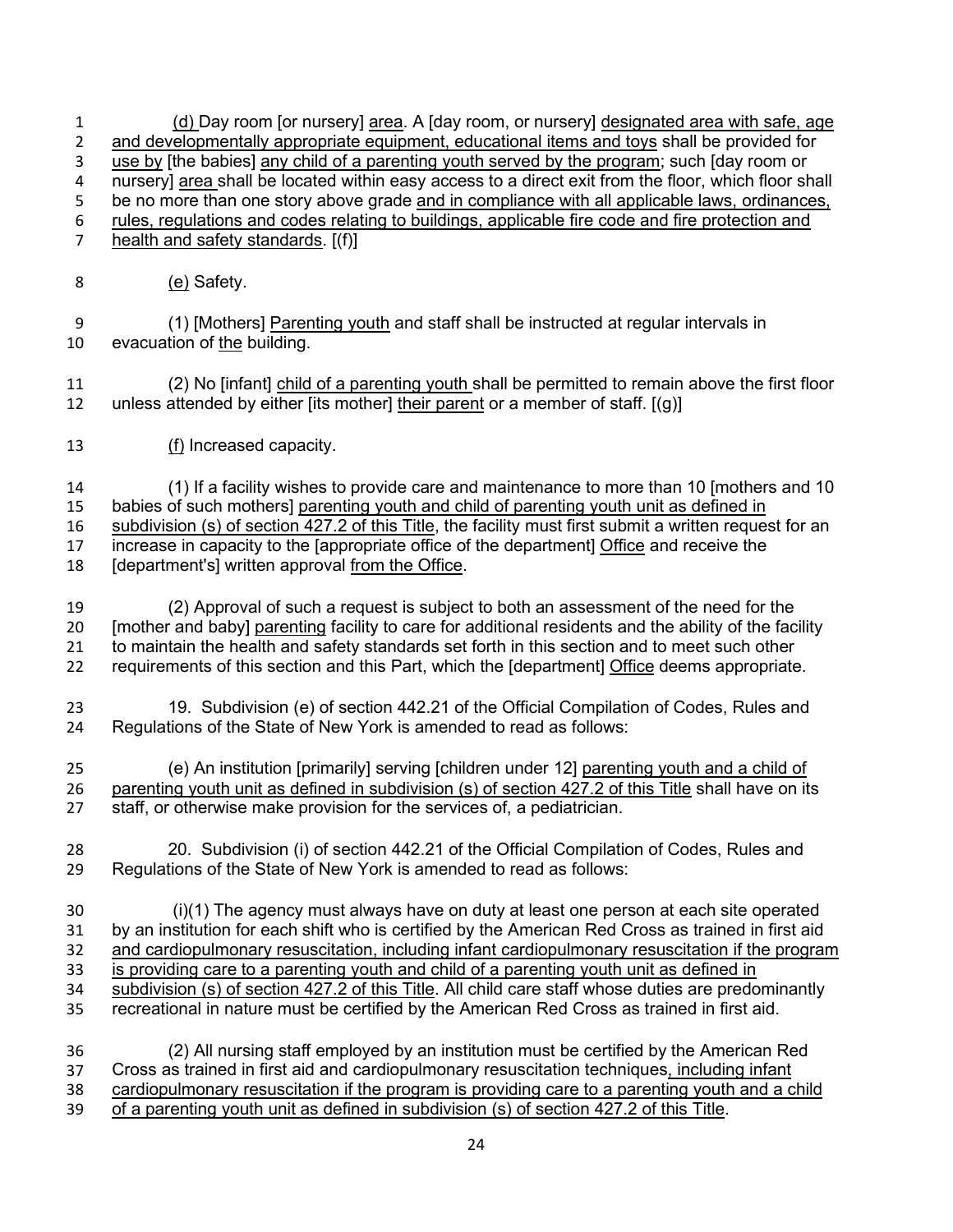(d) Day room [or nursery] area. A [day room, or nursery] designated area with safe, age and developmentally appropriate equipment, educational items and toys shall be provided for use by [the babies] any child of a parenting youth served by the program; such [day room or nursery] area shall be located within easy access to a direct exit from the floor, which floor shall be no more than one story above grade and in compliance with all applicable laws, ordinances, rules, regulations and codes relating to buildings, applicable fire code and fire protection and health and safety standards. [(f)]

(e) Safety.

(1) [Mothers] Parenting youth and staff shall be instructed at regular intervals in evacuation of the building.

(2) No [infant] child of a parenting youth shall be permitted to remain above the first floor unless attended by either [its mother] their parent or a member of staff. [(g)]

(f) Increased capacity.

(1) If a facility wishes to provide care and maintenance to more than 10 [mothers and 10 babies of such mothers] parenting youth and child of parenting youth unit as defined in subdivision (s) of section 427.2 of this Title, the facility must first submit a written request for an increase in capacity to the [appropriate office of the department] Office and receive the [department's] written approval from the Office.

(2) Approval of such a request is subject to both an assessment of the need for the [mother and baby] parenting facility to care for additional residents and the ability of the facility to maintain the health and safety standards set forth in this section and to meet such other requirements of this section and this Part, which the [department] Office deems appropriate.

19. Subdivision (e) of section 442.21 of the Official Compilation of Codes, Rules and Regulations of the State of New York is amended to read as follows:

(e) An institution [primarily] serving [children under 12] parenting youth and a child of parenting youth unit as defined in subdivision (s) of section 427.2 of this Title shall have on its staff, or otherwise make provision for the services of, a pediatrician.

20. Subdivision (i) of section 442.21 of the Official Compilation of Codes, Rules and Regulations of the State of New York is amended to read as follows:

(i)(1) The agency must always have on duty at least one person at each site operated by an institution for each shift who is certified by the American Red Cross as trained in first aid and cardiopulmonary resuscitation, including infant cardiopulmonary resuscitation if the program is providing care to a parenting youth and child of a parenting youth unit as defined in subdivision (s) of section 427.2 of this Title. All child care staff whose duties are predominantly recreational in nature must be certified by the American Red Cross as trained in first aid.

(2) All nursing staff employed by an institution must be certified by the American Red Cross as trained in first aid and cardiopulmonary resuscitation techniques, including infant cardiopulmonary resuscitation if the program is providing care to a parenting youth and a child of a parenting youth unit as defined in subdivision (s) of section 427.2 of this Title.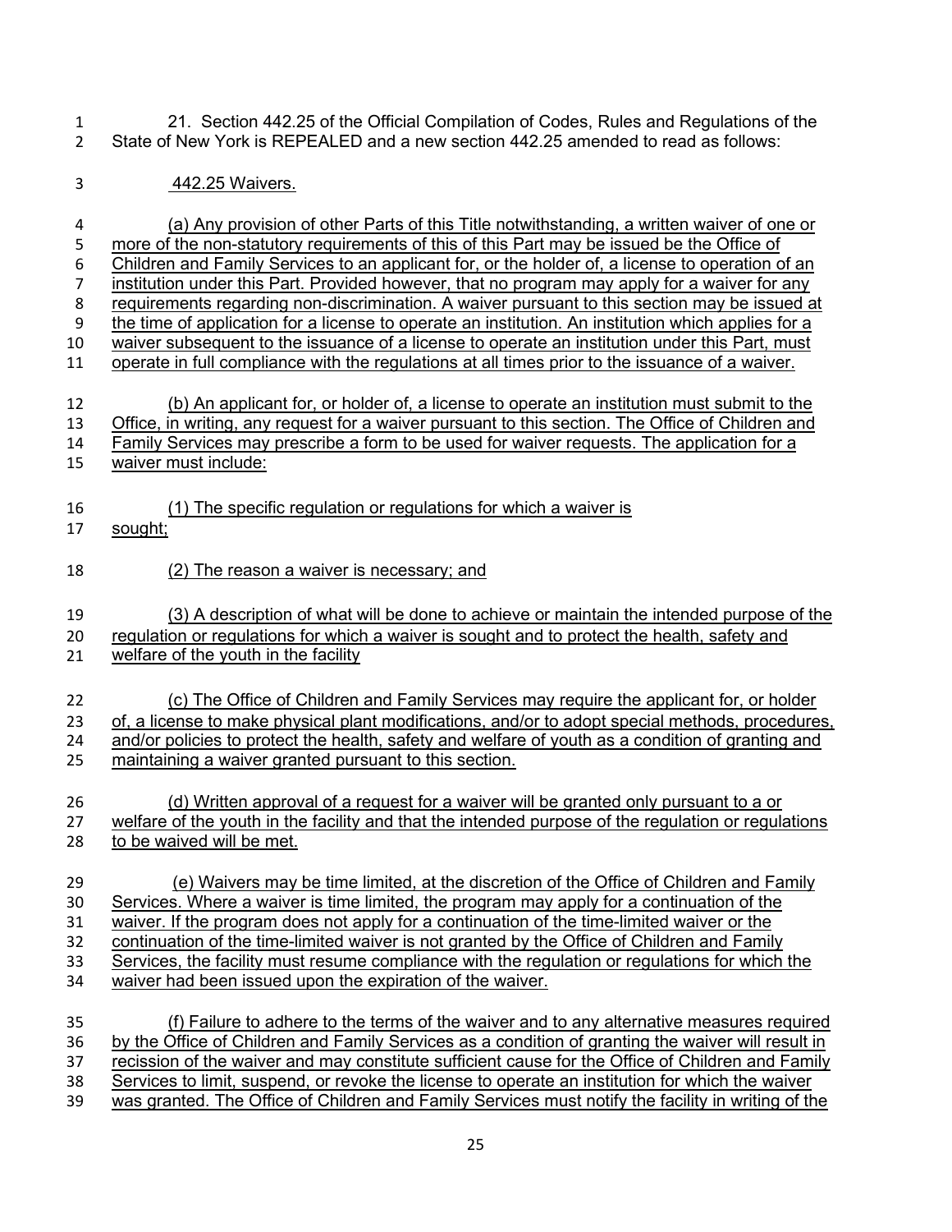21. Section 442.25 of the Official Compilation of Codes, Rules and Regulations of the State of New York is REPEALED and a new section 442.25 amended to read as follows:

442.25 Waivers.

(a) Any provision of other Parts of this Title notwithstanding, a written waiver of one or more of the non-statutory requirements of this of this Part may be issued be the Office of Children and Family Services to an applicant for, or the holder of, a license to operation of an institution under this Part. Provided however, that no program may apply for a waiver for any requirements regarding non-discrimination. A waiver pursuant to this section may be issued at the time of application for a license to operate an institution. An institution which applies for a waiver subsequent to the issuance of a license to operate an institution under this Part, must operate in full compliance with the regulations at all times prior to the issuance of a waiver.

(b) An applicant for, or holder of, a license to operate an institution must submit to the Office, in writing, any request for a waiver pursuant to this section. The Office of Children and Family Services may prescribe a form to be used for waiver requests. The application for a waiver must include:

(1) The specific regulation or regulations for which a waiver is sought;

(2) The reason a waiver is necessary; and

(3) A description of what will be done to achieve or maintain the intended purpose of the regulation or regulations for which a waiver is sought and to protect the health, safety and welfare of the youth in the facility

(c) The Office of Children and Family Services may require the applicant for, or holder of, a license to make physical plant modifications, and/or to adopt special methods, procedures, and/or policies to protect the health, safety and welfare of youth as a condition of granting and maintaining a waiver granted pursuant to this section.

(d) Written approval of a request for a waiver will be granted only pursuant to a or welfare of the youth in the facility and that the intended purpose of the regulation or regulations to be waived will be met.

(e) Waivers may be time limited, at the discretion of the Office of Children and Family Services. Where a waiver is time limited, the program may apply for a continuation of the waiver. If the program does not apply for a continuation of the time-limited waiver or the continuation of the time-limited waiver is not granted by the Office of Children and Family Services, the facility must resume compliance with the regulation or regulations for which the waiver had been issued upon the expiration of the waiver.

(f) Failure to adhere to the terms of the waiver and to any alternative measures required by the Office of Children and Family Services as a condition of granting the waiver will result in recission of the waiver and may constitute sufficient cause for the Office of Children and Family Services to limit, suspend, or revoke the license to operate an institution for which the waiver was granted. The Office of Children and Family Services must notify the facility in writing of the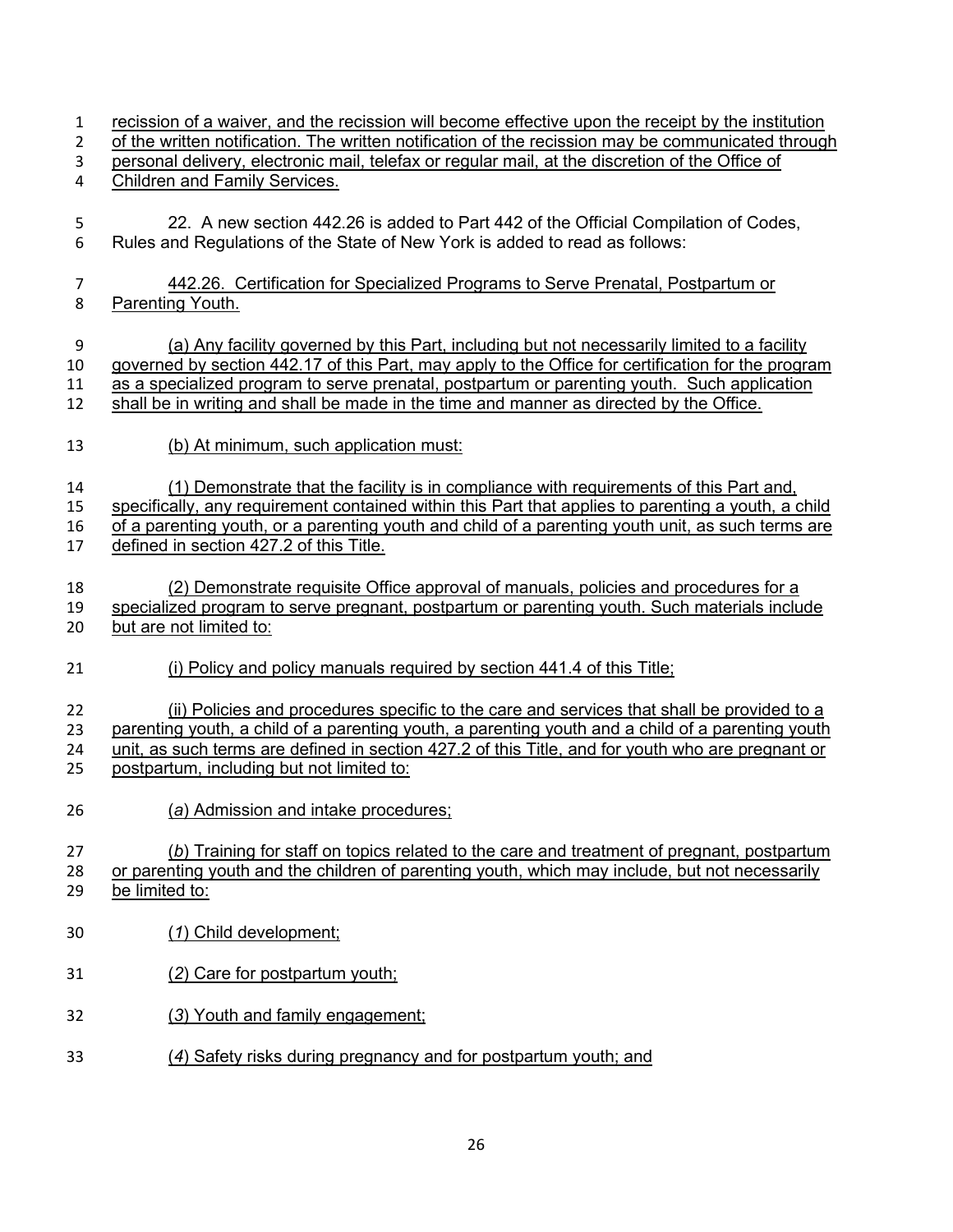recission of a waiver, and the recission will become effective upon the receipt by the institution of the written notification. The written notification of the recission may be communicated through personal delivery, electronic mail, telefax or regular mail, at the discretion of the Office of Children and Family Services.

22. A new section 442.26 is added to Part 442 of the Official Compilation of Codes, Rules and Regulations of the State of New York is added to read as follows:

442.26. Certification for Specialized Programs to Serve Prenatal, Postpartum or Parenting Youth.

(a) Any facility governed by this Part, including but not necessarily limited to a facility governed by section 442.17 of this Part, may apply to the Office for certification for the program as a specialized program to serve prenatal, postpartum or parenting youth. Such application shall be in writing and shall be made in the time and manner as directed by the Office.

(b) At minimum, such application must:

(1) Demonstrate that the facility is in compliance with requirements of this Part and, specifically, any requirement contained within this Part that applies to parenting a youth, a child of a parenting youth, or a parenting youth and child of a parenting youth unit, as such terms are defined in section 427.2 of this Title.

(2) Demonstrate requisite Office approval of manuals, policies and procedures for a specialized program to serve pregnant, postpartum or parenting youth. Such materials include but are not limited to:

(i) Policy and policy manuals required by section 441.4 of this Title;

(ii) Policies and procedures specific to the care and services that shall be provided to a parenting youth, a child of a parenting youth, a parenting youth and a child of a parenting youth unit, as such terms are defined in section 427.2 of this Title, and for youth who are pregnant or postpartum, including but not limited to:

(*a*) Admission and intake procedures;

(*b*) Training for staff on topics related to the care and treatment of pregnant, postpartum or parenting youth and the children of parenting youth, which may include, but not necessarily be limited to:

(*1*) Child development;

(*2*) Care for postpartum youth;

(*3*) Youth and family engagement;

(*4*) Safety risks during pregnancy and for postpartum youth; and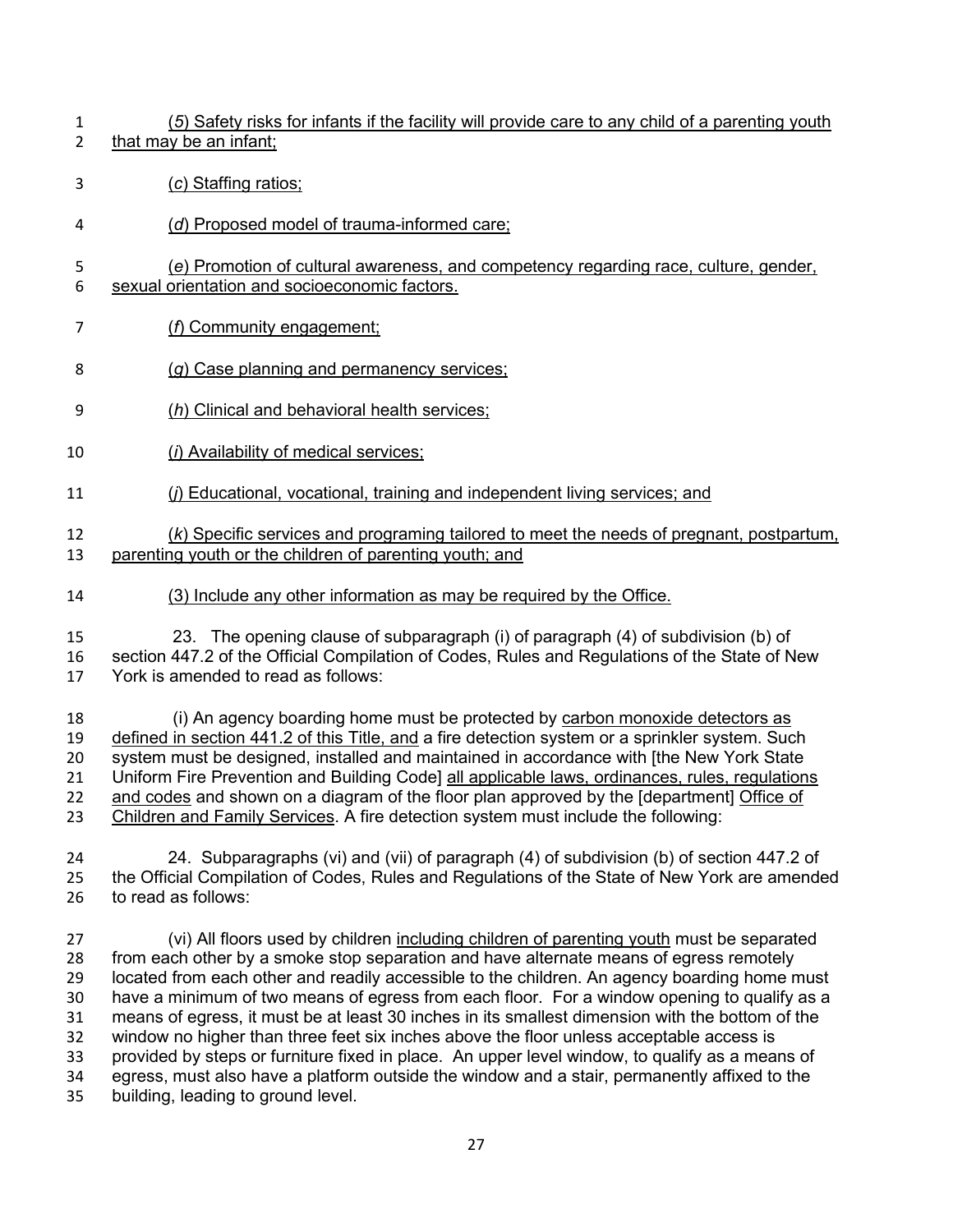(*5*) Safety risks for infants if the facility will provide care to any child of a parenting youth that may be an infant;

(*c*) Staffing ratios;

(*d*) Proposed model of trauma-informed care;

(*e*) Promotion of cultural awareness, and competency regarding race, culture, gender, sexual orientation and socioeconomic factors.

(*f*) Community engagement;

(*g*) Case planning and permanency services;

(*h*) Clinical and behavioral health services;

(*i*) Availability of medical services;

(*j*) Educational, vocational, training and independent living services; and

(*k*) Specific services and programing tailored to meet the needs of pregnant, postpartum, parenting youth or the children of parenting youth; and

(3) Include any other information as may be required by the Office.

23. The opening clause of subparagraph (i) of paragraph (4) of subdivision (b) of section 447.2 of the Official Compilation of Codes, Rules and Regulations of the State of New York is amended to read as follows:

(i) An agency boarding home must be protected by carbon monoxide detectors as defined in section 441.2 of this Title, and a fire detection system or a sprinkler system. Such system must be designed, installed and maintained in accordance with [the New York State Uniform Fire Prevention and Building Code] all applicable laws, ordinances, rules, regulations and codes and shown on a diagram of the floor plan approved by the [department] Office of Children and Family Services. A fire detection system must include the following:

24. Subparagraphs (vi) and (vii) of paragraph (4) of subdivision (b) of section 447.2 of the Official Compilation of Codes, Rules and Regulations of the State of New York are amended to read as follows:

(vi) All floors used by children including children of parenting youth must be separated from each other by a smoke stop separation and have alternate means of egress remotely located from each other and readily accessible to the children. An agency boarding home must have a minimum of two means of egress from each floor. For a window opening to qualify as a means of egress, it must be at least 30 inches in its smallest dimension with the bottom of the window no higher than three feet six inches above the floor unless acceptable access is provided by steps or furniture fixed in place. An upper level window, to qualify as a means of egress, must also have a platform outside the window and a stair, permanently affixed to the building, leading to ground level.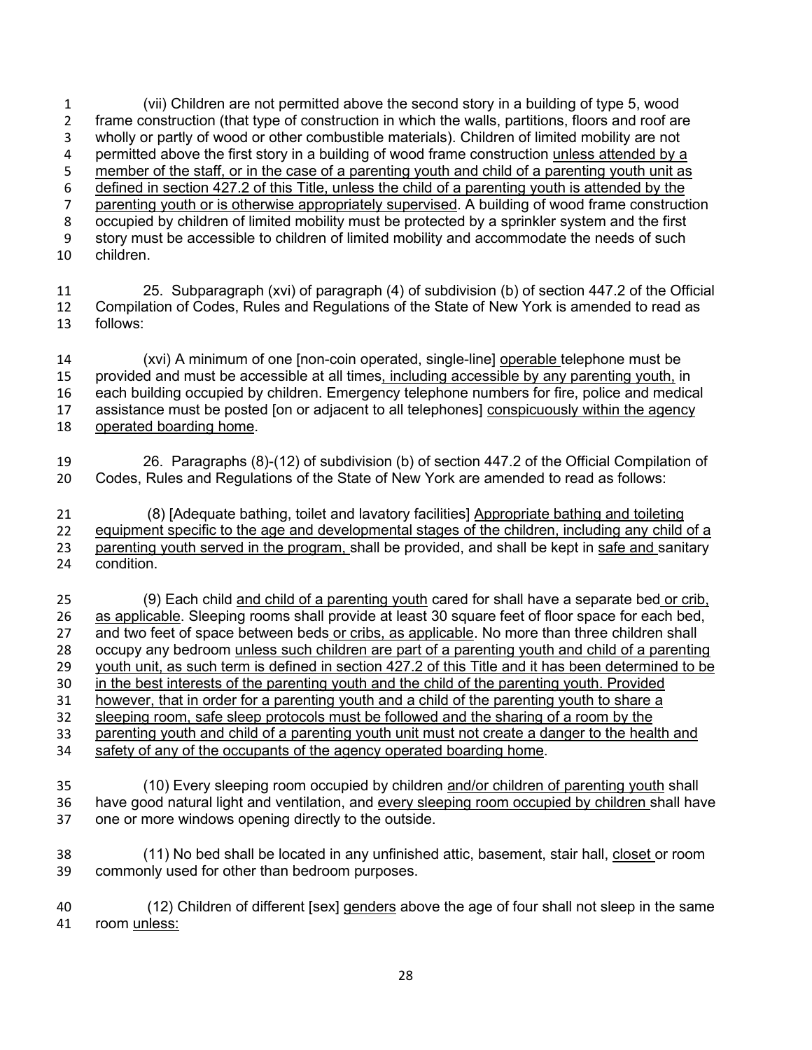(vii) Children are not permitted above the second story in a building of type 5, wood frame construction (that type of construction in which the walls, partitions, floors and roof are wholly or partly of wood or other combustible materials). Children of limited mobility are not permitted above the first story in a building of wood frame construction <u>unless attended by a member of the staff, or in the case of a parenting youth and child of a parenting youth unit as defined in section 427.2 of this Title, unless the child of a parenting youth is attended by the parenting youth or is otherwise appropriately supervised</u>. A building of wood frame construction occupied by children of limited mobility must be protected by a sprinkler system and the first story must be accessible to children of limited mobility and accommodate the needs of such children.

25. Subparagraph (xvi) of paragraph (4) of subdivision (b) of section 447.2 of the Official Compilation of Codes, Rules and Regulations of the State of New York is amended to read as follows:

(xvi) A minimum of one [non-coin operated, single-line] <u>operable</u> telephone must be provided and must be accessible at all times<u>, including accessible by any parenting youth,</u> in each building occupied by children. Emergency telephone numbers for fire, police and medical assistance must be posted [on or adjacent to all telephones] <u>conspicuously within the agency operated boarding home</u>.

26. Paragraphs (8)-(12) of subdivision (b) of section 447.2 of the Official Compilation of Codes, Rules and Regulations of the State of New York are amended to read as follows:

(8) [Adequate bathing, toilet and lavatory facilities] <u>Appropriate bathing and toileting equipment specific to the age and developmental stages of the children, including any child of a parenting youth served in the program,</u> shall be provided, and shall be kept in <u>safe and</u> sanitary condition.

(9) Each child <u>and child of a parenting youth</u> cared for shall have a separate bed <u>or crib, as applicable</u>. Sleeping rooms shall provide at least 30 square feet of floor space for each bed, and two feet of space between beds <u>or cribs, as applicable</u>. No more than three children shall occupy any bedroom <u>unless such children are part of a parenting youth and child of a parenting youth unit, as such term is defined in section 427.2 of this Title and it has been determined to be in the best interests of the parenting youth and the child of the parenting youth. Provided however, that in order for a parenting youth and a child of the parenting youth to share a sleeping room, safe sleep protocols must be followed and the sharing of a room by the parenting youth and child of a parenting youth unit must not create a danger to the health and safety of any of the occupants of the agency operated boarding home</u>.

(10) Every sleeping room occupied by children <u>and/or children of parenting youth</u> shall have good natural light and ventilation, and <u>every sleeping room occupied by children</u> shall have one or more windows opening directly to the outside.

(11) No bed shall be located in any unfinished attic, basement, stair hall, <u>closet</u> or room commonly used for other than bedroom purposes.

(12) Children of different [sex] <u>genders</u> above the age of four shall not sleep in the same room <u>unless:</u>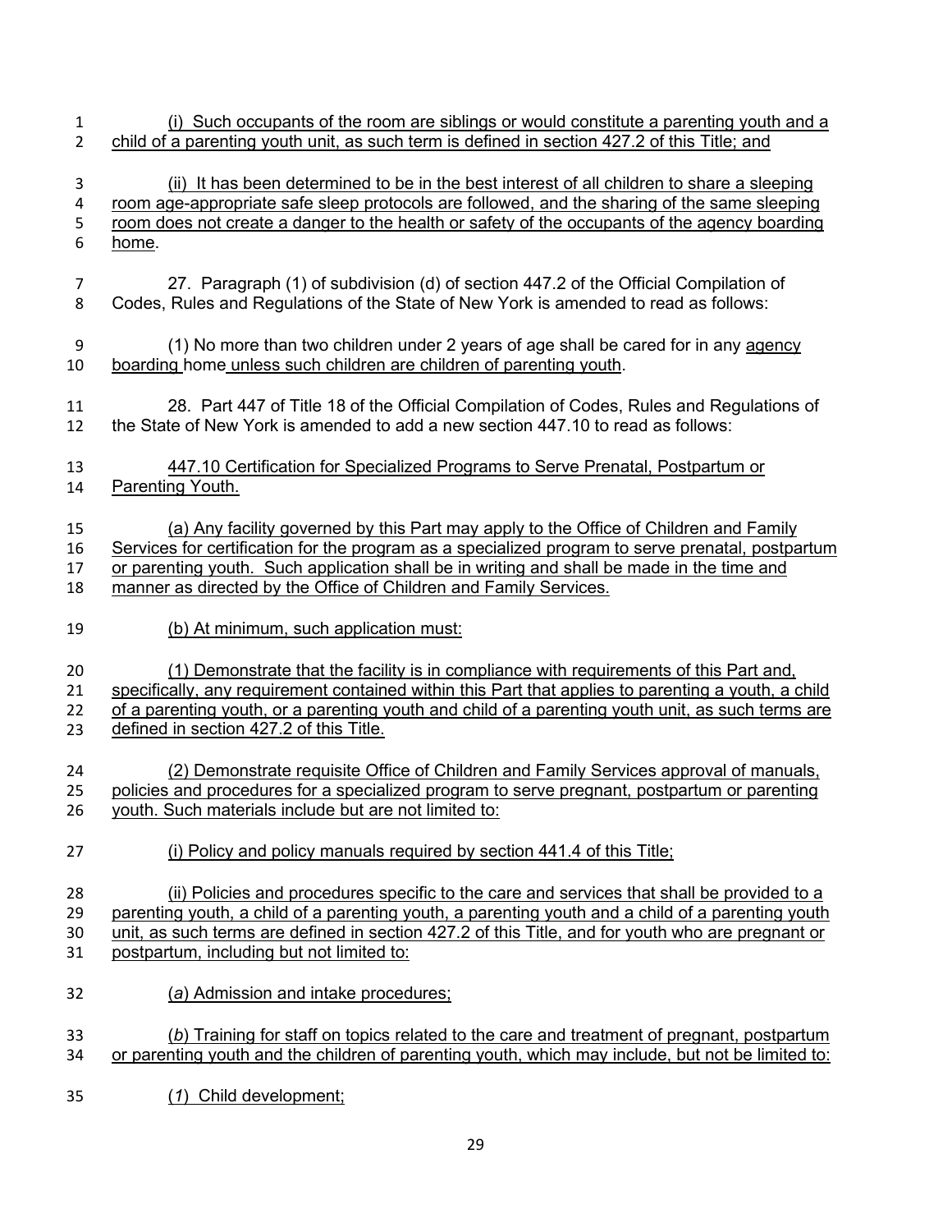(i) Such occupants of the room are siblings or would constitute a parenting youth and a child of a parenting youth unit, as such term is defined in section 427.2 of this Title; and

(ii) It has been determined to be in the best interest of all children to share a sleeping room age-appropriate safe sleep protocols are followed, and the sharing of the same sleeping room does not create a danger to the health or safety of the occupants of the agency boarding home.

27. Paragraph (1) of subdivision (d) of section 447.2 of the Official Compilation of Codes, Rules and Regulations of the State of New York is amended to read as follows:

(1) No more than two children under 2 years of age shall be cared for in any agency boarding home unless such children are children of parenting youth.

28. Part 447 of Title 18 of the Official Compilation of Codes, Rules and Regulations of the State of New York is amended to add a new section 447.10 to read as follows:

447.10 Certification for Specialized Programs to Serve Prenatal, Postpartum or Parenting Youth.

(a) Any facility governed by this Part may apply to the Office of Children and Family Services for certification for the program as a specialized program to serve prenatal, postpartum or parenting youth. Such application shall be in writing and shall be made in the time and manner as directed by the Office of Children and Family Services.

(b) At minimum, such application must:

(1) Demonstrate that the facility is in compliance with requirements of this Part and, specifically, any requirement contained within this Part that applies to parenting a youth, a child of a parenting youth, or a parenting youth and child of a parenting youth unit, as such terms are defined in section 427.2 of this Title.

(2) Demonstrate requisite Office of Children and Family Services approval of manuals, policies and procedures for a specialized program to serve pregnant, postpartum or parenting youth. Such materials include but are not limited to:

(i) Policy and policy manuals required by section 441.4 of this Title;

(ii) Policies and procedures specific to the care and services that shall be provided to a parenting youth, a child of a parenting youth, a parenting youth and a child of a parenting youth unit, as such terms are defined in section 427.2 of this Title, and for youth who are pregnant or postpartum, including but not limited to:

(*a*) Admission and intake procedures;

(*b*) Training for staff on topics related to the care and treatment of pregnant, postpartum or parenting youth and the children of parenting youth, which may include, but not be limited to:

(*1*) Child development;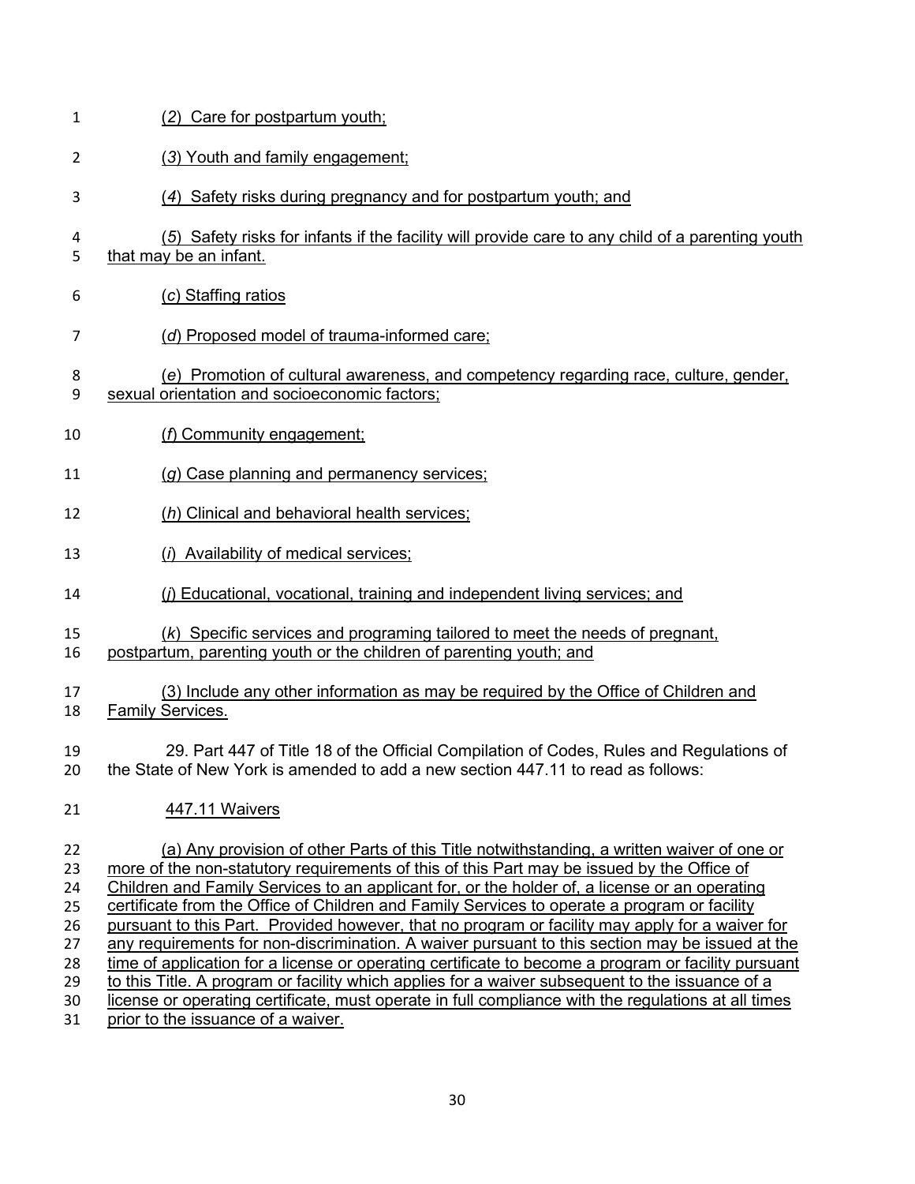(*2*) Care for postpartum youth;

(*3*) Youth and family engagement;

(*4*) Safety risks during pregnancy and for postpartum youth; and

(*5*) Safety risks for infants if the facility will provide care to any child of a parenting youth that may be an infant.

(*c*) Staffing ratios

(*d*) Proposed model of trauma-informed care;

(*e*) Promotion of cultural awareness, and competency regarding race, culture, gender, sexual orientation and socioeconomic factors;

(*f*) Community engagement;

(*g*) Case planning and permanency services;

(*h*) Clinical and behavioral health services;

(*i*) Availability of medical services;

(*j*) Educational, vocational, training and independent living services; and

(*k*) Specific services and programing tailored to meet the needs of pregnant, postpartum, parenting youth or the children of parenting youth; and

(3) Include any other information as may be required by the Office of Children and Family Services.

29. Part 447 of Title 18 of the Official Compilation of Codes, Rules and Regulations of the State of New York is amended to add a new section 447.11 to read as follows:

447.11 Waivers

(a) Any provision of other Parts of this Title notwithstanding, a written waiver of one or more of the non-statutory requirements of this of this Part may be issued by the Office of Children and Family Services to an applicant for, or the holder of, a license or an operating certificate from the Office of Children and Family Services to operate a program or facility pursuant to this Part. Provided however, that no program or facility may apply for a waiver for any requirements for non-discrimination. A waiver pursuant to this section may be issued at the time of application for a license or operating certificate to become a program or facility pursuant to this Title. A program or facility which applies for a waiver subsequent to the issuance of a license or operating certificate, must operate in full compliance with the regulations at all times prior to the issuance of a waiver.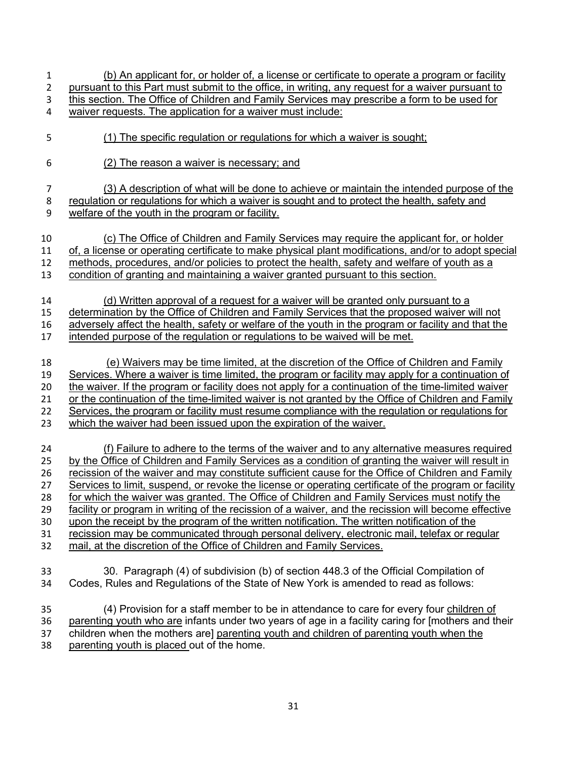(b) An applicant for, or holder of, a license or certificate to operate a program or facility pursuant to this Part must submit to the office, in writing, any request for a waiver pursuant to this section. The Office of Children and Family Services may prescribe a form to be used for waiver requests. The application for a waiver must include:

(1) The specific regulation or regulations for which a waiver is sought;

(2) The reason a waiver is necessary; and

(3) A description of what will be done to achieve or maintain the intended purpose of the regulation or regulations for which a waiver is sought and to protect the health, safety and welfare of the youth in the program or facility.

(c) The Office of Children and Family Services may require the applicant for, or holder of, a license or operating certificate to make physical plant modifications, and/or to adopt special methods, procedures, and/or policies to protect the health, safety and welfare of youth as a condition of granting and maintaining a waiver granted pursuant to this section.

(d) Written approval of a request for a waiver will be granted only pursuant to a determination by the Office of Children and Family Services that the proposed waiver will not adversely affect the health, safety or welfare of the youth in the program or facility and that the intended purpose of the regulation or regulations to be waived will be met.

(e) Waivers may be time limited, at the discretion of the Office of Children and Family Services. Where a waiver is time limited, the program or facility may apply for a continuation of the waiver. If the program or facility does not apply for a continuation of the time-limited waiver or the continuation of the time-limited waiver is not granted by the Office of Children and Family Services, the program or facility must resume compliance with the regulation or regulations for which the waiver had been issued upon the expiration of the waiver.

(f) Failure to adhere to the terms of the waiver and to any alternative measures required by the Office of Children and Family Services as a condition of granting the waiver will result in recission of the waiver and may constitute sufficient cause for the Office of Children and Family Services to limit, suspend, or revoke the license or operating certificate of the program or facility for which the waiver was granted. The Office of Children and Family Services must notify the facility or program in writing of the recission of a waiver, and the recission will become effective upon the receipt by the program of the written notification. The written notification of the recission may be communicated through personal delivery, electronic mail, telefax or regular mail, at the discretion of the Office of Children and Family Services.

30. Paragraph (4) of subdivision (b) of section 448.3 of the Official Compilation of Codes, Rules and Regulations of the State of New York is amended to read as follows:

(4) Provision for a staff member to be in attendance to care for every four children of parenting youth who are infants under two years of age in a facility caring for [mothers and their children when the mothers are] parenting youth and children of parenting youth when the parenting youth is placed out of the home.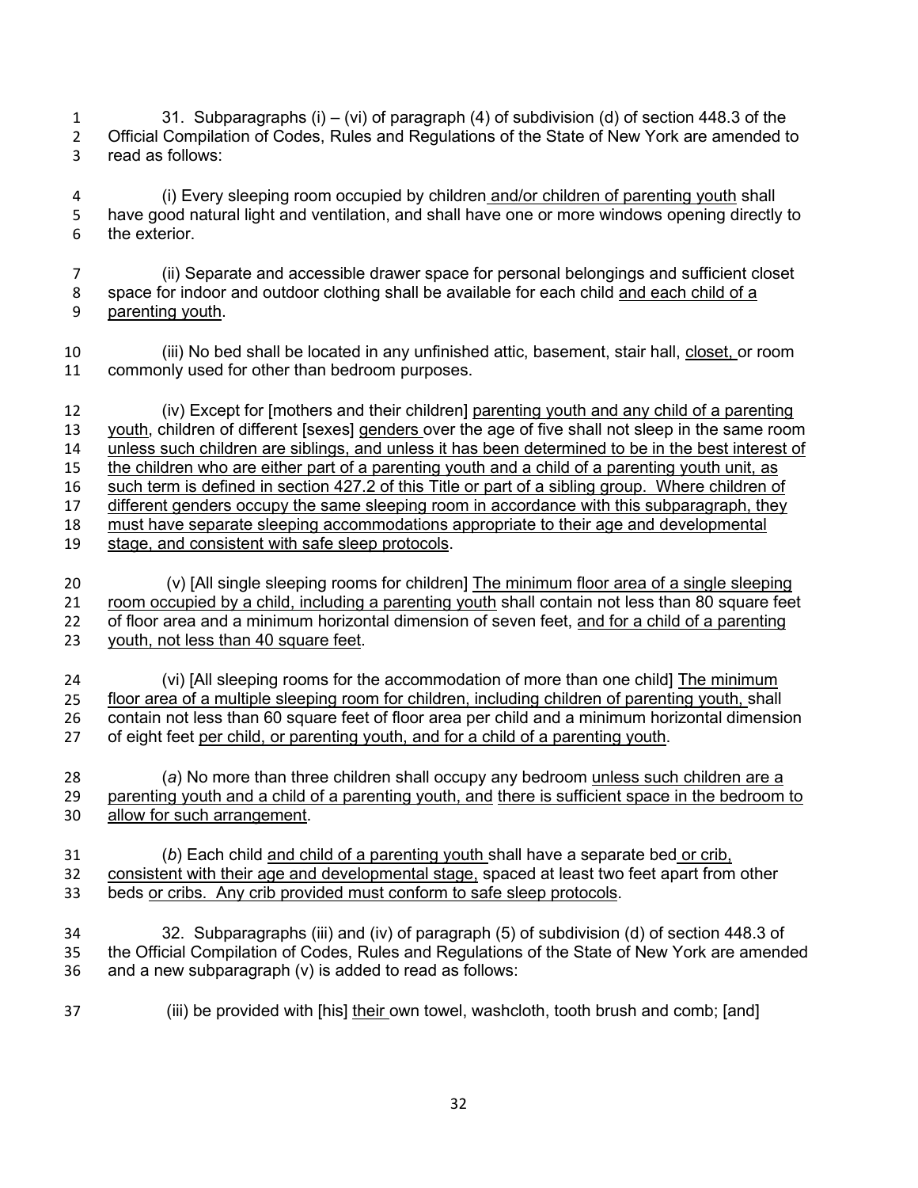31. Subparagraphs (i) – (vi) of paragraph (4) of subdivision (d) of section 448.3 of the Official Compilation of Codes, Rules and Regulations of the State of New York are amended to read as follows:

(i) Every sleeping room occupied by children and/or children of parenting youth shall have good natural light and ventilation, and shall have one or more windows opening directly to the exterior.

(ii) Separate and accessible drawer space for personal belongings and sufficient closet space for indoor and outdoor clothing shall be available for each child and each child of a parenting youth.

(iii) No bed shall be located in any unfinished attic, basement, stair hall, closet, or room commonly used for other than bedroom purposes.

(iv) Except for [mothers and their children] parenting youth and any child of a parenting youth, children of different [sexes] genders over the age of five shall not sleep in the same room unless such children are siblings, and unless it has been determined to be in the best interest of the children who are either part of a parenting youth and a child of a parenting youth unit, as such term is defined in section 427.2 of this Title or part of a sibling group. Where children of different genders occupy the same sleeping room in accordance with this subparagraph, they must have separate sleeping accommodations appropriate to their age and developmental stage, and consistent with safe sleep protocols.

(v) [All single sleeping rooms for children] The minimum floor area of a single sleeping room occupied by a child, including a parenting youth shall contain not less than 80 square feet of floor area and a minimum horizontal dimension of seven feet, and for a child of a parenting youth, not less than 40 square feet.

(vi) [All sleeping rooms for the accommodation of more than one child] The minimum floor area of a multiple sleeping room for children, including children of parenting youth, shall contain not less than 60 square feet of floor area per child and a minimum horizontal dimension of eight feet per child, or parenting youth, and for a child of a parenting youth.

(*a*) No more than three children shall occupy any bedroom unless such children are a parenting youth and a child of a parenting youth, and there is sufficient space in the bedroom to allow for such arrangement.

(*b*) Each child and child of a parenting youth shall have a separate bed or crib, consistent with their age and developmental stage, spaced at least two feet apart from other beds or cribs. Any crib provided must conform to safe sleep protocols.

32. Subparagraphs (iii) and (iv) of paragraph (5) of subdivision (d) of section 448.3 of the Official Compilation of Codes, Rules and Regulations of the State of New York are amended and a new subparagraph (v) is added to read as follows:

(iii) be provided with [his] their own towel, washcloth, tooth brush and comb; [and]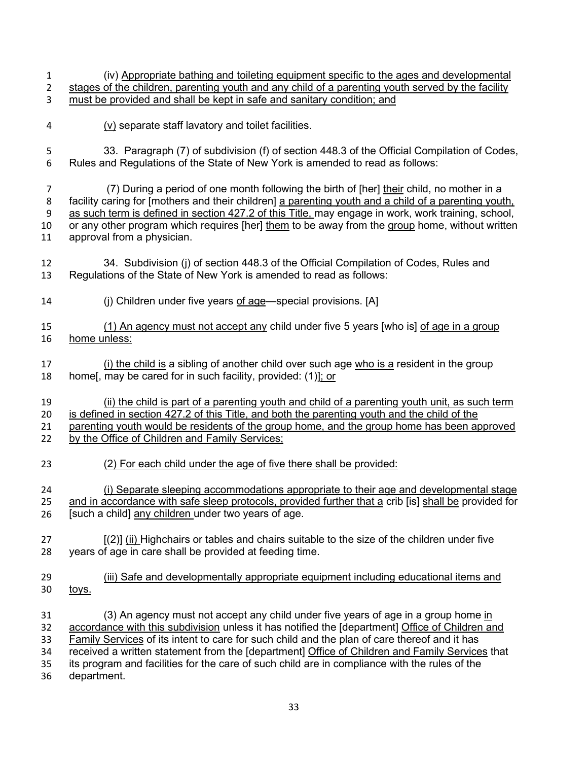(iv) Appropriate bathing and toileting equipment specific to the ages and developmental stages of the children, parenting youth and any child of a parenting youth served by the facility must be provided and shall be kept in safe and sanitary condition; and

(v) separate staff lavatory and toilet facilities.

33. Paragraph (7) of subdivision (f) of section 448.3 of the Official Compilation of Codes, Rules and Regulations of the State of New York is amended to read as follows:

(7) During a period of one month following the birth of [her] their child, no mother in a facility caring for [mothers and their children] a parenting youth and a child of a parenting youth, as such term is defined in section 427.2 of this Title, may engage in work, work training, school, or any other program which requires [her] them to be away from the group home, without written approval from a physician.

34. Subdivision (j) of section 448.3 of the Official Compilation of Codes, Rules and Regulations of the State of New York is amended to read as follows:

(j) Children under five years of age—special provisions. [A]

(1) An agency must not accept any child under five 5 years [who is] of age in a group home unless:

(i) the child is a sibling of another child over such age who is a resident in the group home[, may be cared for in such facility, provided: (1)]; or

(ii) the child is part of a parenting youth and child of a parenting youth unit, as such term is defined in section 427.2 of this Title, and both the parenting youth and the child of the parenting youth would be residents of the group home, and the group home has been approved by the Office of Children and Family Services;

(2) For each child under the age of five there shall be provided:

(i) Separate sleeping accommodations appropriate to their age and developmental stage and in accordance with safe sleep protocols, provided further that a crib [is] shall be provided for [such a child] any children under two years of age.

[(2)] (ii) Highchairs or tables and chairs suitable to the size of the children under five years of age in care shall be provided at feeding time.

(iii) Safe and developmentally appropriate equipment including educational items and toys.

(3) An agency must not accept any child under five years of age in a group home in accordance with this subdivision unless it has notified the [department] Office of Children and Family Services of its intent to care for such child and the plan of care thereof and it has received a written statement from the [department] Office of Children and Family Services that its program and facilities for the care of such child are in compliance with the rules of the department.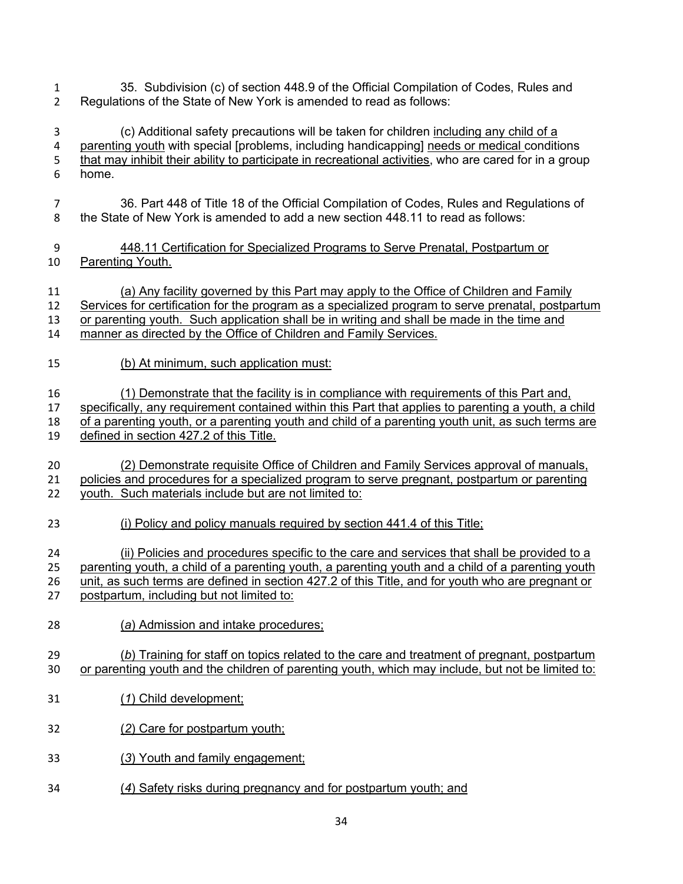35. Subdivision (c) of section 448.9 of the Official Compilation of Codes, Rules and Regulations of the State of New York is amended to read as follows:

(c) Additional safety precautions will be taken for children <u>including any child of a parenting youth</u> with special [problems, including handicapping] <u>needs or medical</u> conditions <u>that may inhibit their ability to participate in recreational activities</u>, who are cared for in a group home.

36. Part 448 of Title 18 of the Official Compilation of Codes, Rules and Regulations of the State of New York is amended to add a new section 448.11 to read as follows:

<u>448.11 Certification for Specialized Programs to Serve Prenatal, Postpartum or Parenting Youth.</u>

<u>(a) Any facility governed by this Part may apply to the Office of Children and Family Services for certification for the program as a specialized program to serve prenatal, postpartum or parenting youth. Such application shall be in writing and shall be made in the time and manner as directed by the Office of Children and Family Services.</u>

<u>(b) At minimum, such application must:</u>

<u>(1) Demonstrate that the facility is in compliance with requirements of this Part and, specifically, any requirement contained within this Part that applies to parenting a youth, a child of a parenting youth, or a parenting youth and child of a parenting youth unit, as such terms are defined in section 427.2 of this Title.</u>

<u>(2) Demonstrate requisite Office of Children and Family Services approval of manuals, policies and procedures for a specialized program to serve pregnant, postpartum or parenting youth. Such materials include but are not limited to:</u>

<u>(i) Policy and policy manuals required by section 441.4 of this Title;</u>

<u>(ii) Policies and procedures specific to the care and services that shall be provided to a parenting youth, a child of a parenting youth, a parenting youth and a child of a parenting youth unit, as such terms are defined in section 427.2 of this Title, and for youth who are pregnant or postpartum, including but not limited to:</u>

<u>(*a*) Admission and intake procedures;</u>

<u>(*b*) Training for staff on topics related to the care and treatment of pregnant, postpartum or parenting youth and the children of parenting youth, which may include, but not be limited to:</u>

<u>(*1*) Child development;</u>

<u>(*2*) Care for postpartum youth;</u>

<u>(*3*) Youth and family engagement;</u>

<u>(*4*) Safety risks during pregnancy and for postpartum youth; and</u>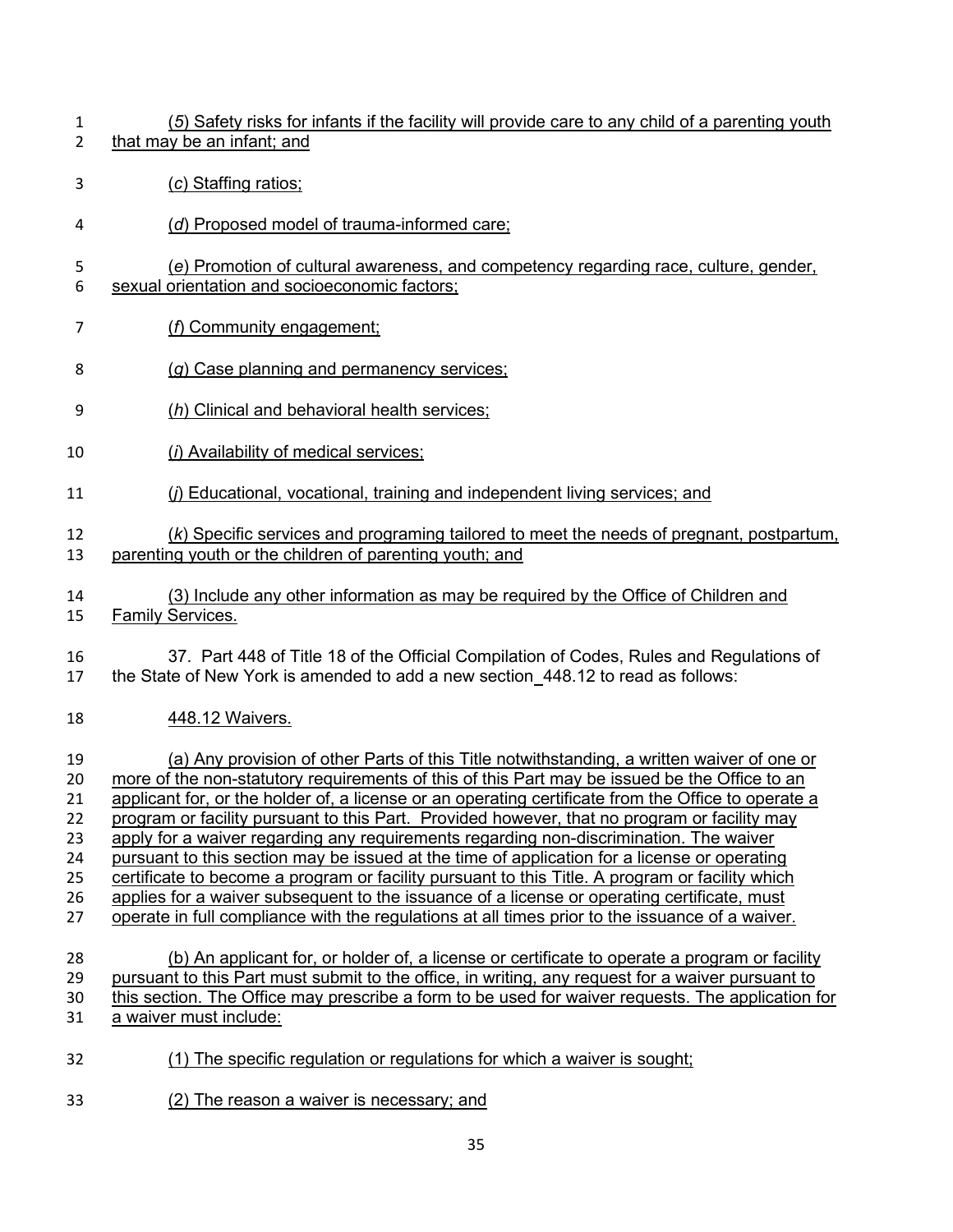(*5*) Safety risks for infants if the facility will provide care to any child of a parenting youth that may be an infant; and

(*c*) Staffing ratios;

(*d*) Proposed model of trauma-informed care;

(*e*) Promotion of cultural awareness, and competency regarding race, culture, gender, sexual orientation and socioeconomic factors;

(*f*) Community engagement;

(*g*) Case planning and permanency services;

(*h*) Clinical and behavioral health services;

(*i*) Availability of medical services;

(*j*) Educational, vocational, training and independent living services; and

(*k*) Specific services and programing tailored to meet the needs of pregnant, postpartum, parenting youth or the children of parenting youth; and

(3) Include any other information as may be required by the Office of Children and Family Services.

37. Part 448 of Title 18 of the Official Compilation of Codes, Rules and Regulations of the State of New York is amended to add a new section_448.12 to read as follows:

448.12 Waivers.

(a) Any provision of other Parts of this Title notwithstanding, a written waiver of one or more of the non-statutory requirements of this of this Part may be issued be the Office to an applicant for, or the holder of, a license or an operating certificate from the Office to operate a program or facility pursuant to this Part. Provided however, that no program or facility may apply for a waiver regarding any requirements regarding non-discrimination. The waiver pursuant to this section may be issued at the time of application for a license or operating certificate to become a program or facility pursuant to this Title. A program or facility which applies for a waiver subsequent to the issuance of a license or operating certificate, must operate in full compliance with the regulations at all times prior to the issuance of a waiver.

(b) An applicant for, or holder of, a license or certificate to operate a program or facility pursuant to this Part must submit to the office, in writing, any request for a waiver pursuant to this section. The Office may prescribe a form to be used for waiver requests. The application for a waiver must include:

(1) The specific regulation or regulations for which a waiver is sought;

(2) The reason a waiver is necessary; and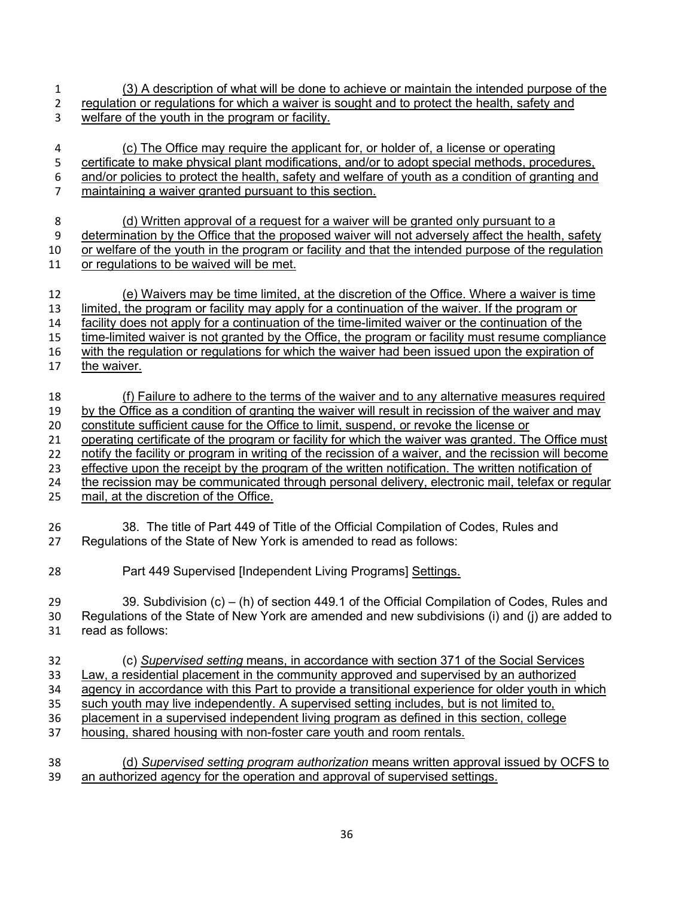(3) A description of what will be done to achieve or maintain the intended purpose of the regulation or regulations for which a waiver is sought and to protect the health, safety and welfare of the youth in the program or facility.

(c) The Office may require the applicant for, or holder of, a license or operating certificate to make physical plant modifications, and/or to adopt special methods, procedures, and/or policies to protect the health, safety and welfare of youth as a condition of granting and maintaining a waiver granted pursuant to this section.

(d) Written approval of a request for a waiver will be granted only pursuant to a determination by the Office that the proposed waiver will not adversely affect the health, safety or welfare of the youth in the program or facility and that the intended purpose of the regulation or regulations to be waived will be met.

(e) Waivers may be time limited, at the discretion of the Office. Where a waiver is time limited, the program or facility may apply for a continuation of the waiver. If the program or facility does not apply for a continuation of the time-limited waiver or the continuation of the time-limited waiver is not granted by the Office, the program or facility must resume compliance with the regulation or regulations for which the waiver had been issued upon the expiration of the waiver.

(f) Failure to adhere to the terms of the waiver and to any alternative measures required by the Office as a condition of granting the waiver will result in recission of the waiver and may constitute sufficient cause for the Office to limit, suspend, or revoke the license or operating certificate of the program or facility for which the waiver was granted. The Office must notify the facility or program in writing of the recission of a waiver, and the recission will become effective upon the receipt by the program of the written notification. The written notification of the recission may be communicated through personal delivery, electronic mail, telefax or regular mail, at the discretion of the Office.

38. The title of Part 449 of Title of the Official Compilation of Codes, Rules and Regulations of the State of New York is amended to read as follows:

Part 449 Supervised [Independent Living Programs] Settings.

39. Subdivision (c) – (h) of section 449.1 of the Official Compilation of Codes, Rules and Regulations of the State of New York are amended and new subdivisions (i) and (j) are added to read as follows:

(c) *Supervised setting* means, in accordance with section 371 of the Social Services Law, a residential placement in the community approved and supervised by an authorized agency in accordance with this Part to provide a transitional experience for older youth in which such youth may live independently. A supervised setting includes, but is not limited to, placement in a supervised independent living program as defined in this section, college housing, shared housing with non-foster care youth and room rentals.

(d) *Supervised setting program authorization* means written approval issued by OCFS to an authorized agency for the operation and approval of supervised settings.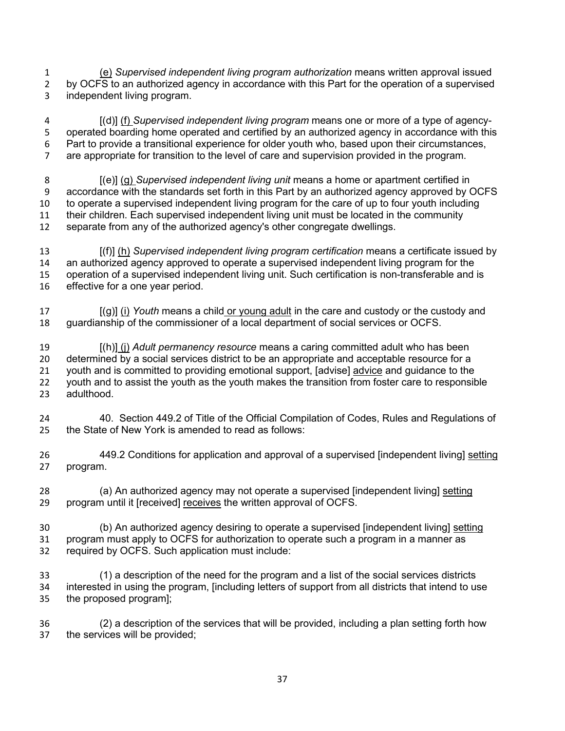(e) *Supervised independent living program authorization* means written approval issued by OCFS to an authorized agency in accordance with this Part for the operation of a supervised independent living program.

[(d)] (f) *Supervised independent living program* means one or more of a type of agency-operated boarding home operated and certified by an authorized agency in accordance with this Part to provide a transitional experience for older youth who, based upon their circumstances, are appropriate for transition to the level of care and supervision provided in the program.

[(e)] (g) *Supervised independent living unit* means a home or apartment certified in accordance with the standards set forth in this Part by an authorized agency approved by OCFS to operate a supervised independent living program for the care of up to four youth including their children. Each supervised independent living unit must be located in the community separate from any of the authorized agency's other congregate dwellings.

[(f)] (h) *Supervised independent living program certification* means a certificate issued by an authorized agency approved to operate a supervised independent living program for the operation of a supervised independent living unit. Such certification is non-transferable and is effective for a one year period.

[(g)] (i) *Youth* means a child or young adult in the care and custody or the custody and guardianship of the commissioner of a local department of social services or OCFS.

[(h)] (j) *Adult permanency resource* means a caring committed adult who has been determined by a social services district to be an appropriate and acceptable resource for a youth and is committed to providing emotional support, [advise] advice and guidance to the youth and to assist the youth as the youth makes the transition from foster care to responsible adulthood.

40. Section 449.2 of Title of the Official Compilation of Codes, Rules and Regulations of the State of New York is amended to read as follows:

449.2 Conditions for application and approval of a supervised [independent living] setting program.

(a) An authorized agency may not operate a supervised [independent living] setting program until it [received] receives the written approval of OCFS.

(b) An authorized agency desiring to operate a supervised [independent living] setting program must apply to OCFS for authorization to operate such a program in a manner as required by OCFS. Such application must include:

(1) a description of the need for the program and a list of the social services districts interested in using the program, [including letters of support from all districts that intend to use the proposed program];

(2) a description of the services that will be provided, including a plan setting forth how the services will be provided;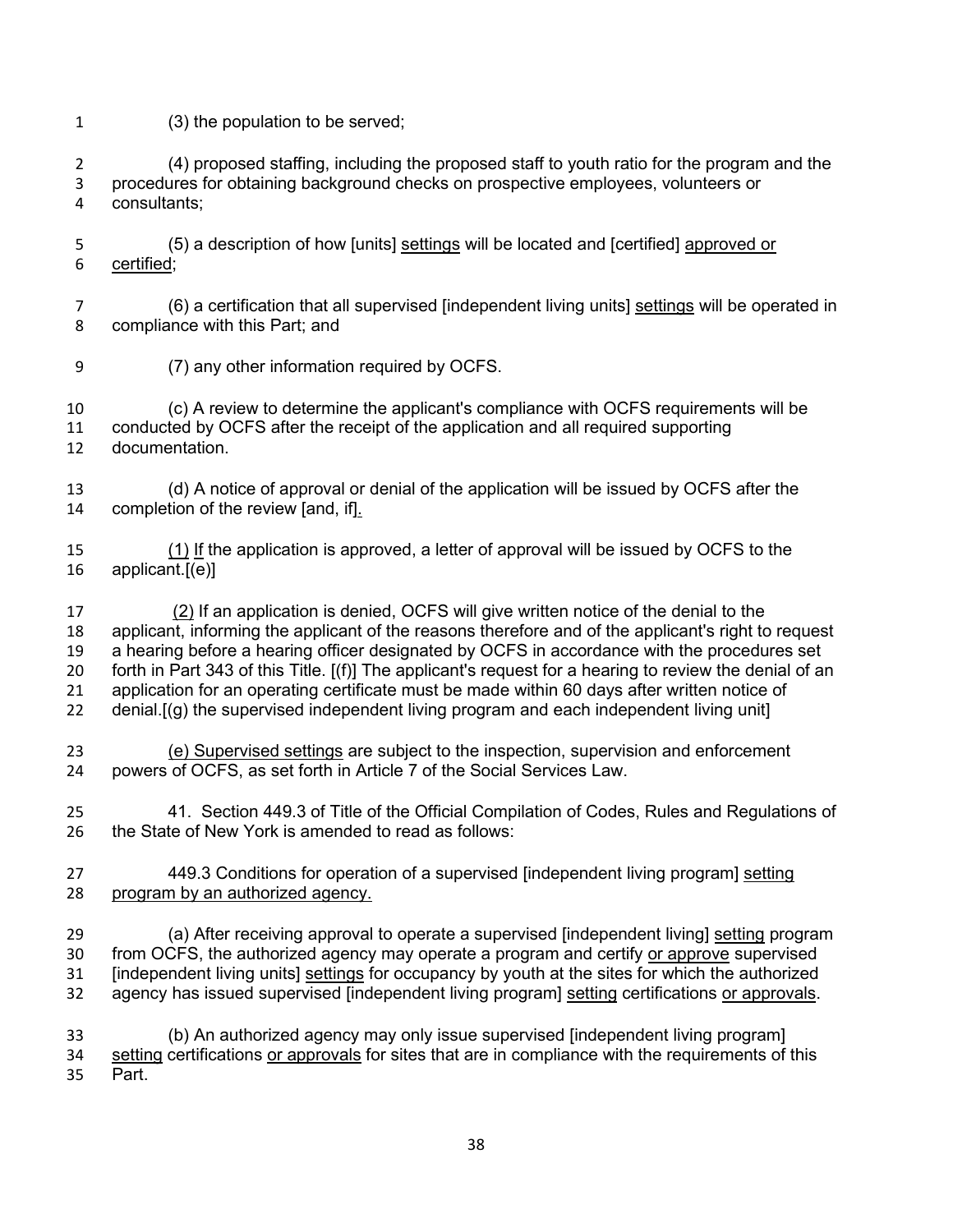(3) the population to be served;

(4) proposed staffing, including the proposed staff to youth ratio for the program and the procedures for obtaining background checks on prospective employees, volunteers or consultants;

(5) a description of how [units] settings will be located and [certified] approved or certified;

(6) a certification that all supervised [independent living units] settings will be operated in compliance with this Part; and

(7) any other information required by OCFS.

(c) A review to determine the applicant's compliance with OCFS requirements will be conducted by OCFS after the receipt of the application and all required supporting documentation.

(d) A notice of approval or denial of the application will be issued by OCFS after the completion of the review [and, if].

(1) If the application is approved, a letter of approval will be issued by OCFS to the applicant.[(e)]

(2) If an application is denied, OCFS will give written notice of the denial to the applicant, informing the applicant of the reasons therefore and of the applicant's right to request a hearing before a hearing officer designated by OCFS in accordance with the procedures set forth in Part 343 of this Title. [(f)] The applicant's request for a hearing to review the denial of an application for an operating certificate must be made within 60 days after written notice of denial.[(g) the supervised independent living program and each independent living unit]

(e) Supervised settings are subject to the inspection, supervision and enforcement powers of OCFS, as set forth in Article 7 of the Social Services Law.

41. Section 449.3 of Title of the Official Compilation of Codes, Rules and Regulations of the State of New York is amended to read as follows:

449.3 Conditions for operation of a supervised [independent living program] setting program by an authorized agency.

(a) After receiving approval to operate a supervised [independent living] setting program from OCFS, the authorized agency may operate a program and certify or approve supervised [independent living units] settings for occupancy by youth at the sites for which the authorized agency has issued supervised [independent living program] setting certifications or approvals.

(b) An authorized agency may only issue supervised [independent living program] setting certifications or approvals for sites that are in compliance with the requirements of this Part.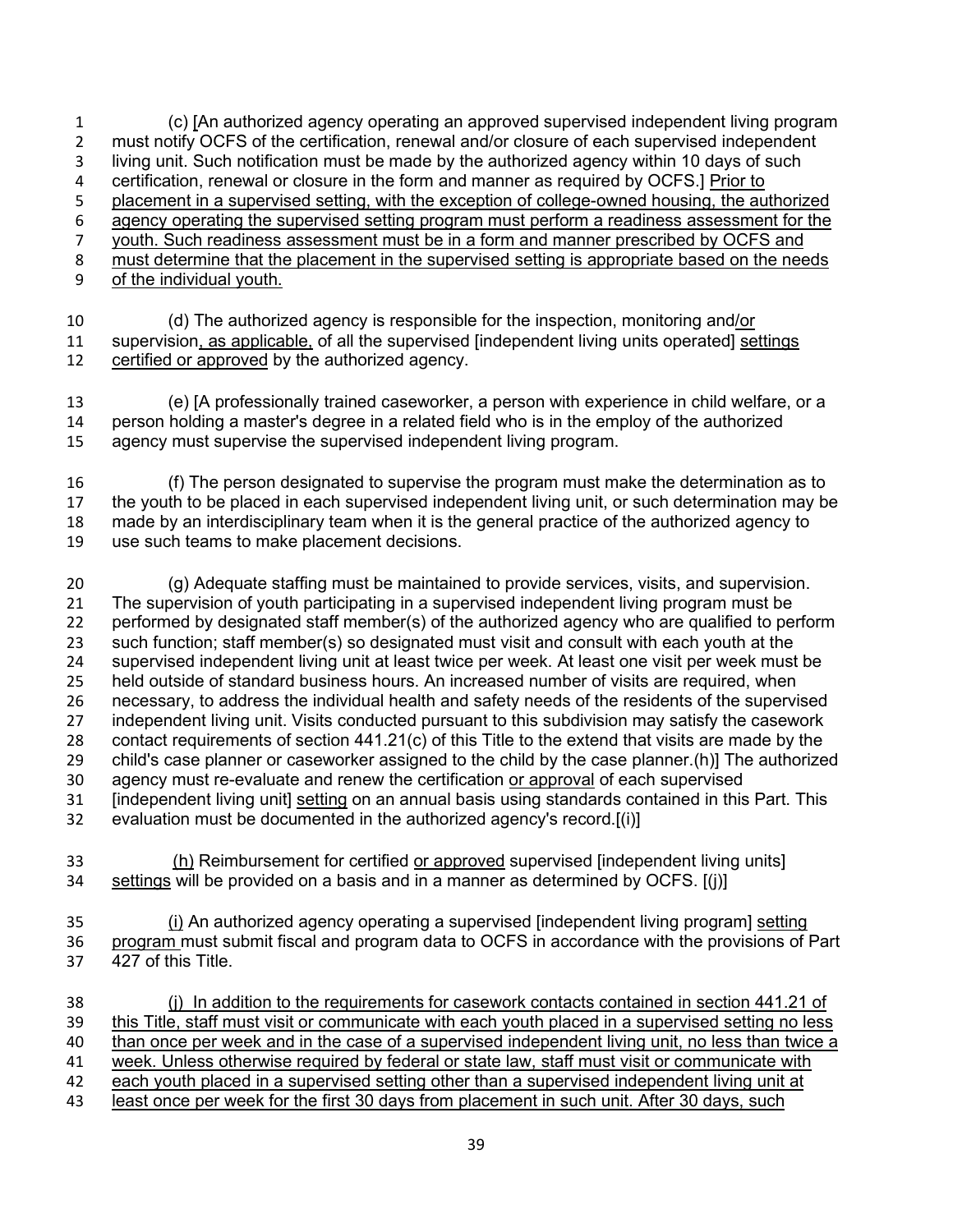(c) [An authorized agency operating an approved supervised independent living program must notify OCFS of the certification, renewal and/or closure of each supervised independent living unit. Such notification must be made by the authorized agency within 10 days of such certification, renewal or closure in the form and manner as required by OCFS.] Prior to placement in a supervised setting, with the exception of college-owned housing, the authorized agency operating the supervised setting program must perform a readiness assessment for the youth. Such readiness assessment must be in a form and manner prescribed by OCFS and must determine that the placement in the supervised setting is appropriate based on the needs of the individual youth.

(d) The authorized agency is responsible for the inspection, monitoring and/or supervision, as applicable, of all the supervised [independent living units operated] settings certified or approved by the authorized agency.

(e) [A professionally trained caseworker, a person with experience in child welfare, or a person holding a master's degree in a related field who is in the employ of the authorized agency must supervise the supervised independent living program.

(f) The person designated to supervise the program must make the determination as to the youth to be placed in each supervised independent living unit, or such determination may be made by an interdisciplinary team when it is the general practice of the authorized agency to use such teams to make placement decisions.

(g) Adequate staffing must be maintained to provide services, visits, and supervision. The supervision of youth participating in a supervised independent living program must be performed by designated staff member(s) of the authorized agency who are qualified to perform such function; staff member(s) so designated must visit and consult with each youth at the supervised independent living unit at least twice per week. At least one visit per week must be held outside of standard business hours. An increased number of visits are required, when necessary, to address the individual health and safety needs of the residents of the supervised independent living unit. Visits conducted pursuant to this subdivision may satisfy the casework contact requirements of section 441.21(c) of this Title to the extent that visits are made by the child's case planner or caseworker assigned to the child by the case planner.(h)] The authorized agency must re-evaluate and renew the certification or approval of each supervised [independent living unit] setting on an annual basis using standards contained in this Part. This evaluation must be documented in the authorized agency's record.[(i)]

(h) Reimbursement for certified or approved supervised [independent living units] settings will be provided on a basis and in a manner as determined by OCFS. [(j)]

(i) An authorized agency operating a supervised [independent living program] setting program must submit fiscal and program data to OCFS in accordance with the provisions of Part 427 of this Title.

(j) In addition to the requirements for casework contacts contained in section 441.21 of this Title, staff must visit or communicate with each youth placed in a supervised setting no less than once per week and in the case of a supervised independent living unit, no less than twice a week. Unless otherwise required by federal or state law, staff must visit or communicate with each youth placed in a supervised setting other than a supervised independent living unit at least once per week for the first 30 days from placement in such unit. After 30 days, such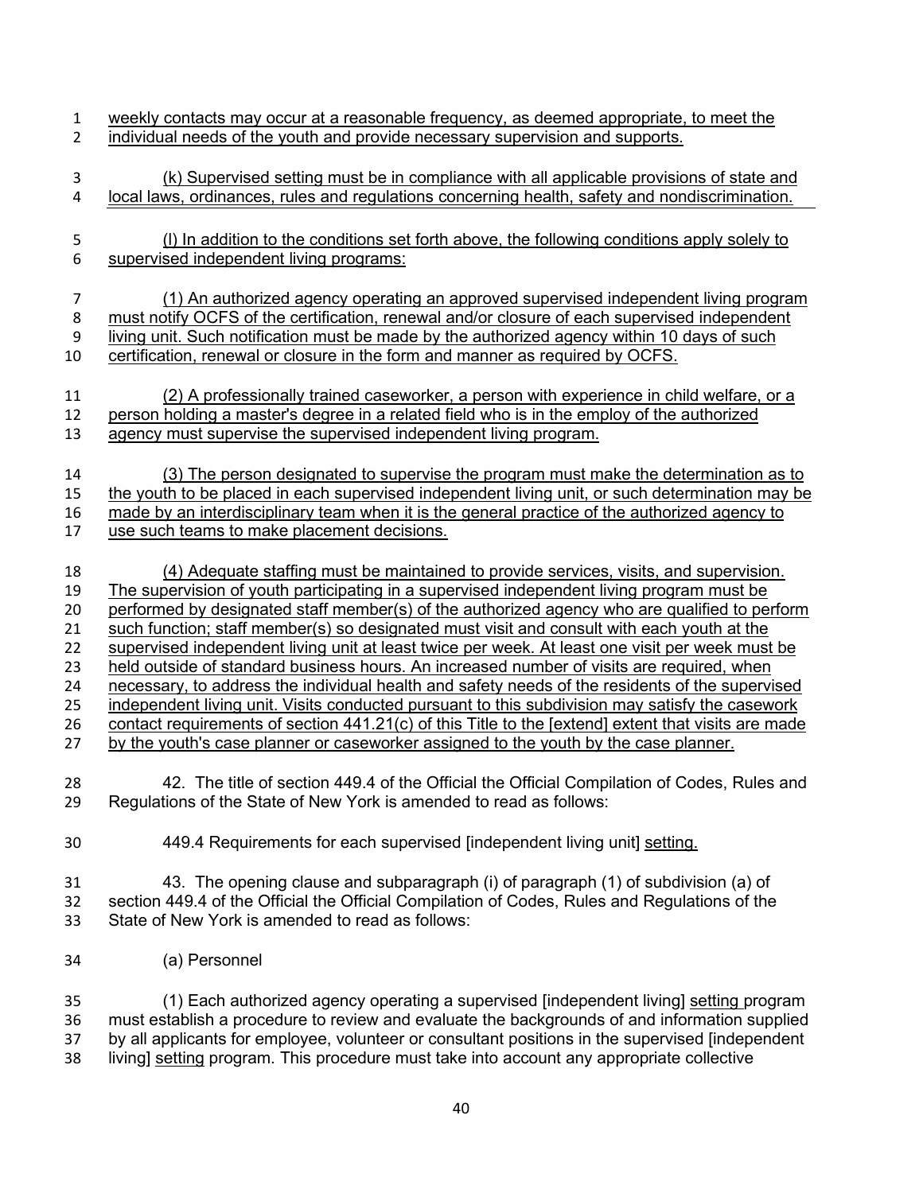weekly contacts may occur at a reasonable frequency, as deemed appropriate, to meet the individual needs of the youth and provide necessary supervision and supports.

(k) Supervised setting must be in compliance with all applicable provisions of state and local laws, ordinances, rules and regulations concerning health, safety and nondiscrimination.

(l) In addition to the conditions set forth above, the following conditions apply solely to supervised independent living programs:

(1) An authorized agency operating an approved supervised independent living program must notify OCFS of the certification, renewal and/or closure of each supervised independent living unit. Such notification must be made by the authorized agency within 10 days of such certification, renewal or closure in the form and manner as required by OCFS.

(2) A professionally trained caseworker, a person with experience in child welfare, or a person holding a master's degree in a related field who is in the employ of the authorized agency must supervise the supervised independent living program.

(3) The person designated to supervise the program must make the determination as to the youth to be placed in each supervised independent living unit, or such determination may be made by an interdisciplinary team when it is the general practice of the authorized agency to use such teams to make placement decisions.

(4) Adequate staffing must be maintained to provide services, visits, and supervision. The supervision of youth participating in a supervised independent living program must be performed by designated staff member(s) of the authorized agency who are qualified to perform such function; staff member(s) so designated must visit and consult with each youth at the supervised independent living unit at least twice per week. At least one visit per week must be held outside of standard business hours. An increased number of visits are required, when necessary, to address the individual health and safety needs of the residents of the supervised independent living unit. Visits conducted pursuant to this subdivision may satisfy the casework contact requirements of section 441.21(c) of this Title to the [extend] extent that visits are made by the youth's case planner or caseworker assigned to the youth by the case planner.

42. The title of section 449.4 of the Official the Official Compilation of Codes, Rules and Regulations of the State of New York is amended to read as follows:

449.4 Requirements for each supervised [independent living unit] setting.

43. The opening clause and subparagraph (i) of paragraph (1) of subdivision (a) of section 449.4 of the Official the Official Compilation of Codes, Rules and Regulations of the State of New York is amended to read as follows:

(a) Personnel

(1) Each authorized agency operating a supervised [independent living] setting program must establish a procedure to review and evaluate the backgrounds of and information supplied by all applicants for employee, volunteer or consultant positions in the supervised [independent living] setting program. This procedure must take into account any appropriate collective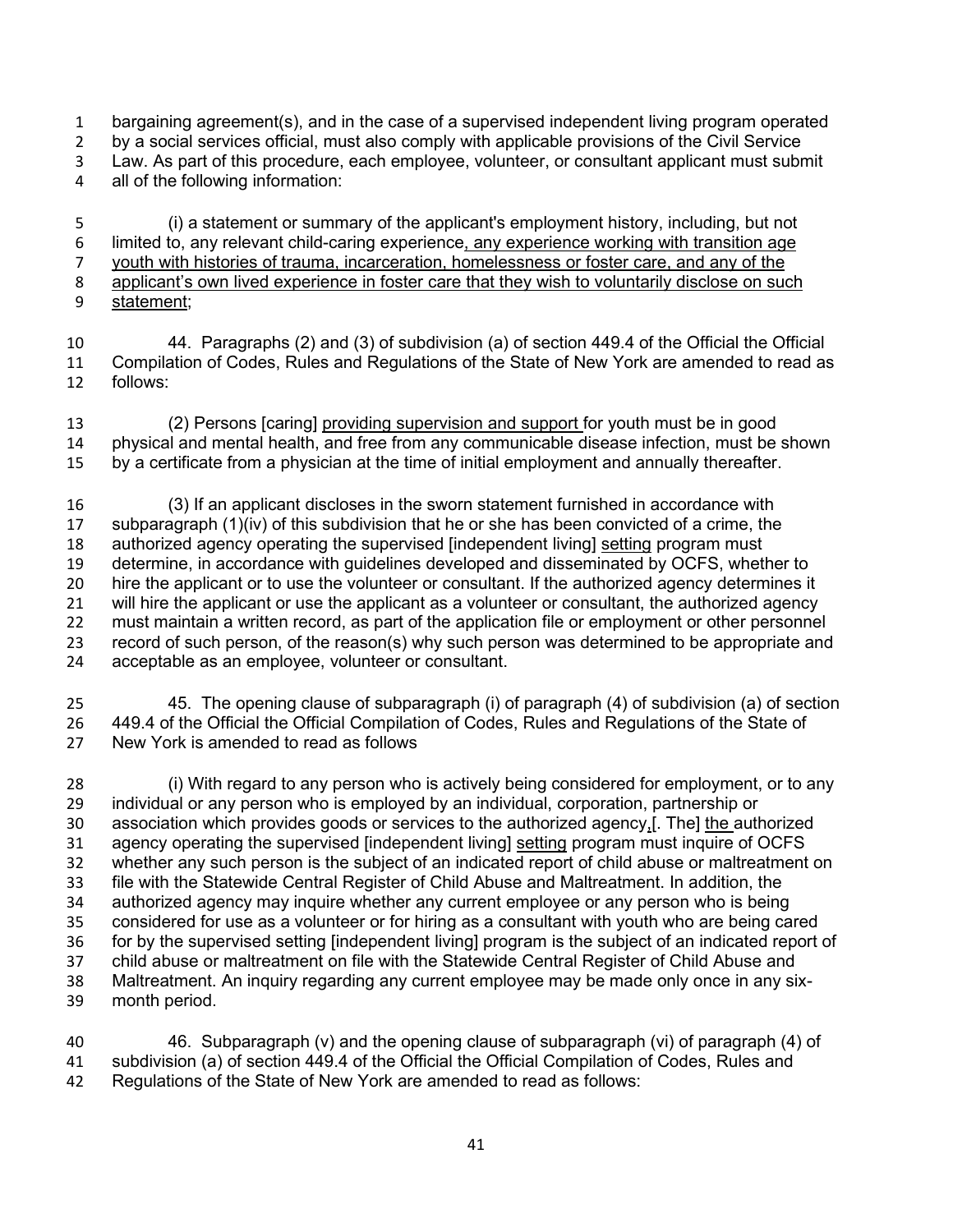bargaining agreement(s), and in the case of a supervised independent living program operated by a social services official, must also comply with applicable provisions of the Civil Service Law. As part of this procedure, each employee, volunteer, or consultant applicant must submit all of the following information:

(i) a statement or summary of the applicant's employment history, including, but not limited to, any relevant child-caring experience<u>, any experience working with transition age youth with histories of trauma, incarceration, homelessness or foster care, and any of the applicant's own lived experience in foster care that they wish to voluntarily disclose on such statement</u>;

44. Paragraphs (2) and (3) of subdivision (a) of section 449.4 of the Official the Official Compilation of Codes, Rules and Regulations of the State of New York are amended to read as follows:

(2) Persons [caring] <u>providing supervision and support</u> for youth must be in good physical and mental health, and free from any communicable disease infection, must be shown by a certificate from a physician at the time of initial employment and annually thereafter.

(3) If an applicant discloses in the sworn statement furnished in accordance with subparagraph (1)(iv) of this subdivision that he or she has been convicted of a crime, the authorized agency operating the supervised [independent living] <u>setting</u> program must determine, in accordance with guidelines developed and disseminated by OCFS, whether to hire the applicant or to use the volunteer or consultant. If the authorized agency determines it will hire the applicant or use the applicant as a volunteer or consultant, the authorized agency must maintain a written record, as part of the application file or employment or other personnel record of such person, of the reason(s) why such person was determined to be appropriate and acceptable as an employee, volunteer or consultant.

45. The opening clause of subparagraph (i) of paragraph (4) of subdivision (a) of section 449.4 of the Official the Official Compilation of Codes, Rules and Regulations of the State of New York is amended to read as follows

(i) With regard to any person who is actively being considered for employment, or to any individual or any person who is employed by an individual, corporation, partnership or association which provides goods or services to the authorized agency<u>,</u>[. The] <u>the</u> authorized agency operating the supervised [independent living] <u>setting</u> program must inquire of OCFS whether any such person is the subject of an indicated report of child abuse or maltreatment on file with the Statewide Central Register of Child Abuse and Maltreatment. In addition, the authorized agency may inquire whether any current employee or any person who is being considered for use as a volunteer or for hiring as a consultant with youth who are being cared for by the supervised setting [independent living] program is the subject of an indicated report of child abuse or maltreatment on file with the Statewide Central Register of Child Abuse and Maltreatment. An inquiry regarding any current employee may be made only once in any six-month period.

46. Subparagraph (v) and the opening clause of subparagraph (vi) of paragraph (4) of subdivision (a) of section 449.4 of the Official the Official Compilation of Codes, Rules and Regulations of the State of New York are amended to read as follows: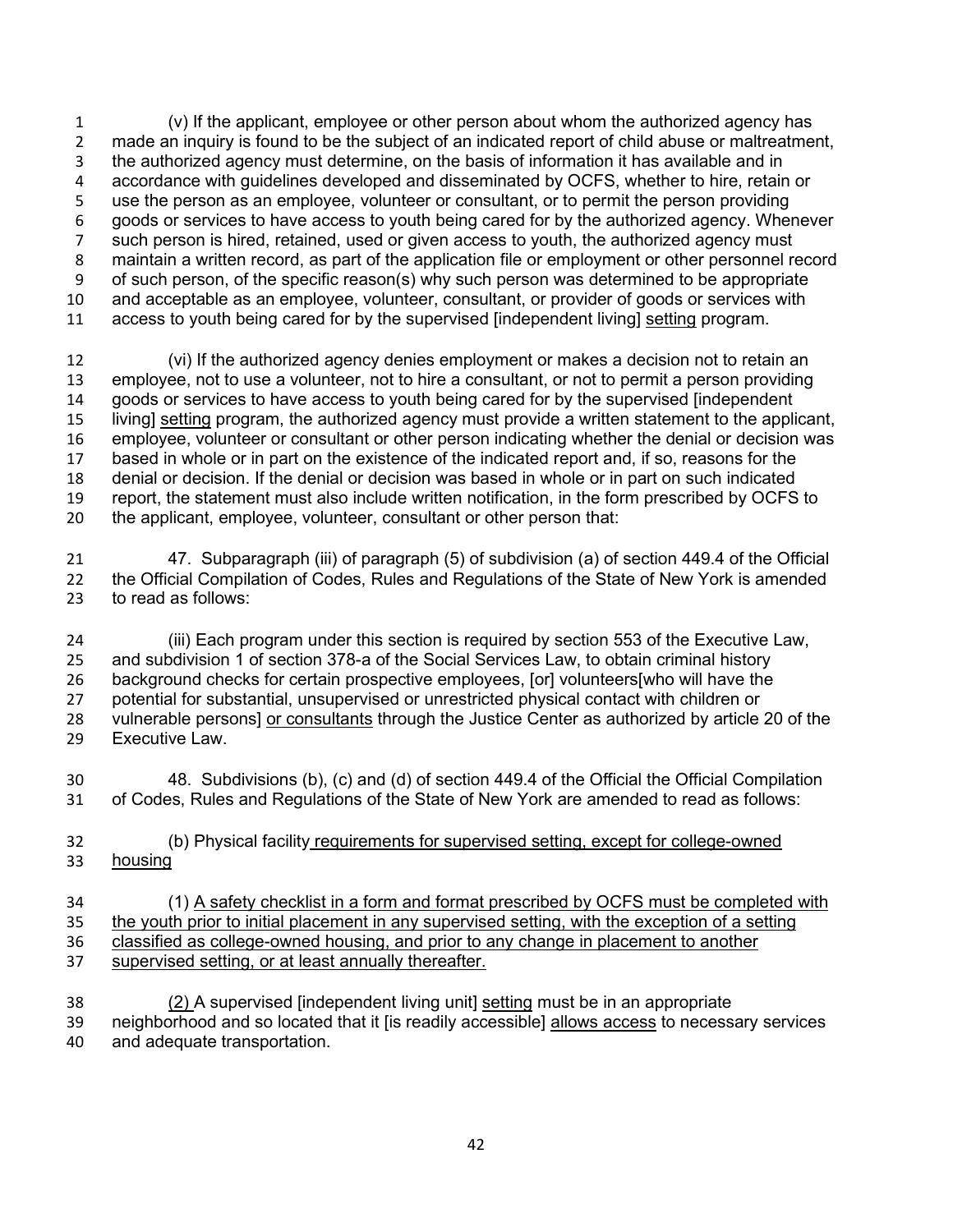(v) If the applicant, employee or other person about whom the authorized agency has made an inquiry is found to be the subject of an indicated report of child abuse or maltreatment, the authorized agency must determine, on the basis of information it has available and in accordance with guidelines developed and disseminated by OCFS, whether to hire, retain or use the person as an employee, volunteer or consultant, or to permit the person providing goods or services to have access to youth being cared for by the authorized agency. Whenever such person is hired, retained, used or given access to youth, the authorized agency must maintain a written record, as part of the application file or employment or other personnel record of such person, of the specific reason(s) why such person was determined to be appropriate and acceptable as an employee, volunteer, consultant, or provider of goods or services with access to youth being cared for by the supervised [independent living] <u>setting</u> program.

(vi) If the authorized agency denies employment or makes a decision not to retain an employee, not to use a volunteer, not to hire a consultant, or not to permit a person providing goods or services to have access to youth being cared for by the supervised [independent living] <u>setting</u> program, the authorized agency must provide a written statement to the applicant, employee, volunteer or consultant or other person indicating whether the denial or decision was based in whole or in part on the existence of the indicated report and, if so, reasons for the denial or decision. If the denial or decision was based in whole or in part on such indicated report, the statement must also include written notification, in the form prescribed by OCFS to the applicant, employee, volunteer, consultant or other person that:

47. Subparagraph (iii) of paragraph (5) of subdivision (a) of section 449.4 of the Official the Official Compilation of Codes, Rules and Regulations of the State of New York is amended to read as follows:

(iii) Each program under this section is required by section 553 of the Executive Law, and subdivision 1 of section 378-a of the Social Services Law, to obtain criminal history background checks for certain prospective employees, [or] volunteers[who will have the potential for substantial, unsupervised or unrestricted physical contact with children or vulnerable persons] <u>or consultants</u> through the Justice Center as authorized by article 20 of the Executive Law.

48. Subdivisions (b), (c) and (d) of section 449.4 of the Official the Official Compilation of Codes, Rules and Regulations of the State of New York are amended to read as follows:

(b) Physical facility<u> requirements for supervised setting, except for college-owned housing</u>

(1) <u>A safety checklist in a form and format prescribed by OCFS must be completed with the youth prior to initial placement in any supervised setting, with the exception of a setting classified as college-owned housing, and prior to any change in placement to another supervised setting, or at least annually thereafter.</u>

<u>(2) </u>A supervised [independent living unit] <u>setting</u> must be in an appropriate neighborhood and so located that it [is readily accessible] <u>allows access</u> to necessary services and adequate transportation.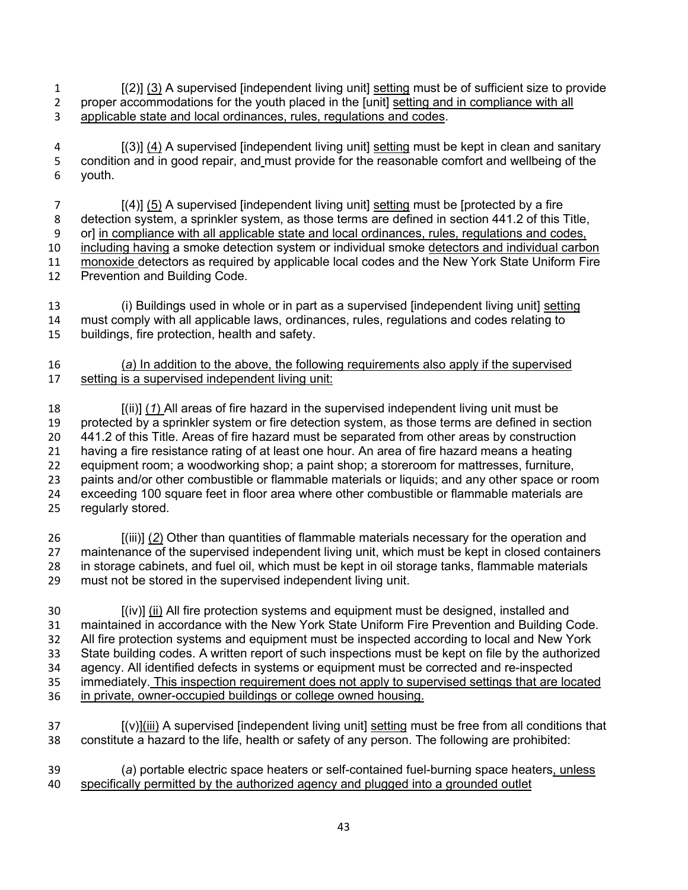[(2)] (3) A supervised [independent living unit] setting must be of sufficient size to provide proper accommodations for the youth placed in the [unit] setting and in compliance with all applicable state and local ordinances, rules, regulations and codes.

[(3)] (4) A supervised [independent living unit] setting must be kept in clean and sanitary condition and in good repair, and must provide for the reasonable comfort and wellbeing of the youth.

[(4)] (5) A supervised [independent living unit] setting must be [protected by a fire detection system, a sprinkler system, as those terms are defined in section 441.2 of this Title, or] in compliance with all applicable state and local ordinances, rules, regulations and codes, including having a smoke detection system or individual smoke detectors and individual carbon monoxide detectors as required by applicable local codes and the New York State Uniform Fire Prevention and Building Code.

(i) Buildings used in whole or in part as a supervised [independent living unit] setting must comply with all applicable laws, ordinances, rules, regulations and codes relating to buildings, fire protection, health and safety.

(*a*) In addition to the above, the following requirements also apply if the supervised setting is a supervised independent living unit:

[(ii)] (*1*) All areas of fire hazard in the supervised independent living unit must be protected by a sprinkler system or fire detection system, as those terms are defined in section 441.2 of this Title. Areas of fire hazard must be separated from other areas by construction having a fire resistance rating of at least one hour. An area of fire hazard means a heating equipment room; a woodworking shop; a paint shop; a storeroom for mattresses, furniture, paints and/or other combustible or flammable materials or liquids; and any other space or room exceeding 100 square feet in floor area where other combustible or flammable materials are regularly stored.

[(iii)] (*2*) Other than quantities of flammable materials necessary for the operation and maintenance of the supervised independent living unit, which must be kept in closed containers in storage cabinets, and fuel oil, which must be kept in oil storage tanks, flammable materials must not be stored in the supervised independent living unit.

[(iv)] (ii) All fire protection systems and equipment must be designed, installed and maintained in accordance with the New York State Uniform Fire Prevention and Building Code. All fire protection systems and equipment must be inspected according to local and New York State building codes. A written report of such inspections must be kept on file by the authorized agency. All identified defects in systems or equipment must be corrected and re-inspected immediately. This inspection requirement does not apply to supervised settings that are located in private, owner-occupied buildings or college owned housing.

[(v)](iii) A supervised [independent living unit] setting must be free from all conditions that constitute a hazard to the life, health or safety of any person. The following are prohibited:

(*a*) portable electric space heaters or self-contained fuel-burning space heaters, unless specifically permitted by the authorized agency and plugged into a grounded outlet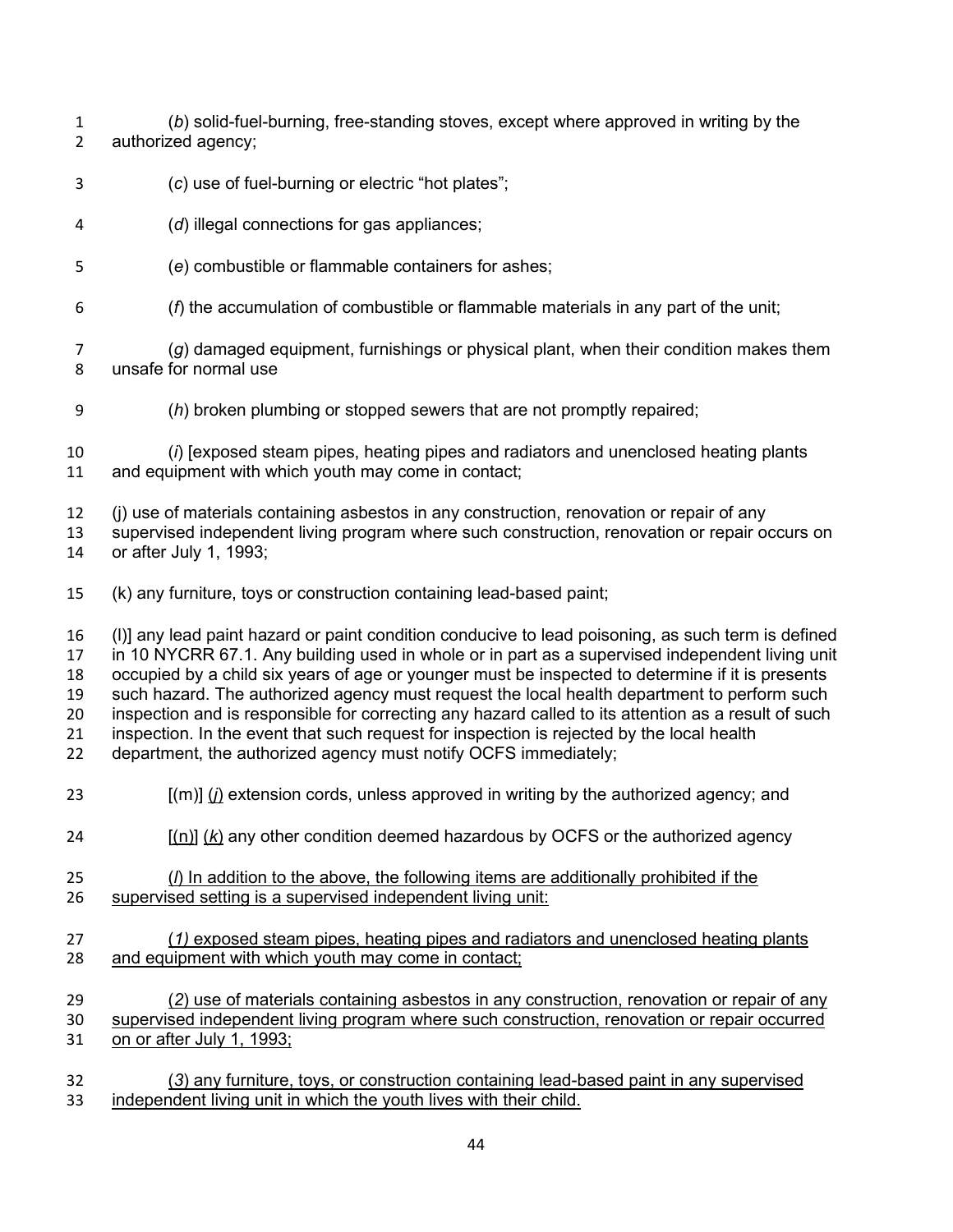(*b*) solid-fuel-burning, free-standing stoves, except where approved in writing by the authorized agency;

(*c*) use of fuel-burning or electric “hot plates”;

(*d*) illegal connections for gas appliances;

(*e*) combustible or flammable containers for ashes;

(*f*) the accumulation of combustible or flammable materials in any part of the unit;

(*g*) damaged equipment, furnishings or physical plant, when their condition makes them unsafe for normal use

(*h*) broken plumbing or stopped sewers that are not promptly repaired;

(*i*) [exposed steam pipes, heating pipes and radiators and unenclosed heating plants and equipment with which youth may come in contact;

(j) use of materials containing asbestos in any construction, renovation or repair of any supervised independent living program where such construction, renovation or repair occurs on or after July 1, 1993;

(k) any furniture, toys or construction containing lead-based paint;

(l)] any lead paint hazard or paint condition conducive to lead poisoning, as such term is defined in 10 NYCRR 67.1. Any building used in whole or in part as a supervised independent living unit occupied by a child six years of age or younger must be inspected to determine if it is presents such hazard. The authorized agency must request the local health department to perform such inspection and is responsible for correcting any hazard called to its attention as a result of such inspection. In the event that such request for inspection is rejected by the local health department, the authorized agency must notify OCFS immediately;

[(m)] <u>(*j*)</u> extension cords, unless approved in writing by the authorized agency; and

[(n)] <u>(*k*)</u> any other condition deemed hazardous by OCFS or the authorized agency

<u>(*l*) In addition to the above, the following items are additionally prohibited if the supervised setting is a supervised independent living unit:</u>

<u>(*1)* exposed steam pipes, heating pipes and radiators and unenclosed heating plants and equipment with which youth may come in contact;</u>

<u>(*2*) use of materials containing asbestos in any construction, renovation or repair of any supervised independent living program where such construction, renovation or repair occurred on or after July 1, 1993;</u>

<u>(*3*) any furniture, toys, or construction containing lead-based paint in any supervised independent living unit in which the youth lives with their child.</u>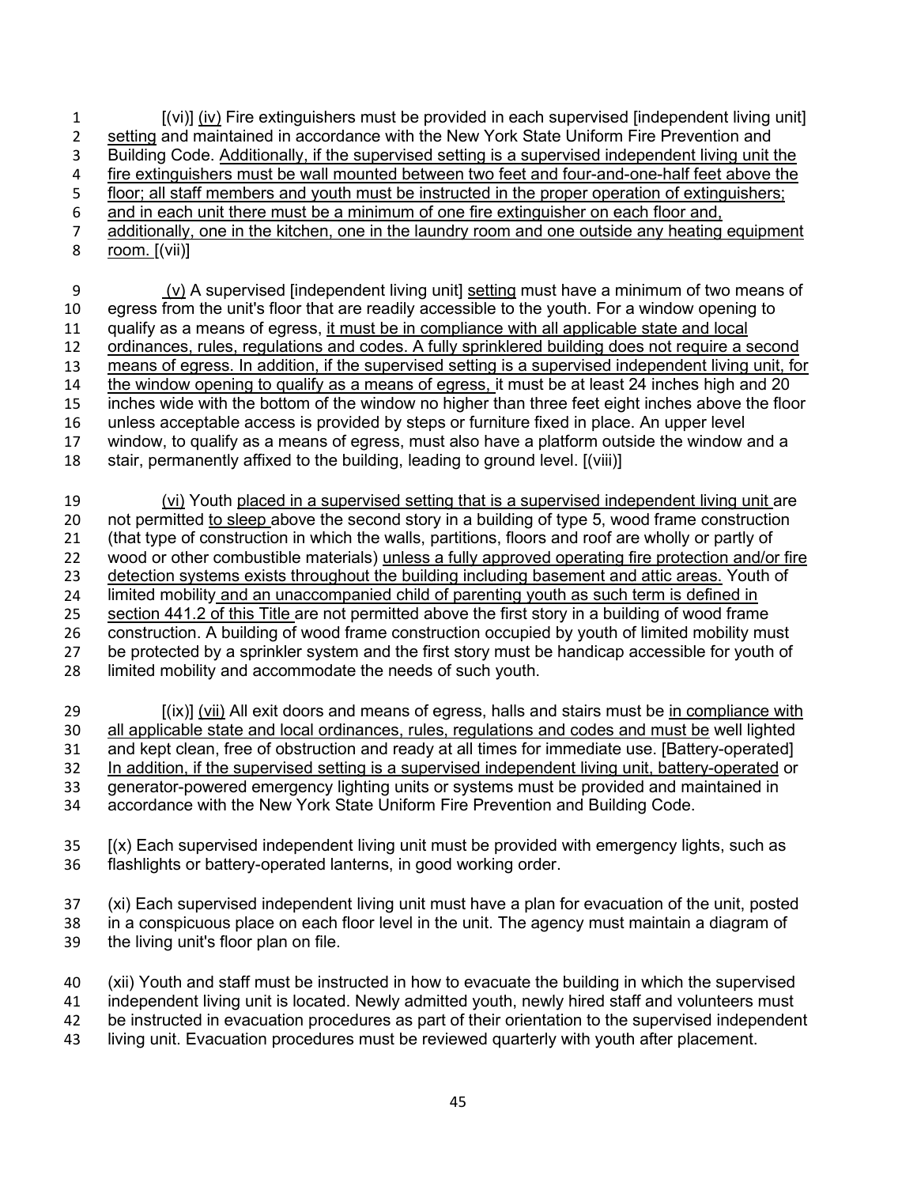[(vi)] (iv) Fire extinguishers must be provided in each supervised [independent living unit] setting and maintained in accordance with the New York State Uniform Fire Prevention and Building Code. Additionally, if the supervised setting is a supervised independent living unit the fire extinguishers must be wall mounted between two feet and four-and-one-half feet above the floor; all staff members and youth must be instructed in the proper operation of extinguishers; and in each unit there must be a minimum of one fire extinguisher on each floor and, additionally, one in the kitchen, one in the laundry room and one outside any heating equipment room. [(vii)]

(v) A supervised [independent living unit] setting must have a minimum of two means of egress from the unit's floor that are readily accessible to the youth. For a window opening to qualify as a means of egress, it must be in compliance with all applicable state and local ordinances, rules, regulations and codes. A fully sprinklered building does not require a second means of egress. In addition, if the supervised setting is a supervised independent living unit, for the window opening to qualify as a means of egress, it must be at least 24 inches high and 20 inches wide with the bottom of the window no higher than three feet eight inches above the floor unless acceptable access is provided by steps or furniture fixed in place. An upper level window, to qualify as a means of egress, must also have a platform outside the window and a stair, permanently affixed to the building, leading to ground level. [(viii)]

(vi) Youth placed in a supervised setting that is a supervised independent living unit are not permitted to sleep above the second story in a building of type 5, wood frame construction (that type of construction in which the walls, partitions, floors and roof are wholly or partly of wood or other combustible materials) unless a fully approved operating fire protection and/or fire detection systems exists throughout the building including basement and attic areas. Youth of limited mobility and an unaccompanied child of parenting youth as such term is defined in section 441.2 of this Title are not permitted above the first story in a building of wood frame construction. A building of wood frame construction occupied by youth of limited mobility must be protected by a sprinkler system and the first story must be handicap accessible for youth of limited mobility and accommodate the needs of such youth.

[(ix)] (vii) All exit doors and means of egress, halls and stairs must be in compliance with all applicable state and local ordinances, rules, regulations and codes and must be well lighted and kept clean, free of obstruction and ready at all times for immediate use. [Battery-operated] In addition, if the supervised setting is a supervised independent living unit, battery-operated or generator-powered emergency lighting units or systems must be provided and maintained in accordance with the New York State Uniform Fire Prevention and Building Code.

[(x) Each supervised independent living unit must be provided with emergency lights, such as flashlights or battery-operated lanterns, in good working order.

(xi) Each supervised independent living unit must have a plan for evacuation of the unit, posted in a conspicuous place on each floor level in the unit. The agency must maintain a diagram of the living unit's floor plan on file.

(xii) Youth and staff must be instructed in how to evacuate the building in which the supervised independent living unit is located. Newly admitted youth, newly hired staff and volunteers must be instructed in evacuation procedures as part of their orientation to the supervised independent living unit. Evacuation procedures must be reviewed quarterly with youth after placement.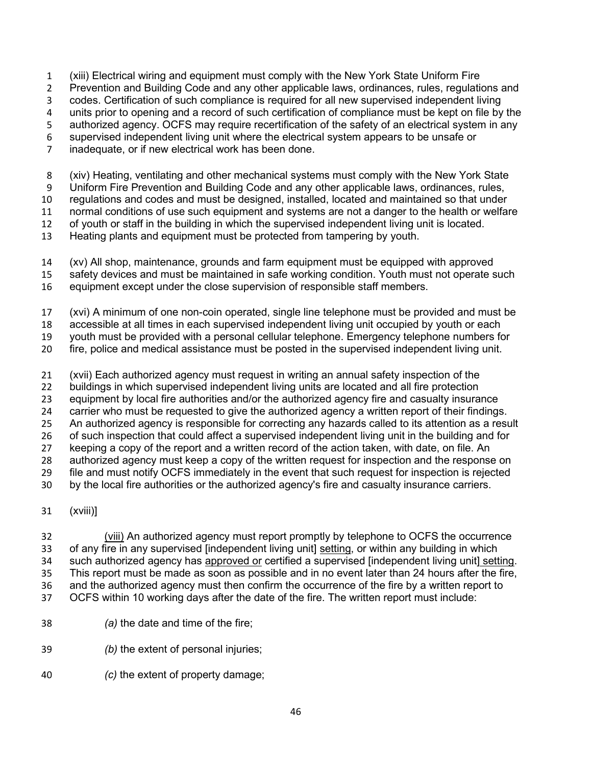(xiii) Electrical wiring and equipment must comply with the New York State Uniform Fire Prevention and Building Code and any other applicable laws, ordinances, rules, regulations and codes. Certification of such compliance is required for all new supervised independent living units prior to opening and a record of such certification of compliance must be kept on file by the authorized agency. OCFS may require recertification of the safety of an electrical system in any supervised independent living unit where the electrical system appears to be unsafe or inadequate, or if new electrical work has been done.

(xiv) Heating, ventilating and other mechanical systems must comply with the New York State Uniform Fire Prevention and Building Code and any other applicable laws, ordinances, rules, regulations and codes and must be designed, installed, located and maintained so that under normal conditions of use such equipment and systems are not a danger to the health or welfare of youth or staff in the building in which the supervised independent living unit is located. Heating plants and equipment must be protected from tampering by youth.

(xv) All shop, maintenance, grounds and farm equipment must be equipped with approved safety devices and must be maintained in safe working condition. Youth must not operate such equipment except under the close supervision of responsible staff members.

(xvi) A minimum of one non-coin operated, single line telephone must be provided and must be accessible at all times in each supervised independent living unit occupied by youth or each youth must be provided with a personal cellular telephone. Emergency telephone numbers for fire, police and medical assistance must be posted in the supervised independent living unit.

(xvii) Each authorized agency must request in writing an annual safety inspection of the buildings in which supervised independent living units are located and all fire protection equipment by local fire authorities and/or the authorized agency fire and casualty insurance carrier who must be requested to give the authorized agency a written report of their findings. An authorized agency is responsible for correcting any hazards called to its attention as a result of such inspection that could affect a supervised independent living unit in the building and for keeping a copy of the report and a written record of the action taken, with date, on file. An authorized agency must keep a copy of the written request for inspection and the response on file and must notify OCFS immediately in the event that such request for inspection is rejected by the local fire authorities or the authorized agency's fire and casualty insurance carriers.

(xviii)]

<u>(viii)</u> An authorized agency must report promptly by telephone to OCFS the occurrence of any fire in any supervised [independent living unit] <u>setting</u>, or within any building in which such authorized agency has <u>approved or</u> certified a supervised [independent living unit] <u>setting</u>. This report must be made as soon as possible and in no event later than 24 hours after the fire, and the authorized agency must then confirm the occurrence of the fire by a written report to OCFS within 10 working days after the date of the fire. The written report must include:

*(a)* the date and time of the fire;

*(b)* the extent of personal injuries;

*(c)* the extent of property damage;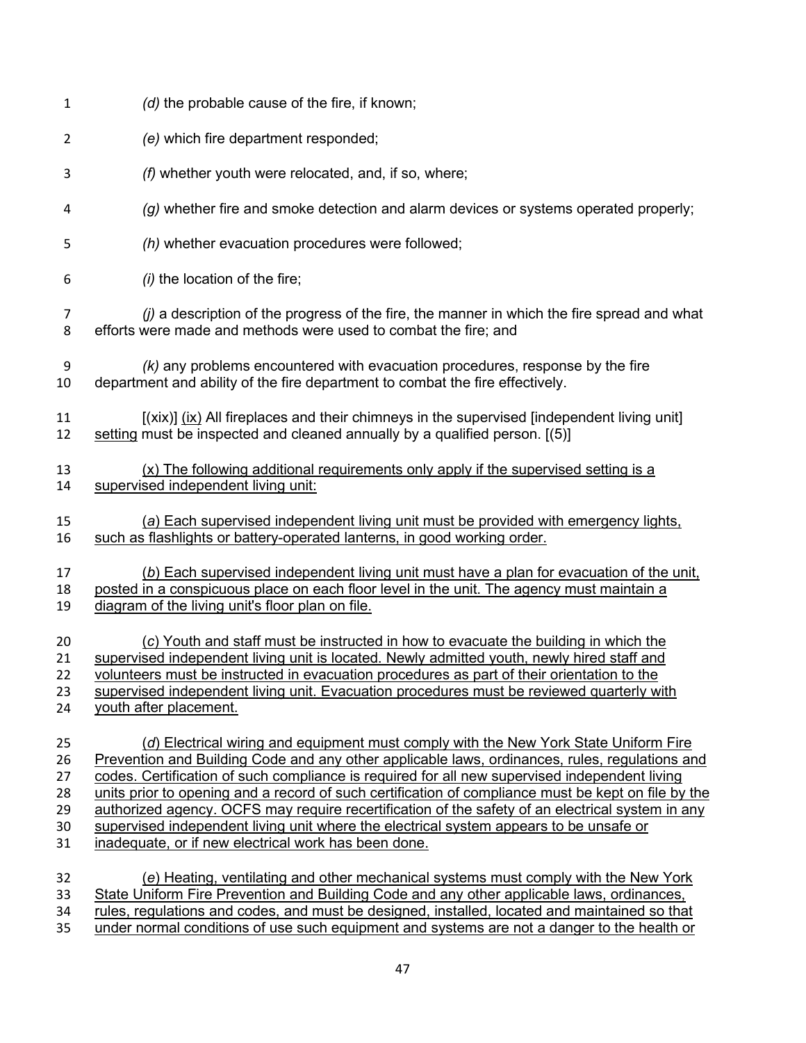*(d)* the probable cause of the fire, if known;

*(e)* which fire department responded;

*(f)* whether youth were relocated, and, if so, where;

*(g)* whether fire and smoke detection and alarm devices or systems operated properly;

*(h)* whether evacuation procedures were followed;

*(i)* the location of the fire;

*(j)* a description of the progress of the fire, the manner in which the fire spread and what efforts were made and methods were used to combat the fire; and

*(k)* any problems encountered with evacuation procedures, response by the fire department and ability of the fire department to combat the fire effectively.

[(xix)] <u>(ix)</u> All fireplaces and their chimneys in the supervised [independent living unit] <u>setting</u> must be inspected and cleaned annually by a qualified person. [(5)]

<u>(x) The following additional requirements only apply if the supervised setting is a supervised independent living unit:</u>

<u>(*a*) Each supervised independent living unit must be provided with emergency lights, such as flashlights or battery-operated lanterns, in good working order.</u>

<u>(*b*) Each supervised independent living unit must have a plan for evacuation of the unit, posted in a conspicuous place on each floor level in the unit. The agency must maintain a diagram of the living unit's floor plan on file.</u>

<u>(*c*) Youth and staff must be instructed in how to evacuate the building in which the supervised independent living unit is located. Newly admitted youth, newly hired staff and volunteers must be instructed in evacuation procedures as part of their orientation to the supervised independent living unit. Evacuation procedures must be reviewed quarterly with youth after placement.</u>

<u>(*d*) Electrical wiring and equipment must comply with the New York State Uniform Fire Prevention and Building Code and any other applicable laws, ordinances, rules, regulations and codes. Certification of such compliance is required for all new supervised independent living units prior to opening and a record of such certification of compliance must be kept on file by the authorized agency. OCFS may require recertification of the safety of an electrical system in any supervised independent living unit where the electrical system appears to be unsafe or inadequate, or if new electrical work has been done.</u>

<u>(*e*) Heating, ventilating and other mechanical systems must comply with the New York State Uniform Fire Prevention and Building Code and any other applicable laws, ordinances, rules, regulations and codes, and must be designed, installed, located and maintained so that under normal conditions of use such equipment and systems are not a danger to the health or</u>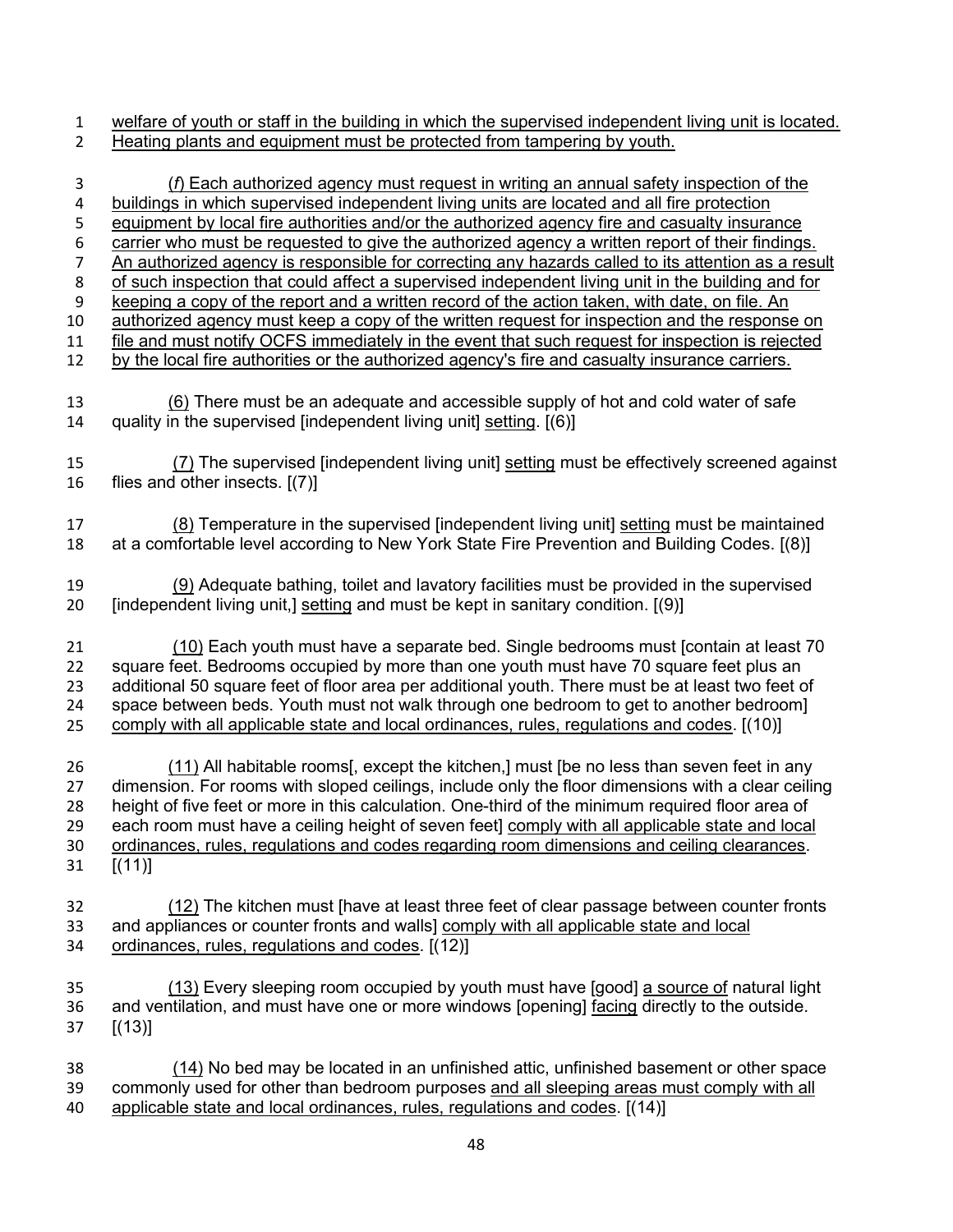welfare of youth or staff in the building in which the supervised independent living unit is located. Heating plants and equipment must be protected from tampering by youth.

(*f*) Each authorized agency must request in writing an annual safety inspection of the buildings in which supervised independent living units are located and all fire protection equipment by local fire authorities and/or the authorized agency fire and casualty insurance carrier who must be requested to give the authorized agency a written report of their findings. An authorized agency is responsible for correcting any hazards called to its attention as a result of such inspection that could affect a supervised independent living unit in the building and for keeping a copy of the report and a written record of the action taken, with date, on file. An authorized agency must keep a copy of the written request for inspection and the response on file and must notify OCFS immediately in the event that such request for inspection is rejected by the local fire authorities or the authorized agency's fire and casualty insurance carriers.

(6) There must be an adequate and accessible supply of hot and cold water of safe quality in the supervised [independent living unit] setting. [(6)]

(7) The supervised [independent living unit] setting must be effectively screened against flies and other insects. [(7)]

(8) Temperature in the supervised [independent living unit] setting must be maintained at a comfortable level according to New York State Fire Prevention and Building Codes. [(8)]

(9) Adequate bathing, toilet and lavatory facilities must be provided in the supervised [independent living unit,] setting and must be kept in sanitary condition. [(9)]

(10) Each youth must have a separate bed. Single bedrooms must [contain at least 70 square feet. Bedrooms occupied by more than one youth must have 70 square feet plus an additional 50 square feet of floor area per additional youth. There must be at least two feet of space between beds. Youth must not walk through one bedroom to get to another bedroom] comply with all applicable state and local ordinances, rules, regulations and codes. [(10)]

(11) All habitable rooms[, except the kitchen,] must [be no less than seven feet in any dimension. For rooms with sloped ceilings, include only the floor dimensions with a clear ceiling height of five feet or more in this calculation. One-third of the minimum required floor area of each room must have a ceiling height of seven feet] comply with all applicable state and local ordinances, rules, regulations and codes regarding room dimensions and ceiling clearances. [(11)]

(12) The kitchen must [have at least three feet of clear passage between counter fronts and appliances or counter fronts and walls] comply with all applicable state and local ordinances, rules, regulations and codes. [(12)]

(13) Every sleeping room occupied by youth must have [good] a source of natural light and ventilation, and must have one or more windows [opening] facing directly to the outside. [(13)]

(14) No bed may be located in an unfinished attic, unfinished basement or other space commonly used for other than bedroom purposes and all sleeping areas must comply with all applicable state and local ordinances, rules, regulations and codes. [(14)]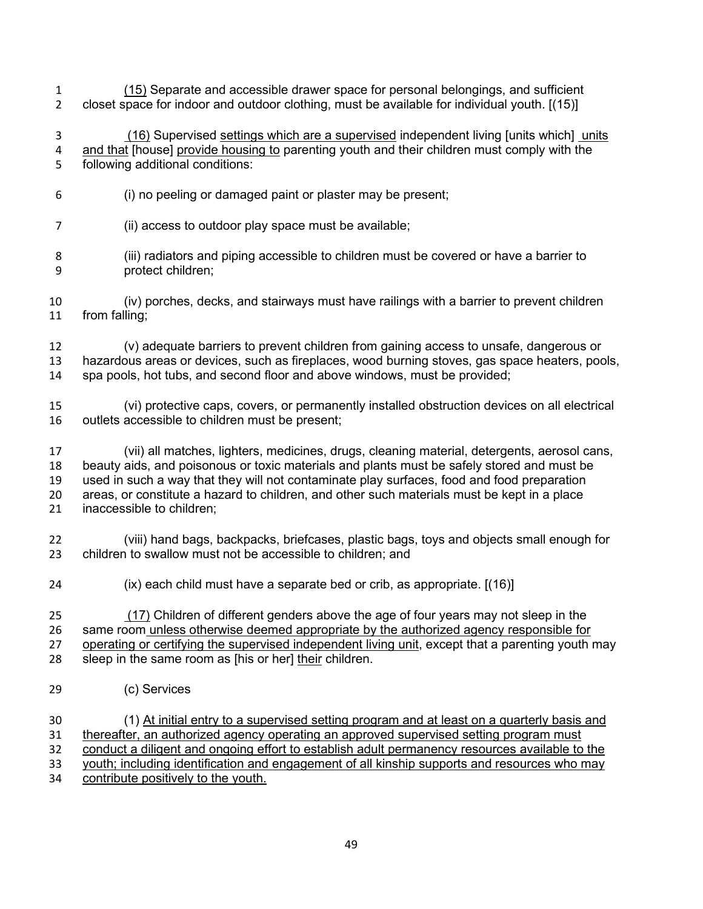(15) Separate and accessible drawer space for personal belongings, and sufficient closet space for indoor and outdoor clothing, must be available for individual youth. [(15)]

(16) Supervised settings which are a supervised independent living [units which] units and that [house] provide housing to parenting youth and their children must comply with the following additional conditions:

(i) no peeling or damaged paint or plaster may be present;

(ii) access to outdoor play space must be available;

(iii) radiators and piping accessible to children must be covered or have a barrier to protect children;

(iv) porches, decks, and stairways must have railings with a barrier to prevent children from falling;

(v) adequate barriers to prevent children from gaining access to unsafe, dangerous or hazardous areas or devices, such as fireplaces, wood burning stoves, gas space heaters, pools, spa pools, hot tubs, and second floor and above windows, must be provided;

(vi) protective caps, covers, or permanently installed obstruction devices on all electrical outlets accessible to children must be present;

(vii) all matches, lighters, medicines, drugs, cleaning material, detergents, aerosol cans, beauty aids, and poisonous or toxic materials and plants must be safely stored and must be used in such a way that they will not contaminate play surfaces, food and food preparation areas, or constitute a hazard to children, and other such materials must be kept in a place inaccessible to children;

(viii) hand bags, backpacks, briefcases, plastic bags, toys and objects small enough for children to swallow must not be accessible to children; and

(ix) each child must have a separate bed or crib, as appropriate. [(16)]

(17) Children of different genders above the age of four years may not sleep in the same room unless otherwise deemed appropriate by the authorized agency responsible for operating or certifying the supervised independent living unit, except that a parenting youth may sleep in the same room as [his or her] their children.

(c) Services

(1) At initial entry to a supervised setting program and at least on a quarterly basis and thereafter, an authorized agency operating an approved supervised setting program must conduct a diligent and ongoing effort to establish adult permanency resources available to the youth; including identification and engagement of all kinship supports and resources who may contribute positively to the youth.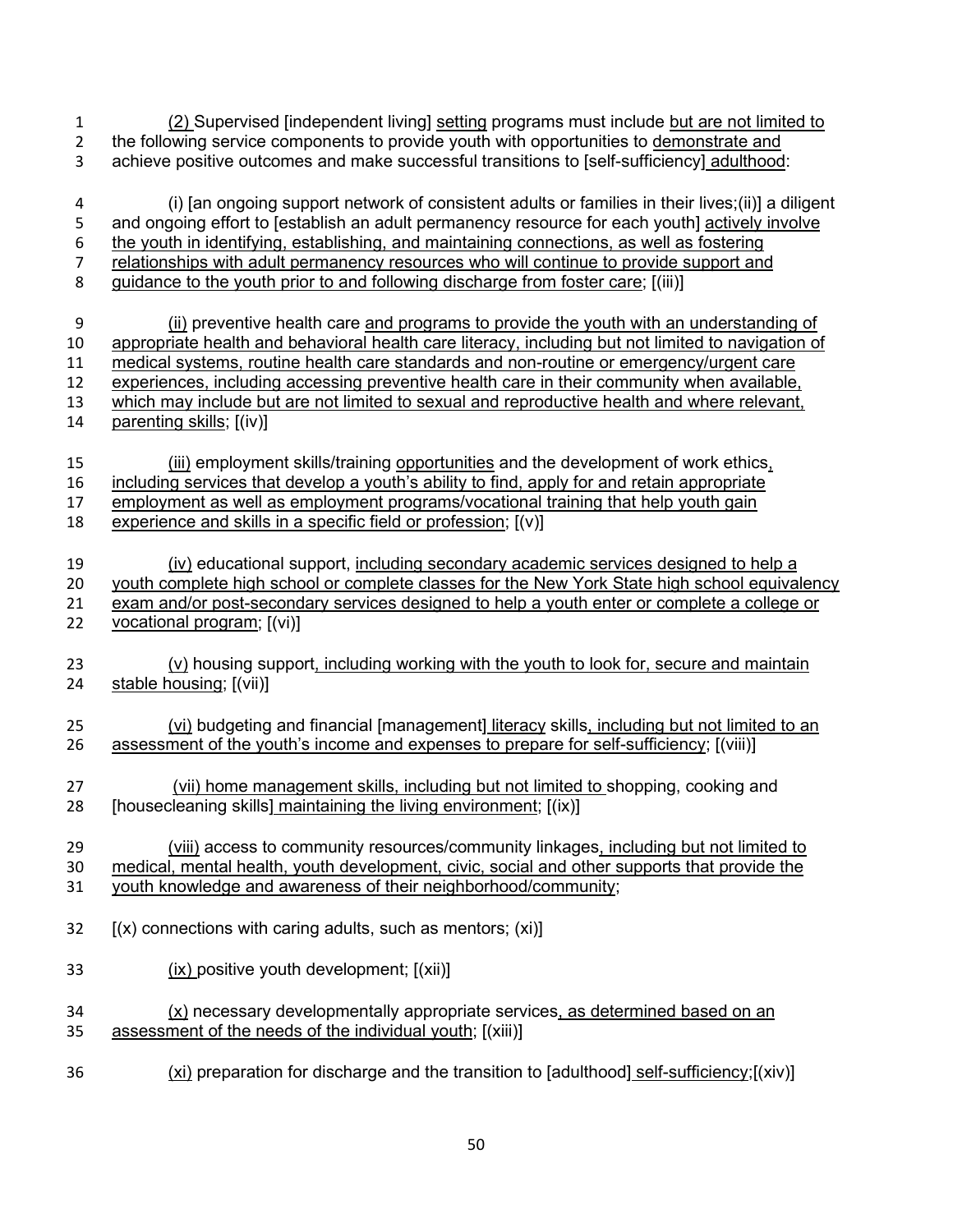(2) Supervised [independent living] setting programs must include but are not limited to the following service components to provide youth with opportunities to demonstrate and achieve positive outcomes and make successful transitions to [self-sufficiency] adulthood:

(i) [an ongoing support network of consistent adults or families in their lives;(ii)] a diligent and ongoing effort to [establish an adult permanency resource for each youth] actively involve the youth in identifying, establishing, and maintaining connections, as well as fostering relationships with adult permanency resources who will continue to provide support and guidance to the youth prior to and following discharge from foster care; [(iii)]

(ii) preventive health care and programs to provide the youth with an understanding of appropriate health and behavioral health care literacy, including but not limited to navigation of medical systems, routine health care standards and non-routine or emergency/urgent care experiences, including accessing preventive health care in their community when available, which may include but are not limited to sexual and reproductive health and where relevant, parenting skills; [(iv)]

(iii) employment skills/training opportunities and the development of work ethics, including services that develop a youth's ability to find, apply for and retain appropriate employment as well as employment programs/vocational training that help youth gain experience and skills in a specific field or profession; [(v)]

(iv) educational support, including secondary academic services designed to help a youth complete high school or complete classes for the New York State high school equivalency exam and/or post-secondary services designed to help a youth enter or complete a college or vocational program; [(vi)]

(v) housing support, including working with the youth to look for, secure and maintain stable housing; [(vii)]

(vi) budgeting and financial [management] literacy skills, including but not limited to an assessment of the youth's income and expenses to prepare for self-sufficiency; [(viii)]

(vii) home management skills, including but not limited to shopping, cooking and [housecleaning skills] maintaining the living environment; [(ix)]

(viii) access to community resources/community linkages, including but not limited to medical, mental health, youth development, civic, social and other supports that provide the youth knowledge and awareness of their neighborhood/community;

[(x) connections with caring adults, such as mentors; (xi)]

(ix) positive youth development; [(xii)]

(x) necessary developmentally appropriate services, as determined based on an assessment of the needs of the individual youth; [(xiii)]

(xi) preparation for discharge and the transition to [adulthood] self-sufficiency;[(xiv)]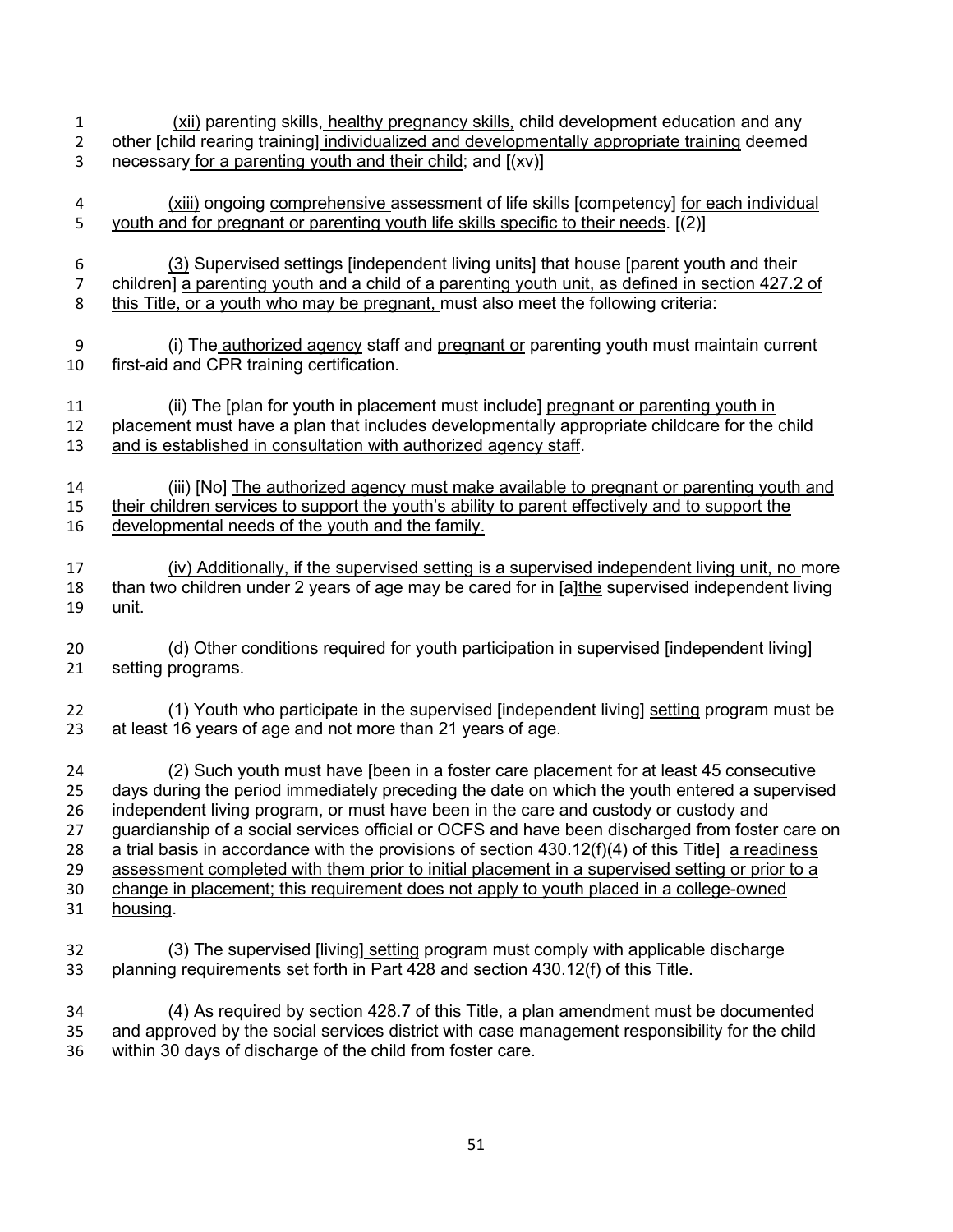(xii) parenting skills, healthy pregnancy skills, child development education and any other [child rearing training] individualized and developmentally appropriate training deemed necessary for a parenting youth and their child; and [(xv)]

(xiii) ongoing comprehensive assessment of life skills [competency] for each individual youth and for pregnant or parenting youth life skills specific to their needs. [(2)]

(3) Supervised settings [independent living units] that house [parent youth and their children] a parenting youth and a child of a parenting youth unit, as defined in section 427.2 of this Title, or a youth who may be pregnant, must also meet the following criteria:

(i) The authorized agency staff and pregnant or parenting youth must maintain current first-aid and CPR training certification.

(ii) The [plan for youth in placement must include] pregnant or parenting youth in placement must have a plan that includes developmentally appropriate childcare for the child and is established in consultation with authorized agency staff.

(iii) [No] The authorized agency must make available to pregnant or parenting youth and their children services to support the youth's ability to parent effectively and to support the developmental needs of the youth and the family.

(iv) Additionally, if the supervised setting is a supervised independent living unit, no more than two children under 2 years of age may be cared for in [a]the supervised independent living unit.

(d) Other conditions required for youth participation in supervised [independent living] setting programs.

(1) Youth who participate in the supervised [independent living] setting program must be at least 16 years of age and not more than 21 years of age.

(2) Such youth must have [been in a foster care placement for at least 45 consecutive days during the period immediately preceding the date on which the youth entered a supervised independent living program, or must have been in the care and custody or custody and guardianship of a social services official or OCFS and have been discharged from foster care on a trial basis in accordance with the provisions of section 430.12(f)(4) of this Title] a readiness assessment completed with them prior to initial placement in a supervised setting or prior to a change in placement; this requirement does not apply to youth placed in a college-owned housing.

(3) The supervised [living] setting program must comply with applicable discharge planning requirements set forth in Part 428 and section 430.12(f) of this Title.

(4) As required by section 428.7 of this Title, a plan amendment must be documented and approved by the social services district with case management responsibility for the child within 30 days of discharge of the child from foster care.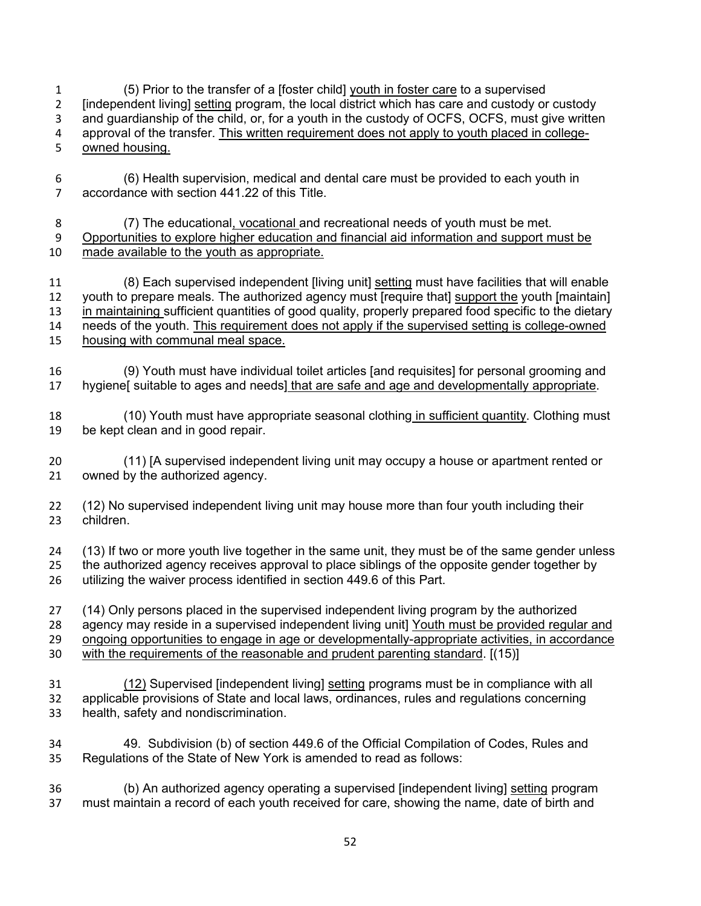(5) Prior to the transfer of a [foster child] youth in foster care to a supervised [independent living] setting program, the local district which has care and custody or custody and guardianship of the child, or, for a youth in the custody of OCFS, OCFS, must give written approval of the transfer. This written requirement does not apply to youth placed in college-owned housing.

(6) Health supervision, medical and dental care must be provided to each youth in accordance with section 441.22 of this Title.

(7) The educational, vocational and recreational needs of youth must be met. Opportunities to explore higher education and financial aid information and support must be made available to the youth as appropriate.

(8) Each supervised independent [living unit] setting must have facilities that will enable youth to prepare meals. The authorized agency must [require that] support the youth [maintain] in maintaining sufficient quantities of good quality, properly prepared food specific to the dietary needs of the youth. This requirement does not apply if the supervised setting is college-owned housing with communal meal space.

(9) Youth must have individual toilet articles [and requisites] for personal grooming and hygiene[ suitable to ages and needs] that are safe and age and developmentally appropriate.

(10) Youth must have appropriate seasonal clothing in sufficient quantity. Clothing must be kept clean and in good repair.

(11) [A supervised independent living unit may occupy a house or apartment rented or owned by the authorized agency.

(12) No supervised independent living unit may house more than four youth including their children.

(13) If two or more youth live together in the same unit, they must be of the same gender unless the authorized agency receives approval to place siblings of the opposite gender together by utilizing the waiver process identified in section 449.6 of this Part.

(14) Only persons placed in the supervised independent living program by the authorized agency may reside in a supervised independent living unit] Youth must be provided regular and ongoing opportunities to engage in age or developmentally-appropriate activities, in accordance with the requirements of the reasonable and prudent parenting standard. [(15)]

(12) Supervised [independent living] setting programs must be in compliance with all applicable provisions of State and local laws, ordinances, rules and regulations concerning health, safety and nondiscrimination.

49. Subdivision (b) of section 449.6 of the Official Compilation of Codes, Rules and Regulations of the State of New York is amended to read as follows:

(b) An authorized agency operating a supervised [independent living] setting program must maintain a record of each youth received for care, showing the name, date of birth and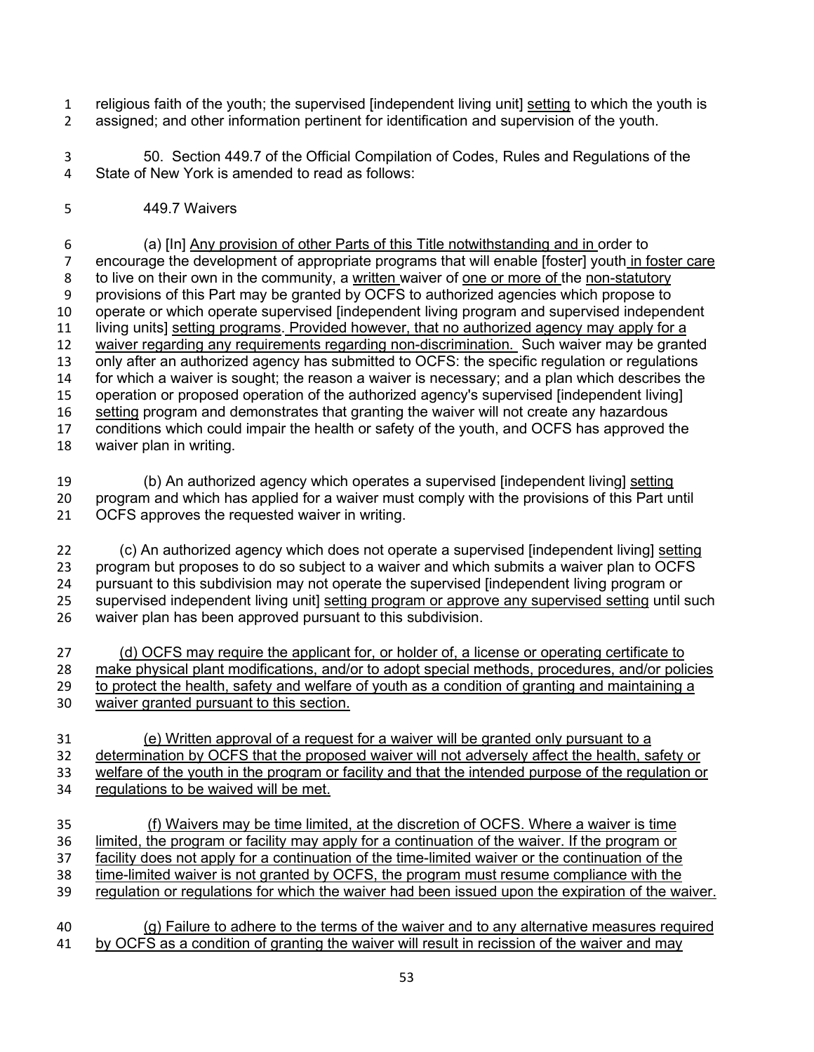religious faith of the youth; the supervised [independent living unit] <u>setting</u> to which the youth is assigned; and other information pertinent for identification and supervision of the youth.

50. Section 449.7 of the Official Compilation of Codes, Rules and Regulations of the State of New York is amended to read as follows:

449.7 Waivers

(a) [In] <u>Any provision of other Parts of this Title notwithstanding and in</u> order to encourage the development of appropriate programs that will enable [foster] youth <u>in foster care</u> to live on their own in the community, a <u>written</u> waiver of <u>one or more of</u> the <u>non-statutory</u> provisions of this Part may be granted by OCFS to authorized agencies which propose to operate or which operate supervised [independent living program and supervised independent living units] <u>setting programs</u>. <u>Provided however, that no authorized agency may apply for a waiver regarding any requirements regarding non-discrimination.</u> Such waiver may be granted only after an authorized agency has submitted to OCFS: the specific regulation or regulations for which a waiver is sought; the reason a waiver is necessary; and a plan which describes the operation or proposed operation of the authorized agency's supervised [independent living] <u>setting</u> program and demonstrates that granting the waiver will not create any hazardous conditions which could impair the health or safety of the youth, and OCFS has approved the waiver plan in writing.

(b) An authorized agency which operates a supervised [independent living] <u>setting</u> program and which has applied for a waiver must comply with the provisions of this Part until OCFS approves the requested waiver in writing.

(c) An authorized agency which does not operate a supervised [independent living] <u>setting</u> program but proposes to do so subject to a waiver and which submits a waiver plan to OCFS pursuant to this subdivision may not operate the supervised [independent living program or supervised independent living unit] <u>setting program or approve any supervised setting</u> until such waiver plan has been approved pursuant to this subdivision.

<u>(d) OCFS may require the applicant for, or holder of, a license or operating certificate to make physical plant modifications, and/or to adopt special methods, procedures, and/or policies to protect the health, safety and welfare of youth as a condition of granting and maintaining a waiver granted pursuant to this section.</u>

<u>(e) Written approval of a request for a waiver will be granted only pursuant to a determination by OCFS that the proposed waiver will not adversely affect the health, safety or welfare of the youth in the program or facility and that the intended purpose of the regulation or regulations to be waived will be met.</u>

<u>(f) Waivers may be time limited, at the discretion of OCFS. Where a waiver is time limited, the program or facility may apply for a continuation of the waiver. If the program or facility does not apply for a continuation of the time-limited waiver or the continuation of the time-limited waiver is not granted by OCFS, the program must resume compliance with the regulation or regulations for which the waiver had been issued upon the expiration of the waiver.</u>

<u>(g) Failure to adhere to the terms of the waiver and to any alternative measures required by OCFS as a condition of granting the waiver will result in recission of the waiver and may</u>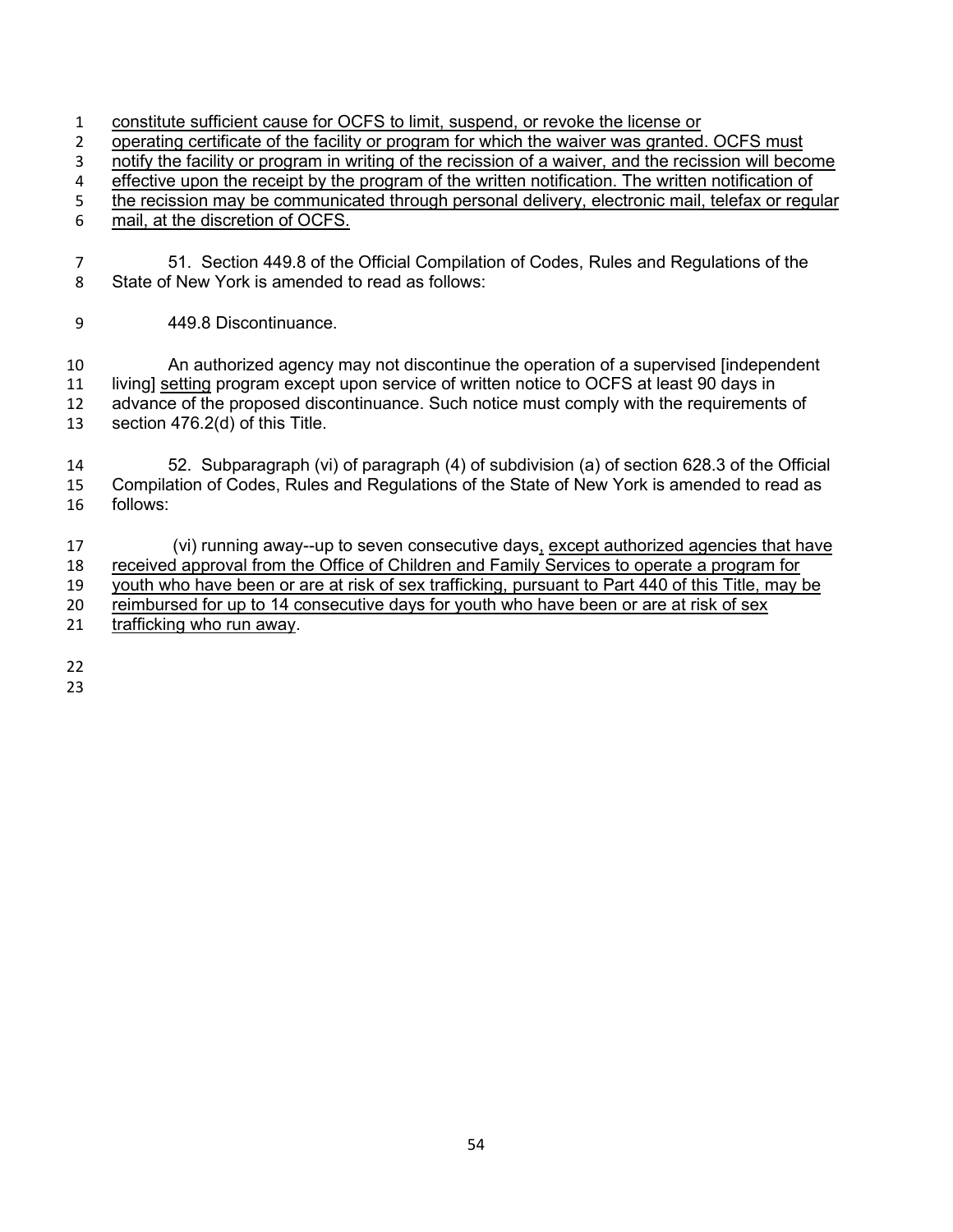constitute sufficient cause for OCFS to limit, suspend, or revoke the license or operating certificate of the facility or program for which the waiver was granted. OCFS must notify the facility or program in writing of the recission of a waiver, and the recission will become effective upon the receipt by the program of the written notification. The written notification of the recission may be communicated through personal delivery, electronic mail, telefax or regular mail, at the discretion of OCFS.

51. Section 449.8 of the Official Compilation of Codes, Rules and Regulations of the State of New York is amended to read as follows:

449.8 Discontinuance.

An authorized agency may not discontinue the operation of a supervised [independent living] setting program except upon service of written notice to OCFS at least 90 days in advance of the proposed discontinuance. Such notice must comply with the requirements of section 476.2(d) of this Title.

52. Subparagraph (vi) of paragraph (4) of subdivision (a) of section 628.3 of the Official Compilation of Codes, Rules and Regulations of the State of New York is amended to read as follows:

(vi) running away--up to seven consecutive days, except authorized agencies that have received approval from the Office of Children and Family Services to operate a program for youth who have been or are at risk of sex trafficking, pursuant to Part 440 of this Title, may be reimbursed for up to 14 consecutive days for youth who have been or are at risk of sex trafficking who run away.